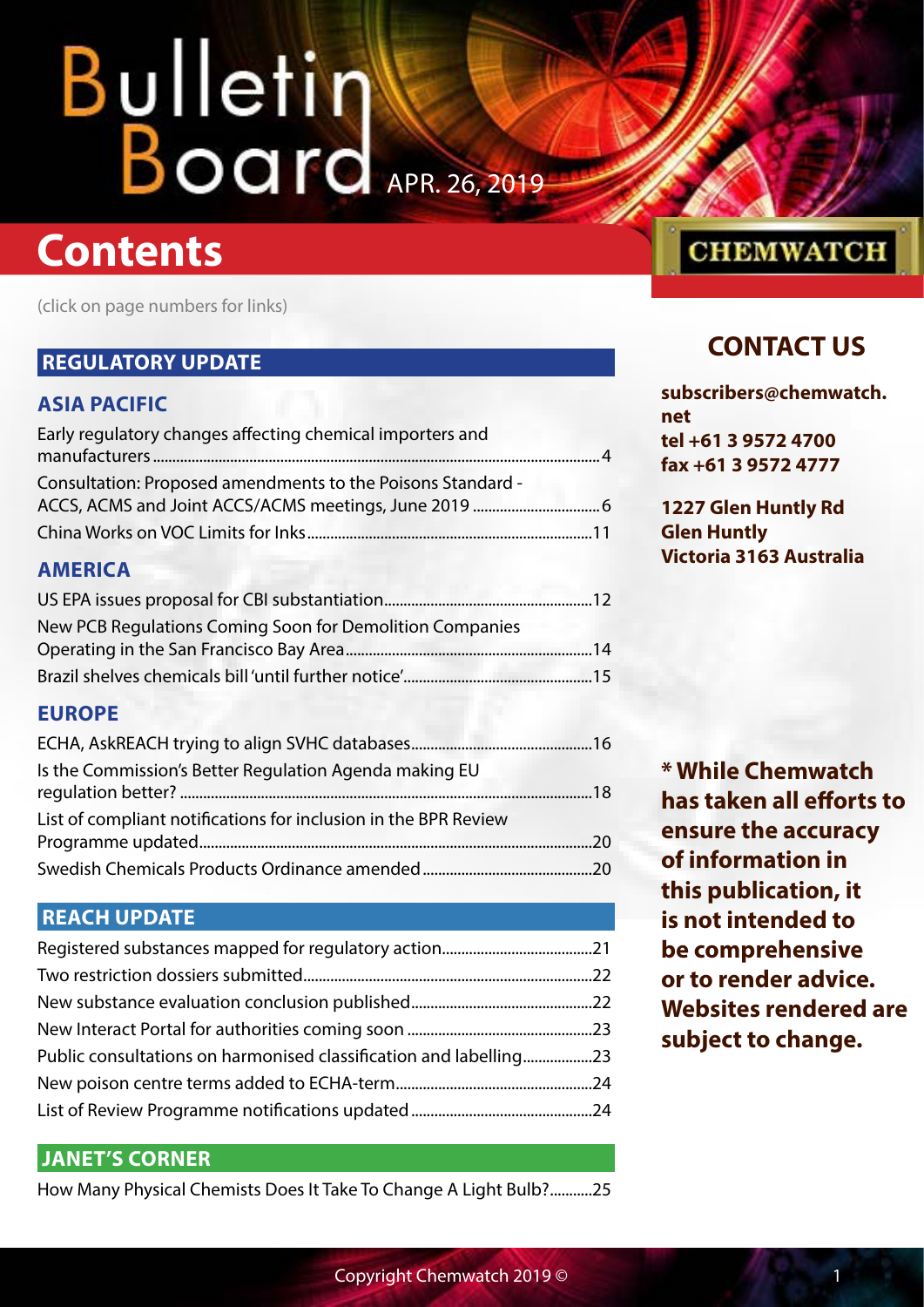# Bulletin Board

APR. 26, 2019

## Contents

(click on page numbers for links)

### REGULATORY UPDATE

#### ASIA PACIFIC

Early regulatory changes affecting chemical importers and manufacturers....4

Consultation: Proposed amendments to the Poisons Standard - ACCS, ACMS and Joint ACCS/ACMS meetings, June 2019....6

China Works on VOC Limits for Inks....11

#### AMERICA

US EPA issues proposal for CBI substantiation....12

New PCB Regulations Coming Soon for Demolition Companies Operating in the San Francisco Bay Area....14

Brazil shelves chemicals bill 'until further notice'....15

#### EUROPE

ECHA, AskREACH trying to align SVHC databases....16

Is the Commission's Better Regulation Agenda making EU regulation better?....18

List of compliant notifications for inclusion in the BPR Review Programme updated....20

Swedish Chemicals Products Ordinance amended....20

### REACH UPDATE

Registered substances mapped for regulatory action....21

Two restriction dossiers submitted....22

New substance evaluation conclusion published....22

New Interact Portal for authorities coming soon....23

Public consultations on harmonised classification and labelling....23

New poison centre terms added to ECHA-term....24

List of Review Programme notifications updated....24

### JANET'S CORNER

How Many Physical Chemists Does It Take To Change A Light Bulb?....25

CHEMWATCH

## CONTACT US

**subscribers@chemwatch.net**
**tel +61 3 9572 4700**
**fax +61 3 9572 4777**

**1227 Glen Huntly Rd**
**Glen Huntly**
**Victoria 3163 Australia**

**\* While Chemwatch has taken all efforts to ensure the accuracy of information in this publication, it is not intended to be comprehensive or to render advice. Websites rendered are subject to change.**

Copyright Chemwatch 2019 ©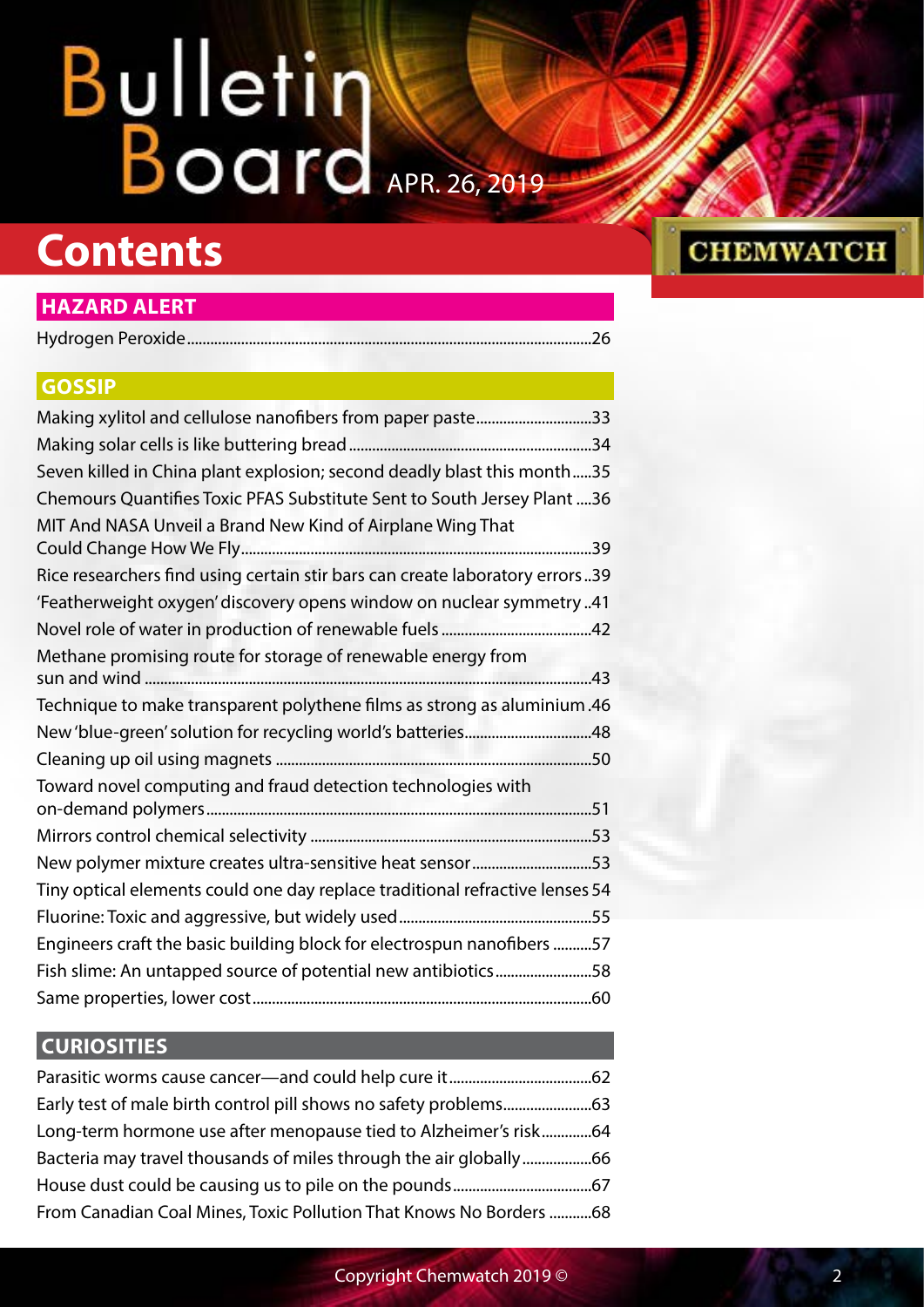# Bulletin Board

APR. 26, 2019

CHEMWATCH

## Contents

### HAZARD ALERT

Hydrogen Peroxide........................................................................................................26

### GOSSIP

Making xylitol and cellulose nanofibers from paper paste..............................33
Making solar cells is like buttering bread..............................................................34
Seven killed in China plant explosion; second deadly blast this month.....35
Chemours Quantifies Toxic PFAS Substitute Sent to South Jersey Plant ....36
MIT And NASA Unveil a Brand New Kind of Airplane Wing That Could Change How We Fly.........................................................................................39
Rice researchers find using certain stir bars can create laboratory errors..39
'Featherweight oxygen' discovery opens window on nuclear symmetry..41
Novel role of water in production of renewable fuels.......................................42
Methane promising route for storage of renewable energy from sun and wind ....................................................................................................................43
Technique to make transparent polythene films as strong as aluminium.46
New 'blue-green' solution for recycling world's batteries.................................48
Cleaning up oil using magnets ..................................................................................50
Toward novel computing and fraud detection technologies with on-demand polymers....................................................................................................51
Mirrors control chemical selectivity .........................................................................53
New polymer mixture creates ultra-sensitive heat sensor...............................53
Tiny optical elements could one day replace traditional refractive lenses 54
Fluorine: Toxic and aggressive, but widely used..................................................55
Engineers craft the basic building block for electrospun nanofibers ..........57
Fish slime: An untapped source of potential new antibiotics.........................58
Same properties, lower cost........................................................................................60

### CURIOSITIES

Parasitic worms cause cancer—and could help cure it.....................................62
Early test of male birth control pill shows no safety problems.......................63
Long-term hormone use after menopause tied to Alzheimer's risk.............64
Bacteria may travel thousands of miles through the air globally..................66
House dust could be causing us to pile on the pounds....................................67
From Canadian Coal Mines, Toxic Pollution That Knows No Borders ...........68

Copyright Chemwatch 2019 ©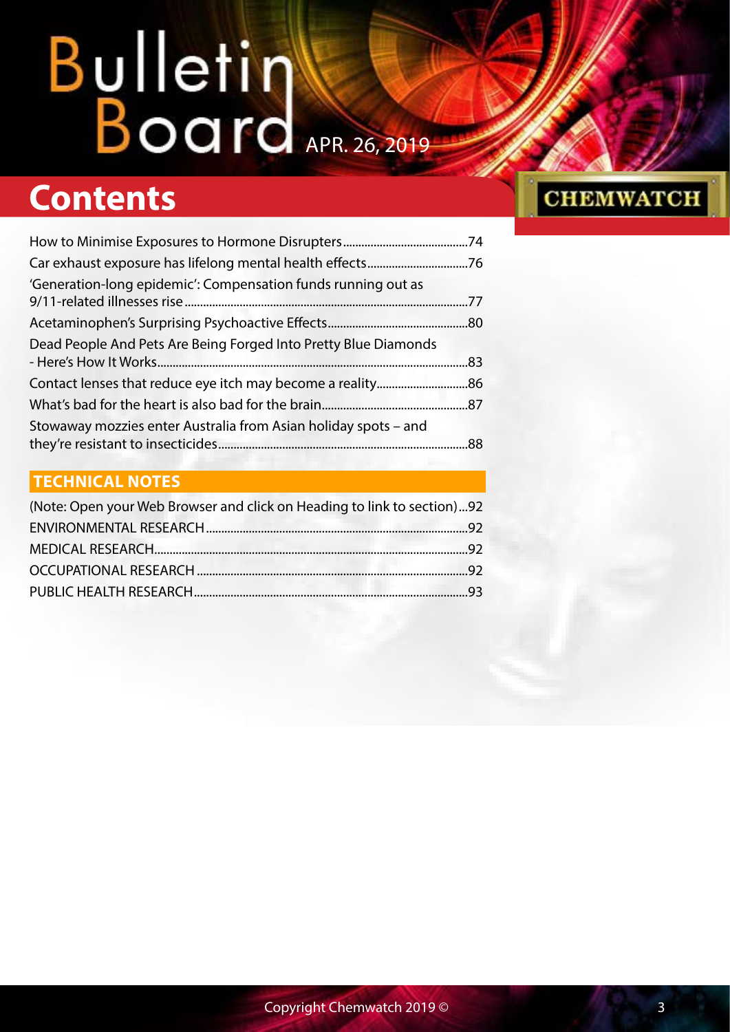# Bulletin Board

APR. 26, 2019

# Contents

CHEMWATCH

How to Minimise Exposures to Hormone Disrupters.........................................74

Car exhaust exposure has lifelong mental health effects.................................76

'Generation-long epidemic': Compensation funds running out as 9/11-related illnesses rise.............................................................................................77

Acetaminophen's Surprising Psychoactive Effects.............................................80

Dead People And Pets Are Being Forged Into Pretty Blue Diamonds - Here's How It Works......................................................................................83

Contact lenses that reduce eye itch may become a reality..............................86

What's bad for the heart is also bad for the brain................................................87

Stowaway mozzies enter Australia from Asian holiday spots – and they're resistant to insecticides.................................................................................88

## TECHNICAL NOTES

(Note: Open your Web Browser and click on Heading to link to section)...92

ENVIRONMENTAL RESEARCH.......................................................................................92

MEDICAL RESEARCH.......................................................................................................92

OCCUPATIONAL RESEARCH .........................................................................................92

PUBLIC HEALTH RESEARCH...........................................................................................93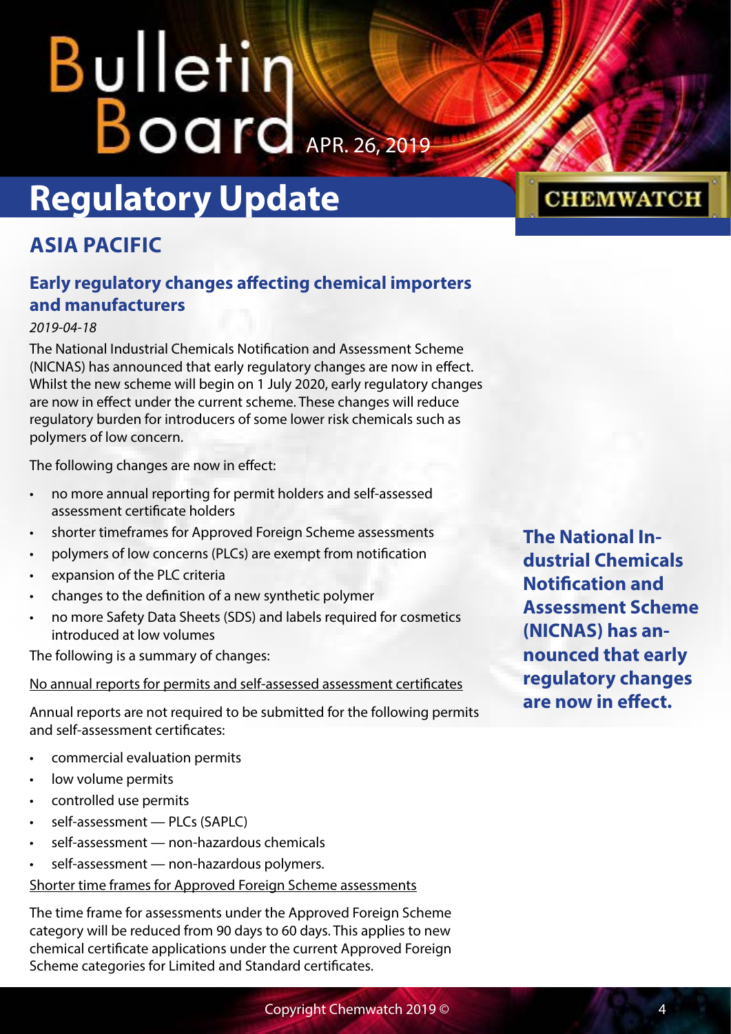# Regulatory Update

## ASIA PACIFIC

### Early regulatory changes affecting chemical importers and manufacturers

*2019-04-18*

The National Industrial Chemicals Notification and Assessment Scheme (NICNAS) has announced that early regulatory changes are now in effect. Whilst the new scheme will begin on 1 July 2020, early regulatory changes are now in effect under the current scheme. These changes will reduce regulatory burden for introducers of some lower risk chemicals such as polymers of low concern.

The following changes are now in effect:

- no more annual reporting for permit holders and self-assessed assessment certificate holders
- shorter timeframes for Approved Foreign Scheme assessments
- polymers of low concerns (PLCs) are exempt from notification
- expansion of the PLC criteria
- changes to the definition of a new synthetic polymer
- no more Safety Data Sheets (SDS) and labels required for cosmetics introduced at low volumes

The following is a summary of changes:

No annual reports for permits and self-assessed assessment certificates

Annual reports are not required to be submitted for the following permits and self-assessment certificates:

- commercial evaluation permits
- low volume permits
- controlled use permits
- self-assessment — PLCs (SAPLC)
- self-assessment — non-hazardous chemicals
- self-assessment — non-hazardous polymers.

Shorter time frames for Approved Foreign Scheme assessments

The time frame for assessments under the Approved Foreign Scheme category will be reduced from 90 days to 60 days. This applies to new chemical certificate applications under the current Approved Foreign Scheme categories for Limited and Standard certificates.

**The National Industrial Chemicals Notification and Assessment Scheme (NICNAS) has announced that early regulatory changes are now in effect.**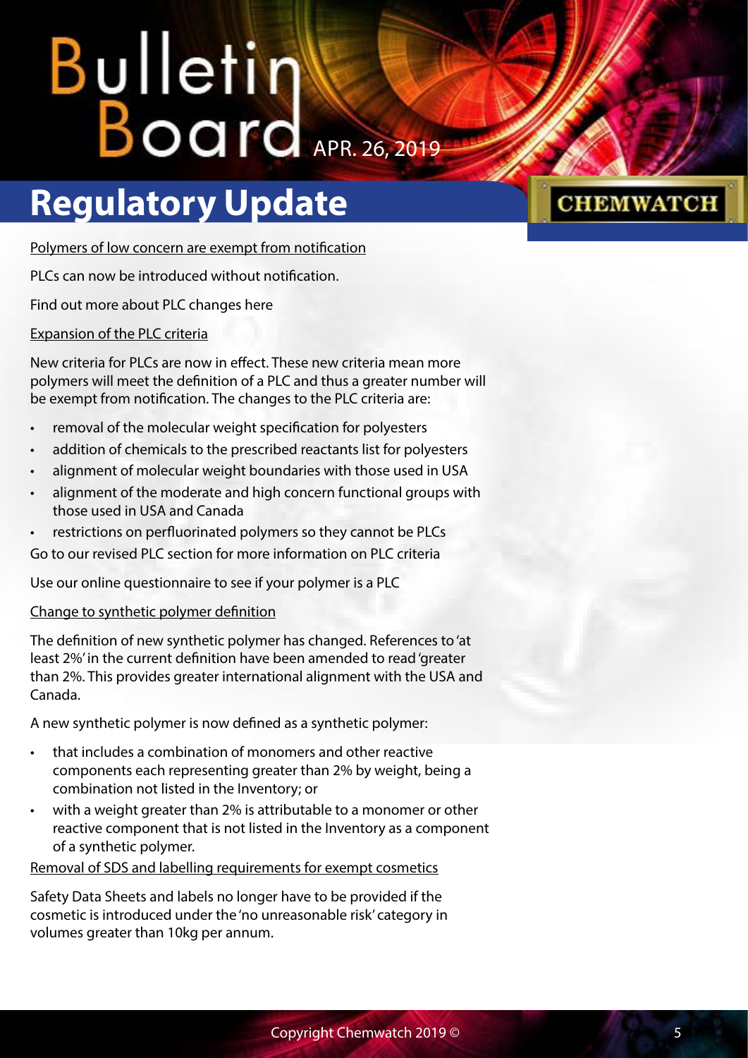# Regulatory Update

Polymers of low concern are exempt from notification

PLCs can now be introduced without notification.

Find out more about PLC changes here

Expansion of the PLC criteria

New criteria for PLCs are now in effect. These new criteria mean more polymers will meet the definition of a PLC and thus a greater number will be exempt from notification. The changes to the PLC criteria are:

- removal of the molecular weight specification for polyesters
- addition of chemicals to the prescribed reactants list for polyesters
- alignment of molecular weight boundaries with those used in USA
- alignment of the moderate and high concern functional groups with those used in USA and Canada
- restrictions on perfluorinated polymers so they cannot be PLCs

Go to our revised PLC section for more information on PLC criteria

Use our online questionnaire to see if your polymer is a PLC

Change to synthetic polymer definition

The definition of new synthetic polymer has changed. References to 'at least 2%' in the current definition have been amended to read 'greater than 2%. This provides greater international alignment with the USA and Canada.

A new synthetic polymer is now defined as a synthetic polymer:

- that includes a combination of monomers and other reactive components each representing greater than 2% by weight, being a combination not listed in the Inventory; or
- with a weight greater than 2% is attributable to a monomer or other reactive component that is not listed in the Inventory as a component of a synthetic polymer.

Removal of SDS and labelling requirements for exempt cosmetics

Safety Data Sheets and labels no longer have to be provided if the cosmetic is introduced under the 'no unreasonable risk' category in volumes greater than 10kg per annum.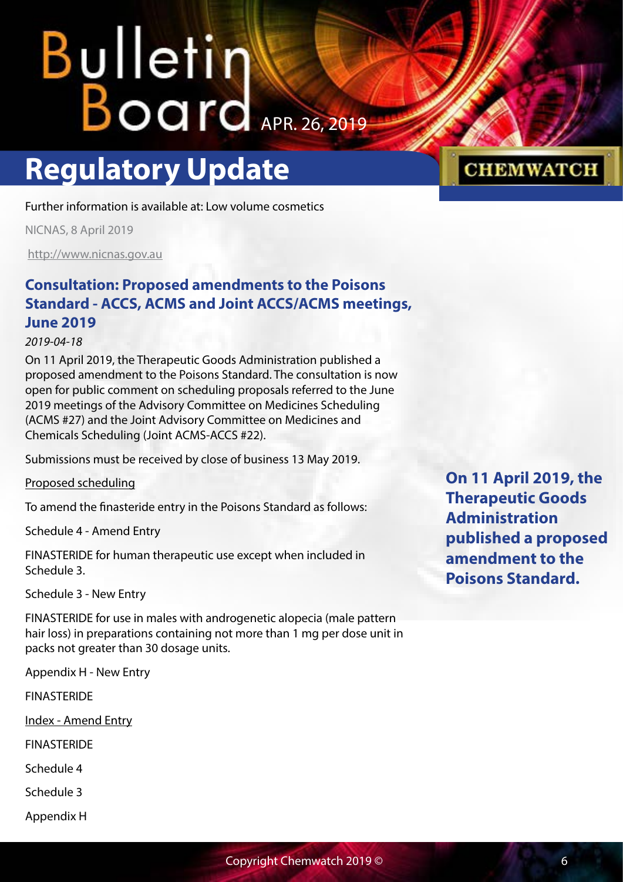Further information is available at: Low volume cosmetics

NICNAS, 8 April 2019

http://www.nicnas.gov.au

### Consultation: Proposed amendments to the Poisons Standard - ACCS, ACMS and Joint ACCS/ACMS meetings, June 2019

*2019-04-18*

On 11 April 2019, the Therapeutic Goods Administration published a proposed amendment to the Poisons Standard. The consultation is now open for public comment on scheduling proposals referred to the June 2019 meetings of the Advisory Committee on Medicines Scheduling (ACMS #27) and the Joint Advisory Committee on Medicines and Chemicals Scheduling (Joint ACMS-ACCS #22).

Submissions must be received by close of business 13 May 2019.

Proposed scheduling

To amend the finasteride entry in the Poisons Standard as follows:

Schedule 4 - Amend Entry

FINASTERIDE for human therapeutic use except when included in Schedule 3.

Schedule 3 - New Entry

FINASTERIDE for use in males with androgenetic alopecia (male pattern hair loss) in preparations containing not more than 1 mg per dose unit in packs not greater than 30 dosage units.

Appendix H - New Entry

FINASTERIDE

Index - Amend Entry

FINASTERIDE

Schedule 4

Schedule 3

Appendix H

**On 11 April 2019, the Therapeutic Goods Administration published a proposed amendment to the Poisons Standard.**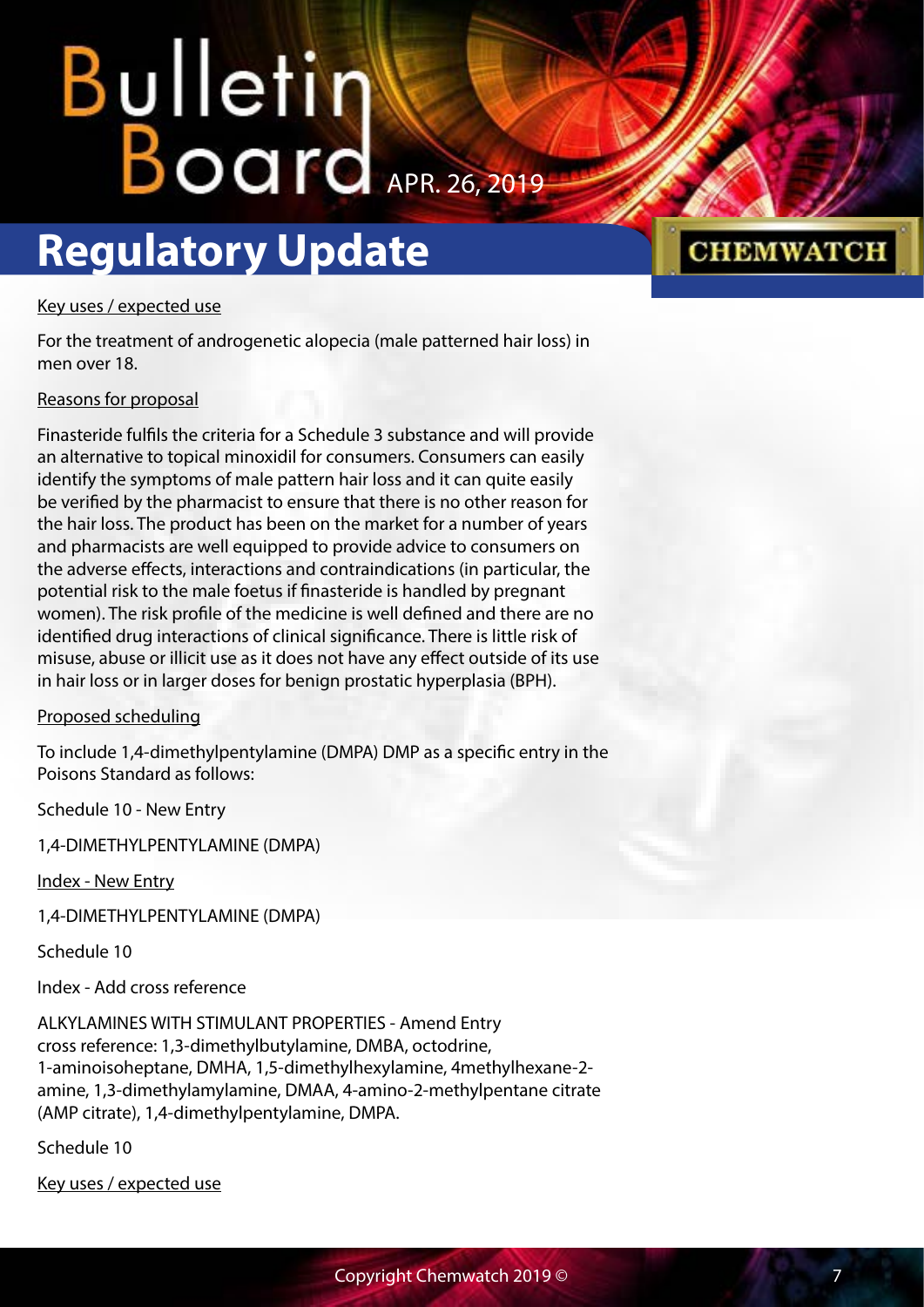Key uses / expected use

For the treatment of androgenetic alopecia (male patterned hair loss) in men over 18.

Reasons for proposal

Finasteride fulfils the criteria for a Schedule 3 substance and will provide an alternative to topical minoxidil for consumers. Consumers can easily identify the symptoms of male pattern hair loss and it can quite easily be verified by the pharmacist to ensure that there is no other reason for the hair loss. The product has been on the market for a number of years and pharmacists are well equipped to provide advice to consumers on the adverse effects, interactions and contraindications (in particular, the potential risk to the male foetus if finasteride is handled by pregnant women). The risk profile of the medicine is well defined and there are no identified drug interactions of clinical significance. There is little risk of misuse, abuse or illicit use as it does not have any effect outside of its use in hair loss or in larger doses for benign prostatic hyperplasia (BPH).

Proposed scheduling

To include 1,4-dimethylpentylamine (DMPA) DMP as a specific entry in the Poisons Standard as follows:

Schedule 10 - New Entry

1,4-DIMETHYLPENTYLAMINE (DMPA)

Index - New Entry

1,4-DIMETHYLPENTYLAMINE (DMPA)

Schedule 10

Index - Add cross reference

ALKYLAMINES WITH STIMULANT PROPERTIES - Amend Entry
cross reference: 1,3-dimethylbutylamine, DMBA, octodrine, 1-aminoisoheptane, DMHA, 1,5-dimethylhexylamine, 4methylhexane-2-amine, 1,3-dimethylamylamine, DMAA, 4-amino-2-methylpentane citrate (AMP citrate), 1,4-dimethylpentylamine, DMPA.

Schedule 10

Key uses / expected use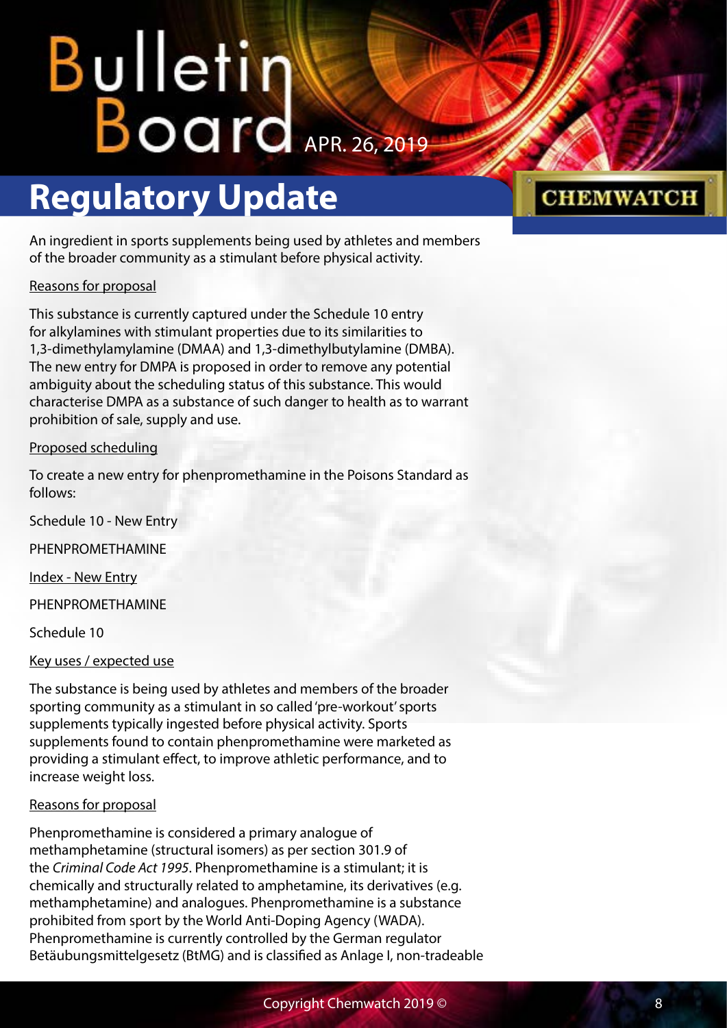## Regulatory Update

An ingredient in sports supplements being used by athletes and members of the broader community as a stimulant before physical activity.

Reasons for proposal

This substance is currently captured under the Schedule 10 entry for alkylamines with stimulant properties due to its similarities to 1,3-dimethylamylamine (DMAA) and 1,3-dimethylbutylamine (DMBA). The new entry for DMPA is proposed in order to remove any potential ambiguity about the scheduling status of this substance. This would characterise DMPA as a substance of such danger to health as to warrant prohibition of sale, supply and use.

Proposed scheduling

To create a new entry for phenpromethamine in the Poisons Standard as follows:

Schedule 10 - New Entry

PHENPROMETHAMINE

Index - New Entry

PHENPROMETHAMINE

Schedule 10

Key uses / expected use

The substance is being used by athletes and members of the broader sporting community as a stimulant in so called 'pre-workout' sports supplements typically ingested before physical activity. Sports supplements found to contain phenpromethamine were marketed as providing a stimulant effect, to improve athletic performance, and to increase weight loss.

Reasons for proposal

Phenpromethamine is considered a primary analogue of methamphetamine (structural isomers) as per section 301.9 of the *Criminal Code Act 1995*. Phenpromethamine is a stimulant; it is chemically and structurally related to amphetamine, its derivatives (e.g. methamphetamine) and analogues. Phenpromethamine is a substance prohibited from sport by the World Anti-Doping Agency (WADA). Phenpromethamine is currently controlled by the German regulator Betäubungsmittelgesetz (BtMG) and is classified as Anlage I, non-tradeable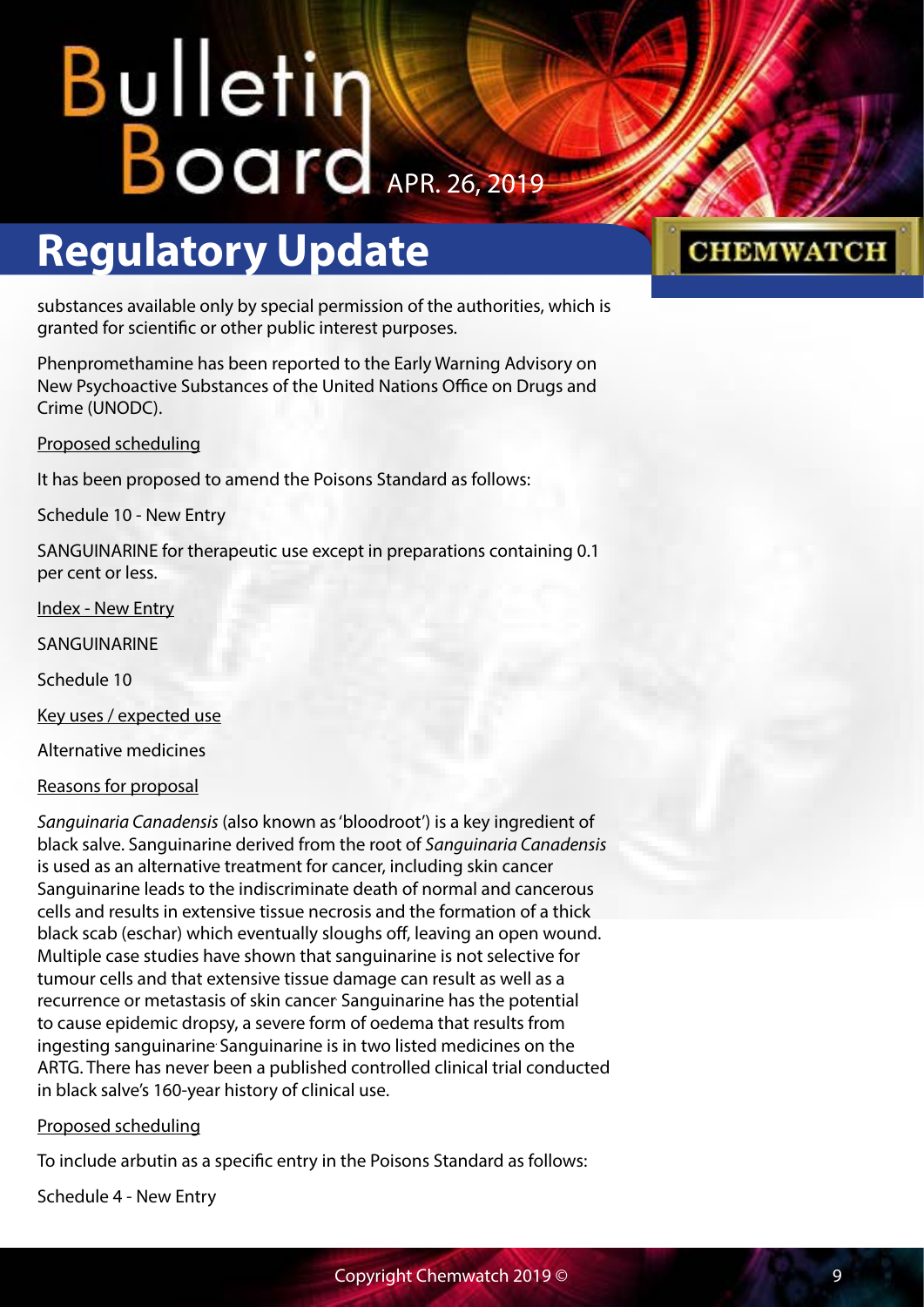substances available only by special permission of the authorities, which is granted for scientific or other public interest purposes.

Phenpromethamine has been reported to the Early Warning Advisory on New Psychoactive Substances of the United Nations Office on Drugs and Crime (UNODC).

Proposed scheduling

It has been proposed to amend the Poisons Standard as follows:

Schedule 10 - New Entry

SANGUINARINE for therapeutic use except in preparations containing 0.1 per cent or less.

Index - New Entry

SANGUINARINE

Schedule 10

Key uses / expected use

Alternative medicines

Reasons for proposal

*Sanguinaria Canadensis* (also known as 'bloodroot') is a key ingredient of black salve. Sanguinarine derived from the root of *Sanguinaria Canadensis* is used as an alternative treatment for cancer, including skin cancer Sanguinarine leads to the indiscriminate death of normal and cancerous cells and results in extensive tissue necrosis and the formation of a thick black scab (eschar) which eventually sloughs off, leaving an open wound. Multiple case studies have shown that sanguinarine is not selective for tumour cells and that extensive tissue damage can result as well as a recurrence or metastasis of skin cancer. Sanguinarine has the potential to cause epidemic dropsy, a severe form of oedema that results from ingesting sanguinarine. Sanguinarine is in two listed medicines on the ARTG. There has never been a published controlled clinical trial conducted in black salve's 160-year history of clinical use.

Proposed scheduling

To include arbutin as a specific entry in the Poisons Standard as follows:

Schedule 4 - New Entry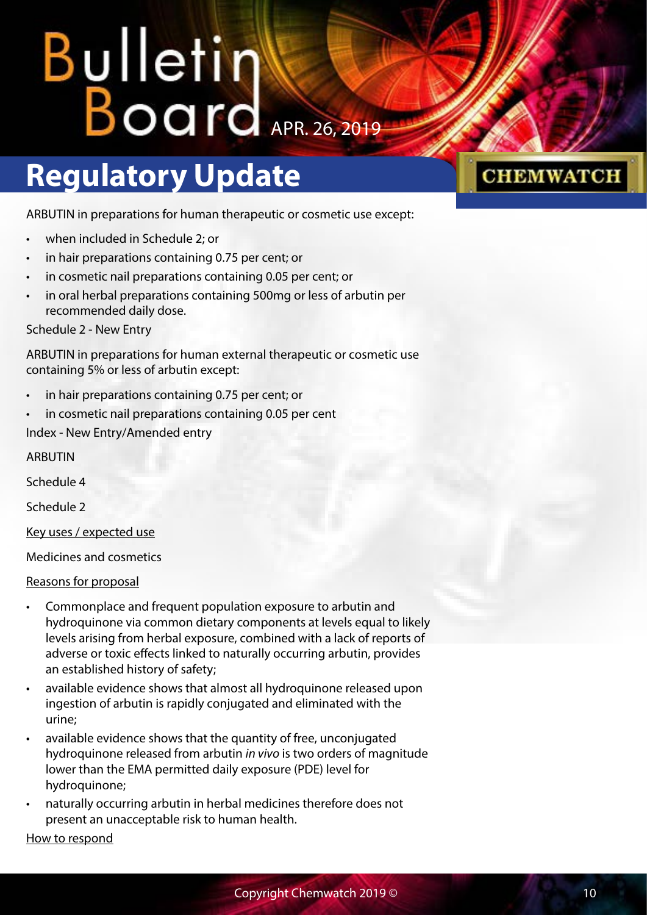ARBUTIN in preparations for human therapeutic or cosmetic use except:

- when included in Schedule 2; or
- in hair preparations containing 0.75 per cent; or
- in cosmetic nail preparations containing 0.05 per cent; or
- in oral herbal preparations containing 500mg or less of arbutin per recommended daily dose.

Schedule 2 - New Entry

ARBUTIN in preparations for human external therapeutic or cosmetic use containing 5% or less of arbutin except:

- in hair preparations containing 0.75 per cent; or
- in cosmetic nail preparations containing 0.05 per cent

Index - New Entry/Amended entry

ARBUTIN

Schedule 4

Schedule 2

Key uses / expected use

Medicines and cosmetics

Reasons for proposal

- Commonplace and frequent population exposure to arbutin and hydroquinone via common dietary components at levels equal to likely levels arising from herbal exposure, combined with a lack of reports of adverse or toxic effects linked to naturally occurring arbutin, provides an established history of safety;
- available evidence shows that almost all hydroquinone released upon ingestion of arbutin is rapidly conjugated and eliminated with the urine;
- available evidence shows that the quantity of free, unconjugated hydroquinone released from arbutin *in vivo* is two orders of magnitude lower than the EMA permitted daily exposure (PDE) level for hydroquinone;
- naturally occurring arbutin in herbal medicines therefore does not present an unacceptable risk to human health.

How to respond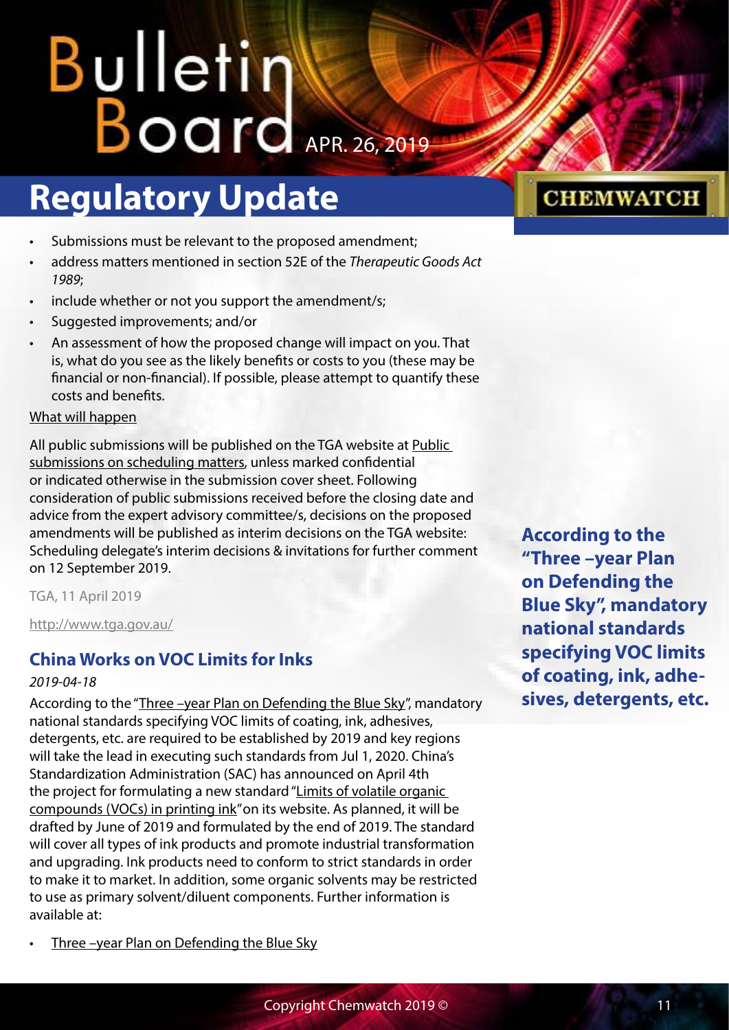- Submissions must be relevant to the proposed amendment;
- address matters mentioned in section 52E of the *Therapeutic Goods Act 1989*;
- include whether or not you support the amendment/s;
- Suggested improvements; and/or
- An assessment of how the proposed change will impact on you. That is, what do you see as the likely benefits or costs to you (these may be financial or non-financial). If possible, please attempt to quantify these costs and benefits.

What will happen

All public submissions will be published on the TGA website at Public submissions on scheduling matters, unless marked confidential or indicated otherwise in the submission cover sheet. Following consideration of public submissions received before the closing date and advice from the expert advisory committee/s, decisions on the proposed amendments will be published as interim decisions on the TGA website: Scheduling delegate's interim decisions & invitations for further comment on 12 September 2019.

TGA, 11 April 2019

http://www.tga.gov.au/

## China Works on VOC Limits for Inks

*2019-04-18*

According to the "Three –year Plan on Defending the Blue Sky", mandatory national standards specifying VOC limits of coating, ink, adhesives, detergents, etc. are required to be established by 2019 and key regions will take the lead in executing such standards from Jul 1, 2020. China's Standardization Administration (SAC) has announced on April 4th the project for formulating a new standard "Limits of volatile organic compounds (VOCs) in printing ink" on its website. As planned, it will be drafted by June of 2019 and formulated by the end of 2019. The standard will cover all types of ink products and promote industrial transformation and upgrading. Ink products need to conform to strict standards in order to make it to market. In addition, some organic solvents may be restricted to use as primary solvent/diluent components. Further information is available at:

- Three –year Plan on Defending the Blue Sky

**According to the "Three –year Plan on Defending the Blue Sky", mandatory national standards specifying VOC limits of coating, ink, adhesives, detergents, etc.**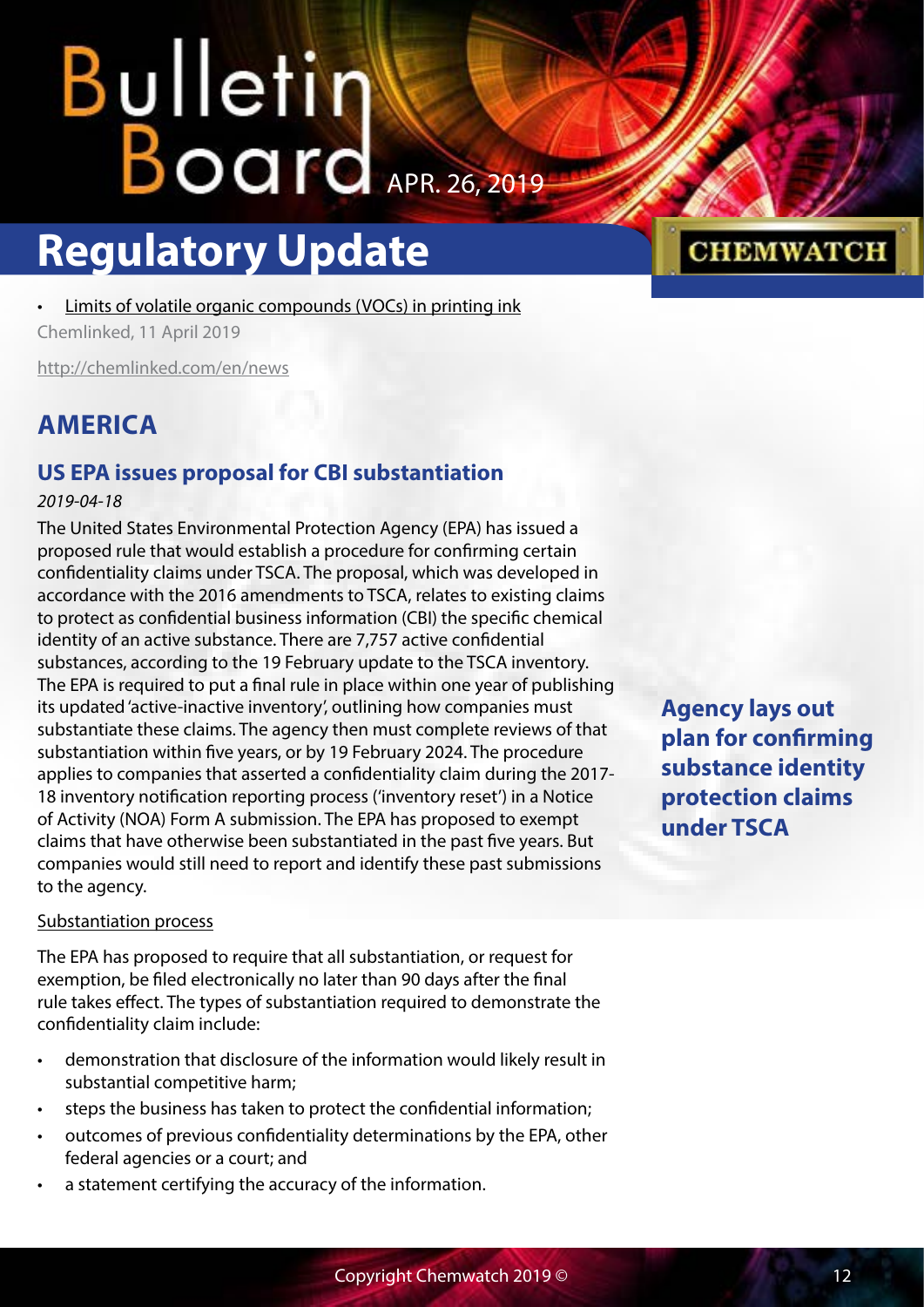- Limits of volatile organic compounds (VOCs) in printing ink

Chemlinked, 11 April 2019

http://chemlinked.com/en/news

## AMERICA

### US EPA issues proposal for CBI substantiation

*2019-04-18*

The United States Environmental Protection Agency (EPA) has issued a proposed rule that would establish a procedure for confirming certain confidentiality claims under TSCA. The proposal, which was developed in accordance with the 2016 amendments to TSCA, relates to existing claims to protect as confidential business information (CBI) the specific chemical identity of an active substance. There are 7,757 active confidential substances, according to the 19 February update to the TSCA inventory. The EPA is required to put a final rule in place within one year of publishing its updated 'active-inactive inventory', outlining how companies must substantiate these claims. The agency then must complete reviews of that substantiation within five years, or by 19 February 2024. The procedure applies to companies that asserted a confidentiality claim during the 2017-18 inventory notification reporting process ('inventory reset') in a Notice of Activity (NOA) Form A submission. The EPA has proposed to exempt claims that have otherwise been substantiated in the past five years. But companies would still need to report and identify these past submissions to the agency.

**Agency lays out plan for confirming substance identity protection claims under TSCA**

Substantiation process

The EPA has proposed to require that all substantiation, or request for exemption, be filed electronically no later than 90 days after the final rule takes effect. The types of substantiation required to demonstrate the confidentiality claim include:

- demonstration that disclosure of the information would likely result in substantial competitive harm;
- steps the business has taken to protect the confidential information;
- outcomes of previous confidentiality determinations by the EPA, other federal agencies or a court; and
- a statement certifying the accuracy of the information.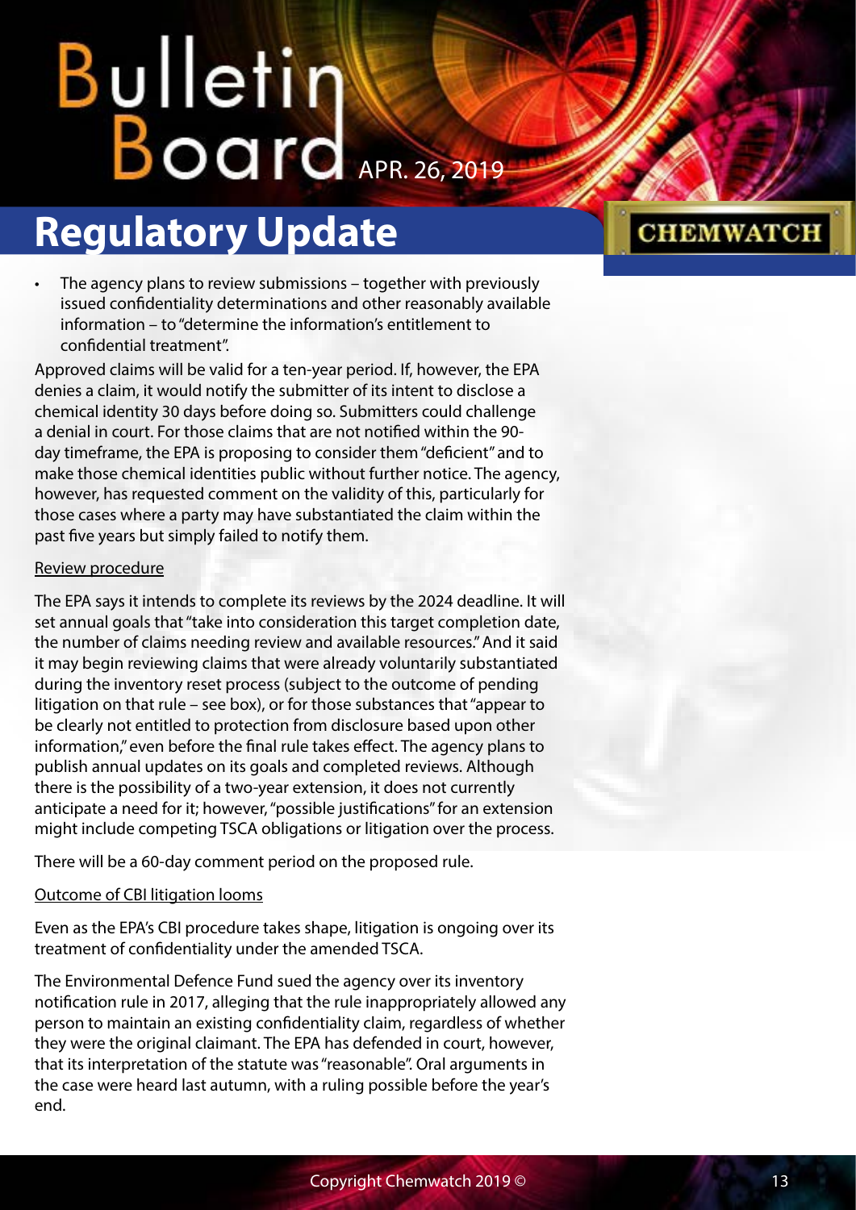- The agency plans to review submissions – together with previously issued confidentiality determinations and other reasonably available information – to "determine the information's entitlement to confidential treatment".

Approved claims will be valid for a ten-year period. If, however, the EPA denies a claim, it would notify the submitter of its intent to disclose a chemical identity 30 days before doing so. Submitters could challenge a denial in court. For those claims that are not notified within the 90-day timeframe, the EPA is proposing to consider them "deficient" and to make those chemical identities public without further notice. The agency, however, has requested comment on the validity of this, particularly for those cases where a party may have substantiated the claim within the past five years but simply failed to notify them.

Review procedure

The EPA says it intends to complete its reviews by the 2024 deadline. It will set annual goals that "take into consideration this target completion date, the number of claims needing review and available resources." And it said it may begin reviewing claims that were already voluntarily substantiated during the inventory reset process (subject to the outcome of pending litigation on that rule – see box), or for those substances that "appear to be clearly not entitled to protection from disclosure based upon other information," even before the final rule takes effect. The agency plans to publish annual updates on its goals and completed reviews. Although there is the possibility of a two-year extension, it does not currently anticipate a need for it; however, "possible justifications" for an extension might include competing TSCA obligations or litigation over the process.

There will be a 60-day comment period on the proposed rule.

Outcome of CBI litigation looms

Even as the EPA's CBI procedure takes shape, litigation is ongoing over its treatment of confidentiality under the amended TSCA.

The Environmental Defence Fund sued the agency over its inventory notification rule in 2017, alleging that the rule inappropriately allowed any person to maintain an existing confidentiality claim, regardless of whether they were the original claimant. The EPA has defended in court, however, that its interpretation of the statute was "reasonable". Oral arguments in the case were heard last autumn, with a ruling possible before the year's end.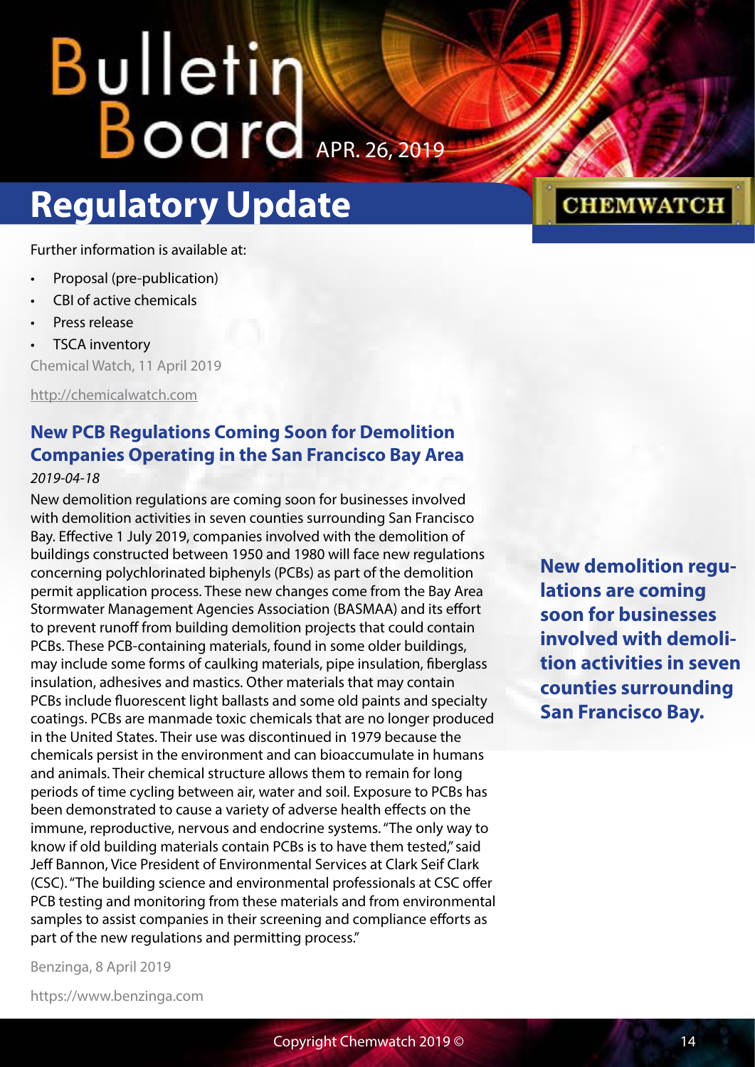Further information is available at:

- Proposal (pre-publication)
- CBI of active chemicals
- Press release
- TSCA inventory

Chemical Watch, 11 April 2019

http://chemicalwatch.com

## New PCB Regulations Coming Soon for Demolition Companies Operating in the San Francisco Bay Area

*2019-04-18*

New demolition regulations are coming soon for businesses involved with demolition activities in seven counties surrounding San Francisco Bay. Effective 1 July 2019, companies involved with the demolition of buildings constructed between 1950 and 1980 will face new regulations concerning polychlorinated biphenyls (PCBs) as part of the demolition permit application process. These new changes come from the Bay Area Stormwater Management Agencies Association (BASMAA) and its effort to prevent runoff from building demolition projects that could contain PCBs. These PCB-containing materials, found in some older buildings, may include some forms of caulking materials, pipe insulation, fiberglass insulation, adhesives and mastics. Other materials that may contain PCBs include fluorescent light ballasts and some old paints and specialty coatings. PCBs are manmade toxic chemicals that are no longer produced in the United States. Their use was discontinued in 1979 because the chemicals persist in the environment and can bioaccumulate in humans and animals. Their chemical structure allows them to remain for long periods of time cycling between air, water and soil. Exposure to PCBs has been demonstrated to cause a variety of adverse health effects on the immune, reproductive, nervous and endocrine systems. "The only way to know if old building materials contain PCBs is to have them tested," said Jeff Bannon, Vice President of Environmental Services at Clark Seif Clark (CSC). "The building science and environmental professionals at CSC offer PCB testing and monitoring from these materials and from environmental samples to assist companies in their screening and compliance efforts as part of the new regulations and permitting process."

**New demolition regulations are coming soon for businesses involved with demolition activities in seven counties surrounding San Francisco Bay.**

Benzinga, 8 April 2019

https://www.benzinga.com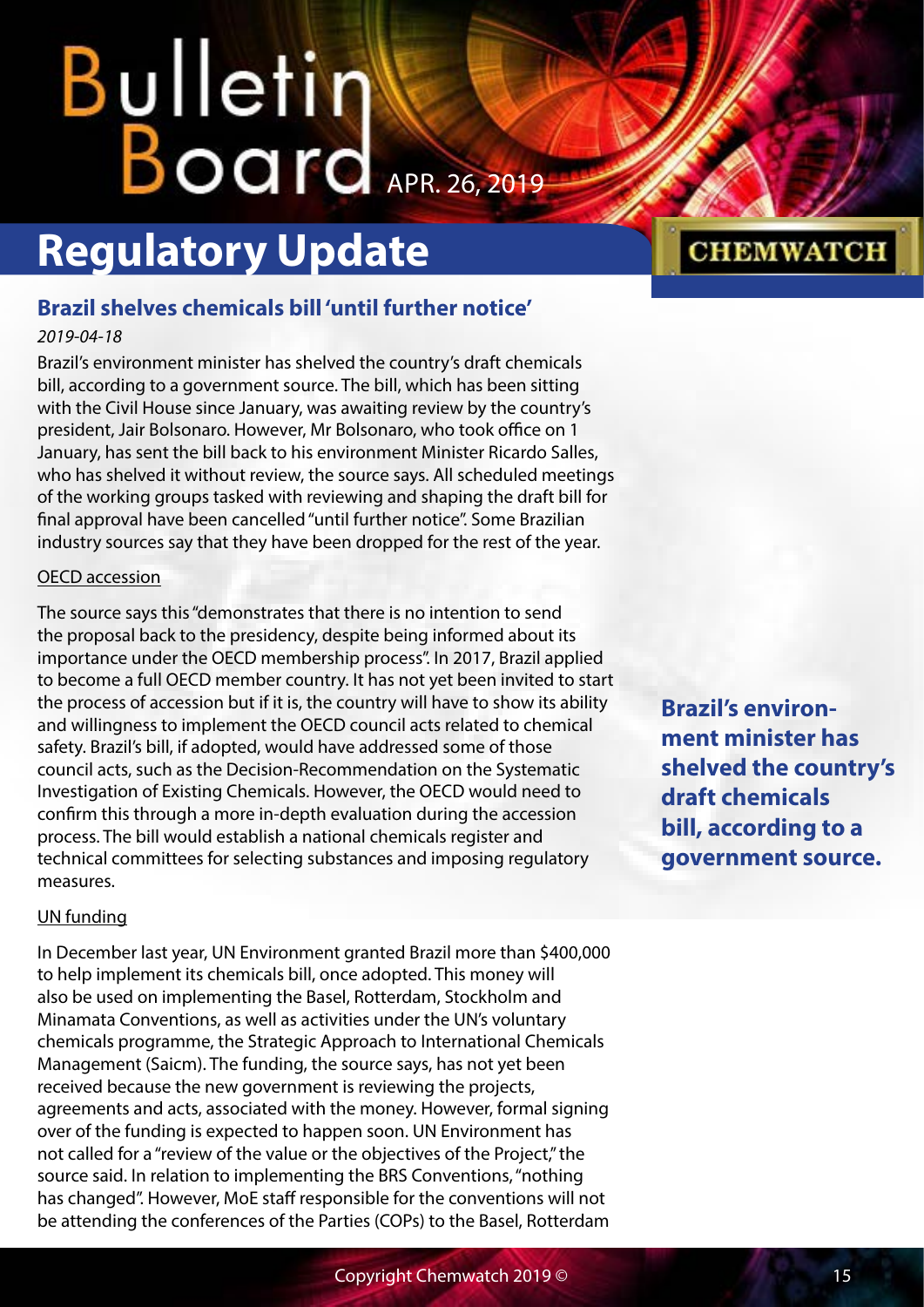# Regulatory Update

## Brazil shelves chemicals bill 'until further notice'

*2019-04-18*

Brazil's environment minister has shelved the country's draft chemicals bill, according to a government source. The bill, which has been sitting with the Civil House since January, was awaiting review by the country's president, Jair Bolsonaro. However, Mr Bolsonaro, who took office on 1 January, has sent the bill back to his environment Minister Ricardo Salles, who has shelved it without review, the source says. All scheduled meetings of the working groups tasked with reviewing and shaping the draft bill for final approval have been cancelled "until further notice". Some Brazilian industry sources say that they have been dropped for the rest of the year.

**Brazil's environment minister has shelved the country's draft chemicals bill, according to a government source.**

### OECD accession

The source says this "demonstrates that there is no intention to send the proposal back to the presidency, despite being informed about its importance under the OECD membership process". In 2017, Brazil applied to become a full OECD member country. It has not yet been invited to start the process of accession but if it is, the country will have to show its ability and willingness to implement the OECD council acts related to chemical safety. Brazil's bill, if adopted, would have addressed some of those council acts, such as the Decision-Recommendation on the Systematic Investigation of Existing Chemicals. However, the OECD would need to confirm this through a more in-depth evaluation during the accession process. The bill would establish a national chemicals register and technical committees for selecting substances and imposing regulatory measures.

### UN funding

In December last year, UN Environment granted Brazil more than $400,000 to help implement its chemicals bill, once adopted. This money will also be used on implementing the Basel, Rotterdam, Stockholm and Minamata Conventions, as well as activities under the UN's voluntary chemicals programme, the Strategic Approach to International Chemicals Management (Saicm). The funding, the source says, has not yet been received because the new government is reviewing the projects, agreements and acts, associated with the money. However, formal signing over of the funding is expected to happen soon. UN Environment has not called for a "review of the value or the objectives of the Project," the source said. In relation to implementing the BRS Conventions, "nothing has changed". However, MoE staff responsible for the conventions will not be attending the conferences of the Parties (COPs) to the Basel, Rotterdam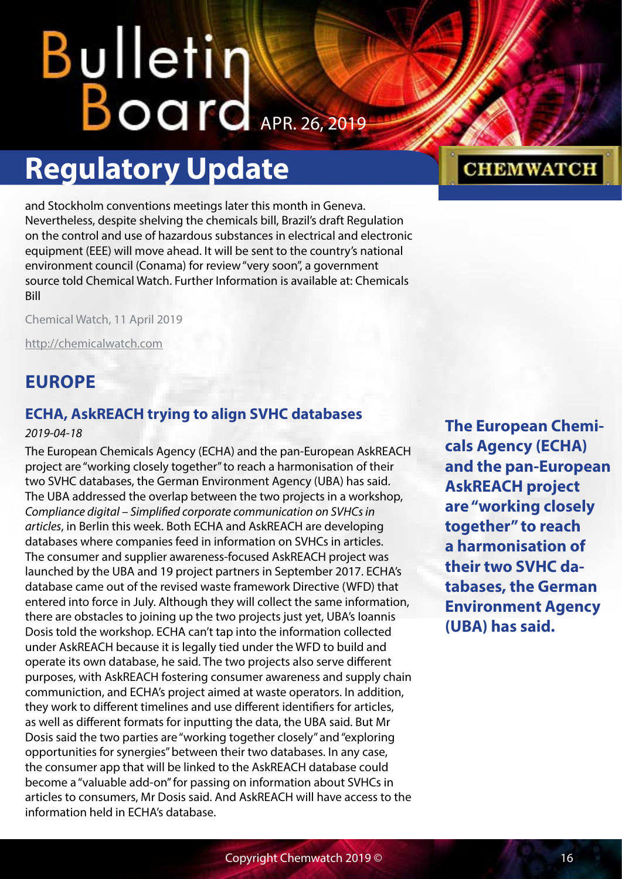and Stockholm conventions meetings later this month in Geneva. Nevertheless, despite shelving the chemicals bill, Brazil's draft Regulation on the control and use of hazardous substances in electrical and electronic equipment (EEE) will move ahead. It will be sent to the country's national environment council (Conama) for review "very soon", a government source told Chemical Watch. Further Information is available at: Chemicals Bill

Chemical Watch, 11 April 2019

http://chemicalwatch.com

## EUROPE

### ECHA, AskREACH trying to align SVHC databases

*2019-04-18*

The European Chemicals Agency (ECHA) and the pan-European AskREACH project are "working closely together" to reach a harmonisation of their two SVHC databases, the German Environment Agency (UBA) has said. The UBA addressed the overlap between the two projects in a workshop, *Compliance digital – Simplified corporate communication on SVHCs in articles*, in Berlin this week. Both ECHA and AskREACH are developing databases where companies feed in information on SVHCs in articles. The consumer and supplier awareness-focused AskREACH project was launched by the UBA and 19 project partners in September 2017. ECHA's database came out of the revised waste framework Directive (WFD) that entered into force in July. Although they will collect the same information, there are obstacles to joining up the two projects just yet, UBA's Ioannis Dosis told the workshop. ECHA can't tap into the information collected under AskREACH because it is legally tied under the WFD to build and operate its own database, he said. The two projects also serve different purposes, with AskREACH fostering consumer awareness and supply chain communiction, and ECHA's project aimed at waste operators. In addition, they work to different timelines and use different identifiers for articles, as well as different formats for inputting the data, the UBA said. But Mr Dosis said the two parties are "working together closely" and "exploring opportunities for synergies" between their two databases. In any case, the consumer app that will be linked to the AskREACH database could become a "valuable add-on" for passing on information about SVHCs in articles to consumers, Mr Dosis said. And AskREACH will have access to the information held in ECHA's database.

**The European Chemicals Agency (ECHA) and the pan-European AskREACH project are "working closely together" to reach a harmonisation of their two SVHC databases, the German Environment Agency (UBA) has said.**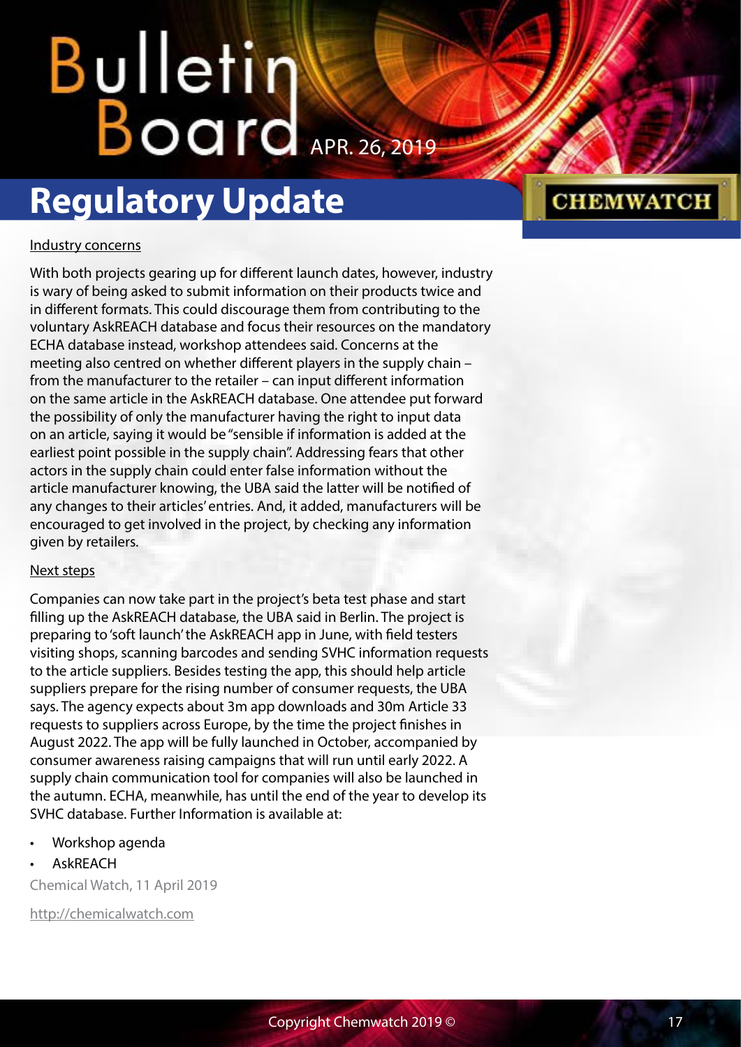## Regulatory Update

Industry concerns

With both projects gearing up for different launch dates, however, industry is wary of being asked to submit information on their products twice and in different formats. This could discourage them from contributing to the voluntary AskREACH database and focus their resources on the mandatory ECHA database instead, workshop attendees said. Concerns at the meeting also centred on whether different players in the supply chain – from the manufacturer to the retailer – can input different information on the same article in the AskREACH database. One attendee put forward the possibility of only the manufacturer having the right to input data on an article, saying it would be "sensible if information is added at the earliest point possible in the supply chain". Addressing fears that other actors in the supply chain could enter false information without the article manufacturer knowing, the UBA said the latter will be notified of any changes to their articles' entries. And, it added, manufacturers will be encouraged to get involved in the project, by checking any information given by retailers.

Next steps

Companies can now take part in the project's beta test phase and start filling up the AskREACH database, the UBA said in Berlin. The project is preparing to 'soft launch' the AskREACH app in June, with field testers visiting shops, scanning barcodes and sending SVHC information requests to the article suppliers. Besides testing the app, this should help article suppliers prepare for the rising number of consumer requests, the UBA says. The agency expects about 3m app downloads and 30m Article 33 requests to suppliers across Europe, by the time the project finishes in August 2022. The app will be fully launched in October, accompanied by consumer awareness raising campaigns that will run until early 2022. A supply chain communication tool for companies will also be launched in the autumn. ECHA, meanwhile, has until the end of the year to develop its SVHC database. Further Information is available at:

- Workshop agenda
- AskREACH

Chemical Watch, 11 April 2019

http://chemicalwatch.com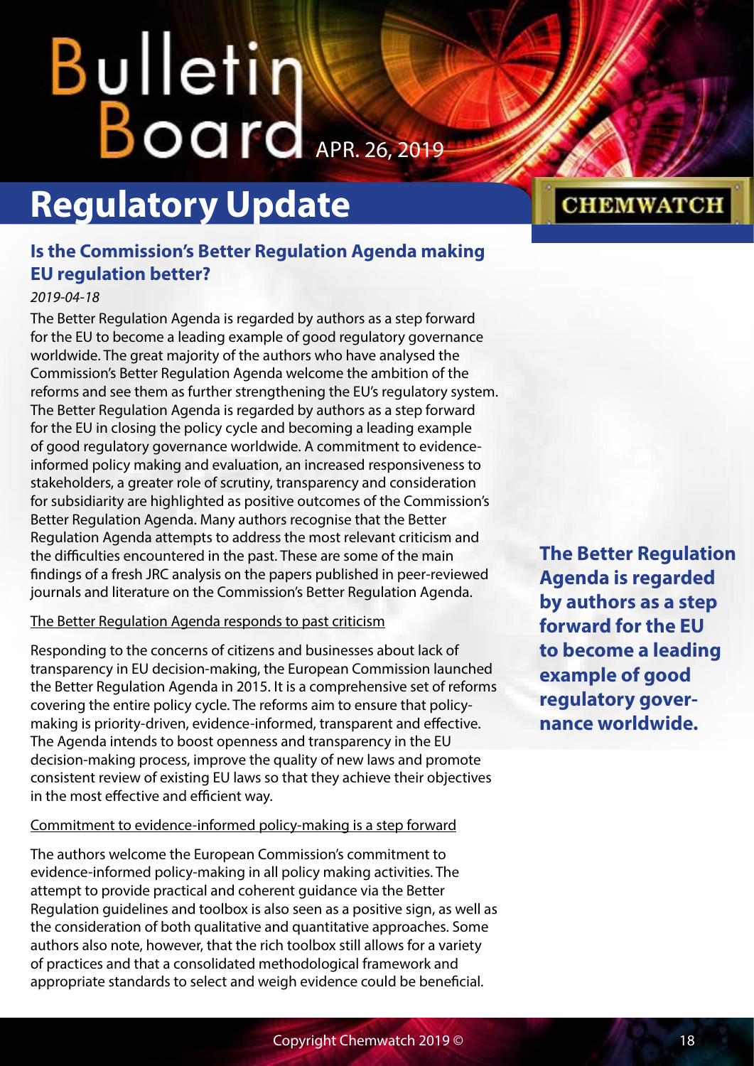## Regulatory Update

### Is the Commission's Better Regulation Agenda making EU regulation better?

*2019-04-18*

The Better Regulation Agenda is regarded by authors as a step forward for the EU to become a leading example of good regulatory governance worldwide. The great majority of the authors who have analysed the Commission's Better Regulation Agenda welcome the ambition of the reforms and see them as further strengthening the EU's regulatory system. The Better Regulation Agenda is regarded by authors as a step forward for the EU in closing the policy cycle and becoming a leading example of good regulatory governance worldwide. A commitment to evidence-informed policy making and evaluation, an increased responsiveness to stakeholders, a greater role of scrutiny, transparency and consideration for subsidiarity are highlighted as positive outcomes of the Commission's Better Regulation Agenda. Many authors recognise that the Better Regulation Agenda attempts to address the most relevant criticism and the difficulties encountered in the past. These are some of the main findings of a fresh JRC analysis on the papers published in peer-reviewed journals and literature on the Commission's Better Regulation Agenda.

The Better Regulation Agenda responds to past criticism

Responding to the concerns of citizens and businesses about lack of transparency in EU decision-making, the European Commission launched the Better Regulation Agenda in 2015. It is a comprehensive set of reforms covering the entire policy cycle. The reforms aim to ensure that policy-making is priority-driven, evidence-informed, transparent and effective. The Agenda intends to boost openness and transparency in the EU decision-making process, improve the quality of new laws and promote consistent review of existing EU laws so that they achieve their objectives in the most effective and efficient way.

Commitment to evidence-informed policy-making is a step forward

The authors welcome the European Commission's commitment to evidence-informed policy-making in all policy making activities. The attempt to provide practical and coherent guidance via the Better Regulation guidelines and toolbox is also seen as a positive sign, as well as the consideration of both qualitative and quantitative approaches. Some authors also note, however, that the rich toolbox still allows for a variety of practices and that a consolidated methodological framework and appropriate standards to select and weigh evidence could be beneficial.

**The Better Regulation Agenda is regarded by authors as a step forward for the EU to become a leading example of good regulatory governance worldwide.**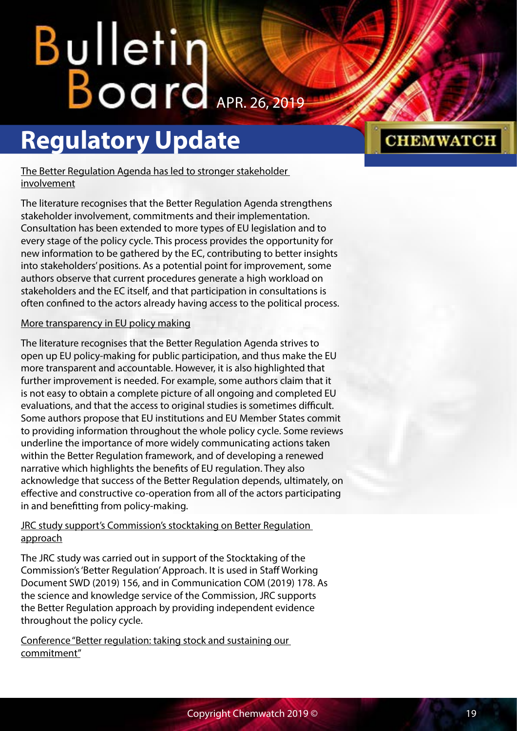## Regulatory Update

The Better Regulation Agenda has led to stronger stakeholder involvement

The literature recognises that the Better Regulation Agenda strengthens stakeholder involvement, commitments and their implementation. Consultation has been extended to more types of EU legislation and to every stage of the policy cycle. This process provides the opportunity for new information to be gathered by the EC, contributing to better insights into stakeholders' positions. As a potential point for improvement, some authors observe that current procedures generate a high workload on stakeholders and the EC itself, and that participation in consultations is often confined to the actors already having access to the political process.

More transparency in EU policy making

The literature recognises that the Better Regulation Agenda strives to open up EU policy-making for public participation, and thus make the EU more transparent and accountable. However, it is also highlighted that further improvement is needed. For example, some authors claim that it is not easy to obtain a complete picture of all ongoing and completed EU evaluations, and that the access to original studies is sometimes difficult. Some authors propose that EU institutions and EU Member States commit to providing information throughout the whole policy cycle. Some reviews underline the importance of more widely communicating actions taken within the Better Regulation framework, and of developing a renewed narrative which highlights the benefits of EU regulation. They also acknowledge that success of the Better Regulation depends, ultimately, on effective and constructive co-operation from all of the actors participating in and benefitting from policy-making.

JRC study support's Commission's stocktaking on Better Regulation approach

The JRC study was carried out in support of the Stocktaking of the Commission's 'Better Regulation' Approach. It is used in Staff Working Document SWD (2019) 156, and in Communication COM (2019) 178. As the science and knowledge service of the Commission, JRC supports the Better Regulation approach by providing independent evidence throughout the policy cycle.

Conference "Better regulation: taking stock and sustaining our commitment"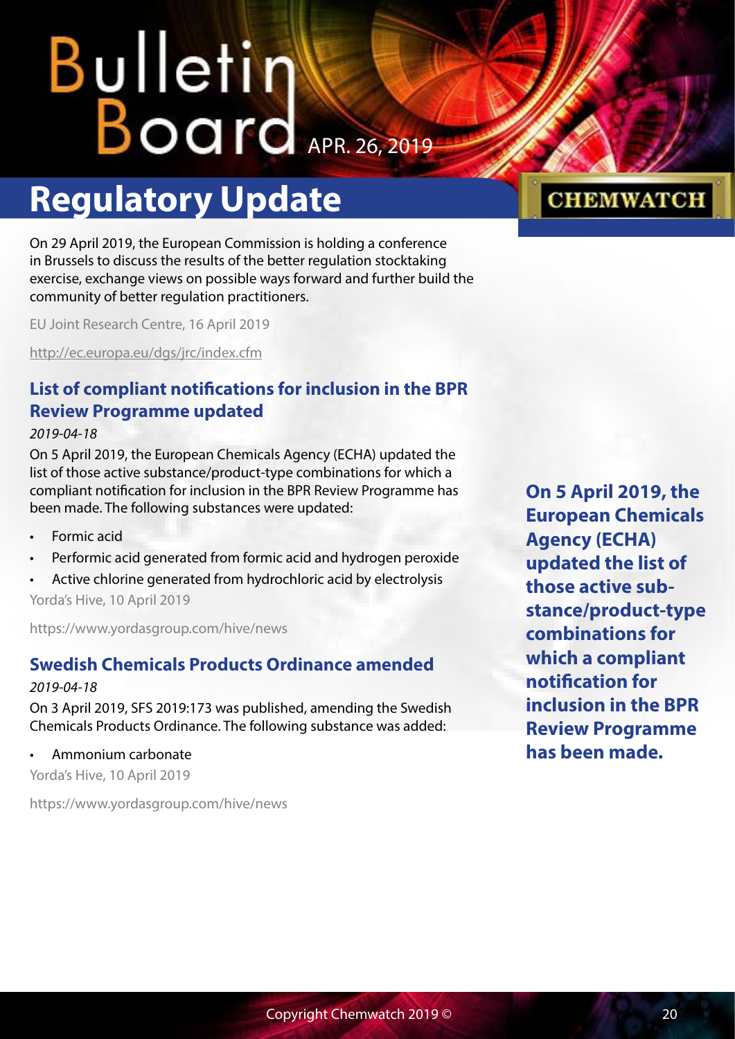# Regulatory Update

On 29 April 2019, the European Commission is holding a conference in Brussels to discuss the results of the better regulation stocktaking exercise, exchange views on possible ways forward and further build the community of better regulation practitioners.

EU Joint Research Centre, 16 April 2019

http://ec.europa.eu/dgs/jrc/index.cfm

## List of compliant notifications for inclusion in the BPR Review Programme updated

*2019-04-18*

On 5 April 2019, the European Chemicals Agency (ECHA) updated the list of those active substance/product-type combinations for which a compliant notification for inclusion in the BPR Review Programme has been made. The following substances were updated:

- Formic acid
- Performic acid generated from formic acid and hydrogen peroxide
- Active chlorine generated from hydrochloric acid by electrolysis

Yorda's Hive, 10 April 2019

https://www.yordasgroup.com/hive/news

**On 5 April 2019, the European Chemicals Agency (ECHA) updated the list of those active substance/product-type combinations for which a compliant notification for inclusion in the BPR Review Programme has been made.**

## Swedish Chemicals Products Ordinance amended

*2019-04-18*

On 3 April 2019, SFS 2019:173 was published, amending the Swedish Chemicals Products Ordinance. The following substance was added:

- Ammonium carbonate

Yorda's Hive, 10 April 2019

https://www.yordasgroup.com/hive/news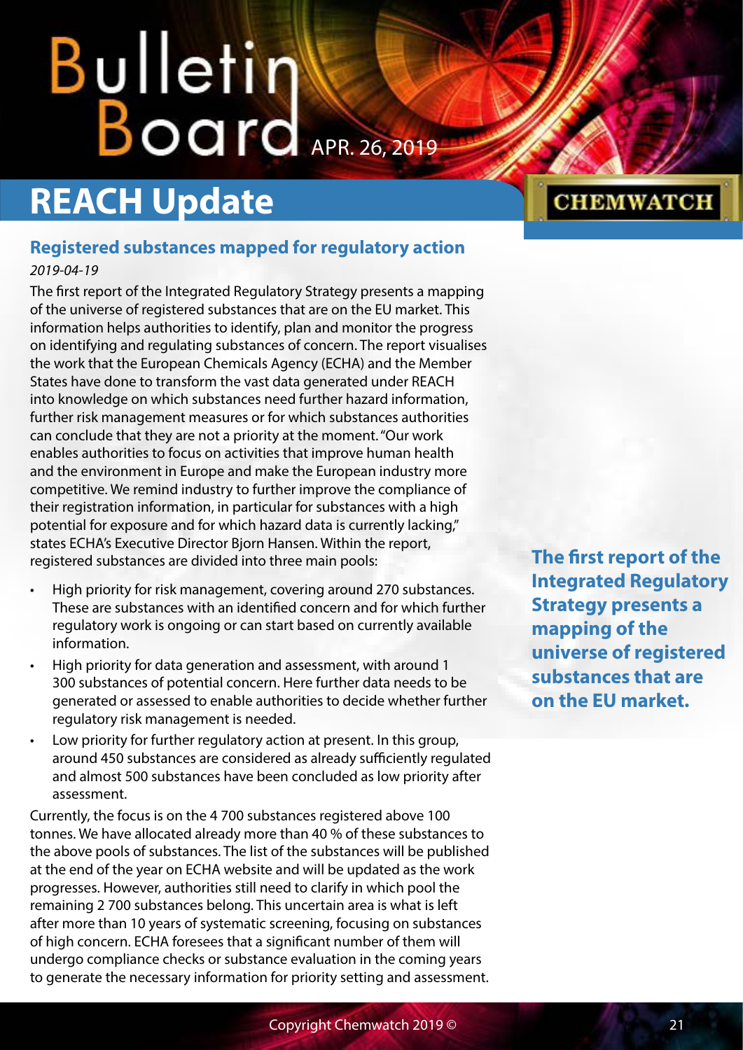# REACH Update

## Registered substances mapped for regulatory action

*2019-04-19*

The first report of the Integrated Regulatory Strategy presents a mapping of the universe of registered substances that are on the EU market. This information helps authorities to identify, plan and monitor the progress on identifying and regulating substances of concern. The report visualises the work that the European Chemicals Agency (ECHA) and the Member States have done to transform the vast data generated under REACH into knowledge on which substances need further hazard information, further risk management measures or for which substances authorities can conclude that they are not a priority at the moment. "Our work enables authorities to focus on activities that improve human health and the environment in Europe and make the European industry more competitive. We remind industry to further improve the compliance of their registration information, in particular for substances with a high potential for exposure and for which hazard data is currently lacking," states ECHA's Executive Director Bjorn Hansen. Within the report, registered substances are divided into three main pools:

- High priority for risk management, covering around 270 substances. These are substances with an identified concern and for which further regulatory work is ongoing or can start based on currently available information.
- High priority for data generation and assessment, with around 1 300 substances of potential concern. Here further data needs to be generated or assessed to enable authorities to decide whether further regulatory risk management is needed.
- Low priority for further regulatory action at present. In this group, around 450 substances are considered as already sufficiently regulated and almost 500 substances have been concluded as low priority after assessment.

Currently, the focus is on the 4 700 substances registered above 100 tonnes. We have allocated already more than 40 % of these substances to the above pools of substances. The list of the substances will be published at the end of the year on ECHA website and will be updated as the work progresses. However, authorities still need to clarify in which pool the remaining 2 700 substances belong. This uncertain area is what is left after more than 10 years of systematic screening, focusing on substances of high concern. ECHA foresees that a significant number of them will undergo compliance checks or substance evaluation in the coming years to generate the necessary information for priority setting and assessment.

**The first report of the Integrated Regulatory Strategy presents a mapping of the universe of registered substances that are on the EU market.**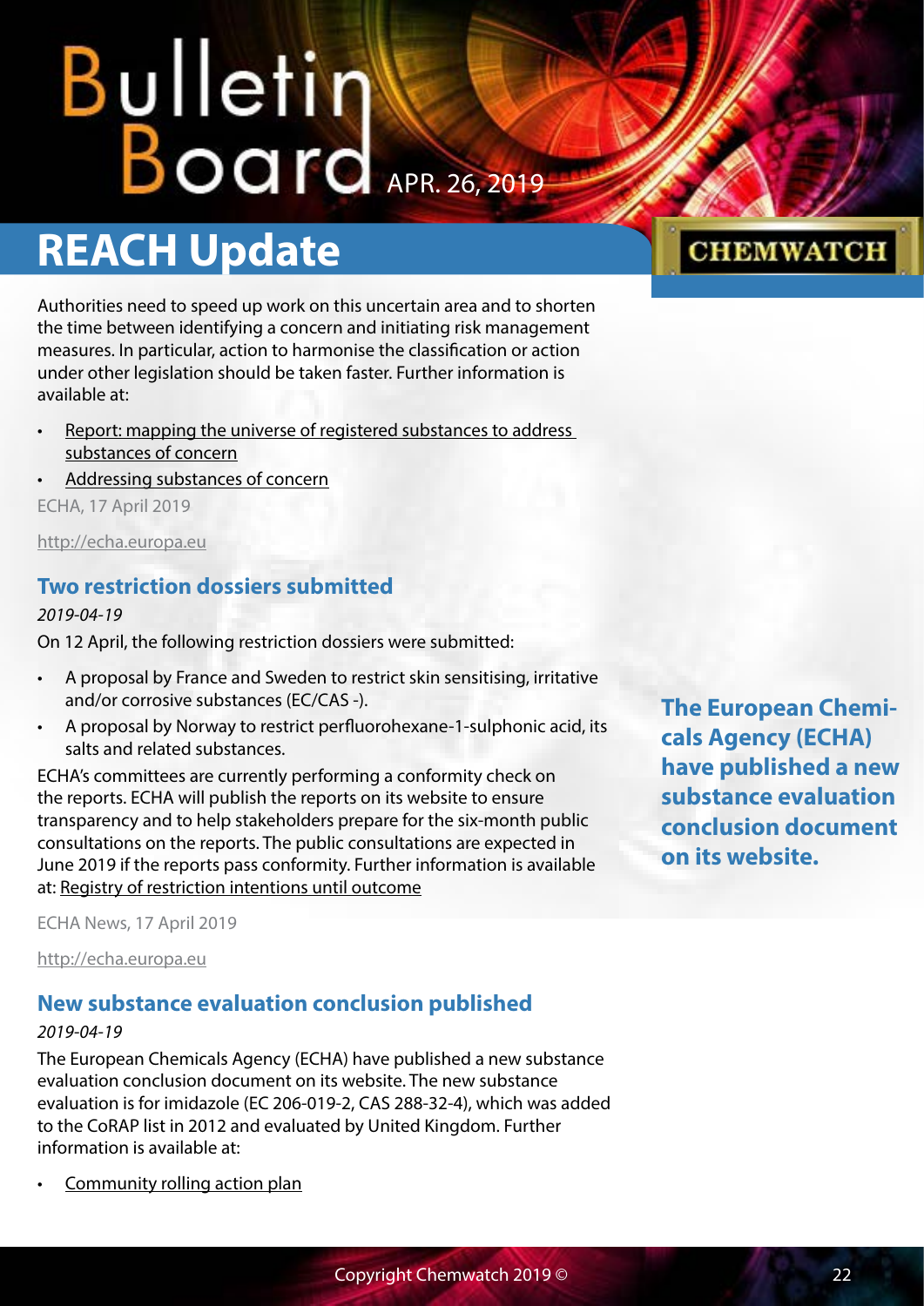## REACH Update

Authorities need to speed up work on this uncertain area and to shorten the time between identifying a concern and initiating risk management measures. In particular, action to harmonise the classification or action under other legislation should be taken faster. Further information is available at:

- Report: mapping the universe of registered substances to address substances of concern
- Addressing substances of concern

ECHA, 17 April 2019

http://echa.europa.eu

### Two restriction dossiers submitted

*2019-04-19*

On 12 April, the following restriction dossiers were submitted:

- A proposal by France and Sweden to restrict skin sensitising, irritative and/or corrosive substances (EC/CAS -).
- A proposal by Norway to restrict perfluorohexane-1-sulphonic acid, its salts and related substances.

ECHA's committees are currently performing a conformity check on the reports. ECHA will publish the reports on its website to ensure transparency and to help stakeholders prepare for the six-month public consultations on the reports. The public consultations are expected in June 2019 if the reports pass conformity. Further information is available at: Registry of restriction intentions until outcome

ECHA News, 17 April 2019

http://echa.europa.eu

### New substance evaluation conclusion published

*2019-04-19*

**The European Chemicals Agency (ECHA) have published a new substance evaluation conclusion document on its website.**

The European Chemicals Agency (ECHA) have published a new substance evaluation conclusion document on its website. The new substance evaluation is for imidazole (EC 206-019-2, CAS 288-32-4), which was added to the CoRAP list in 2012 and evaluated by United Kingdom. Further information is available at:

- Community rolling action plan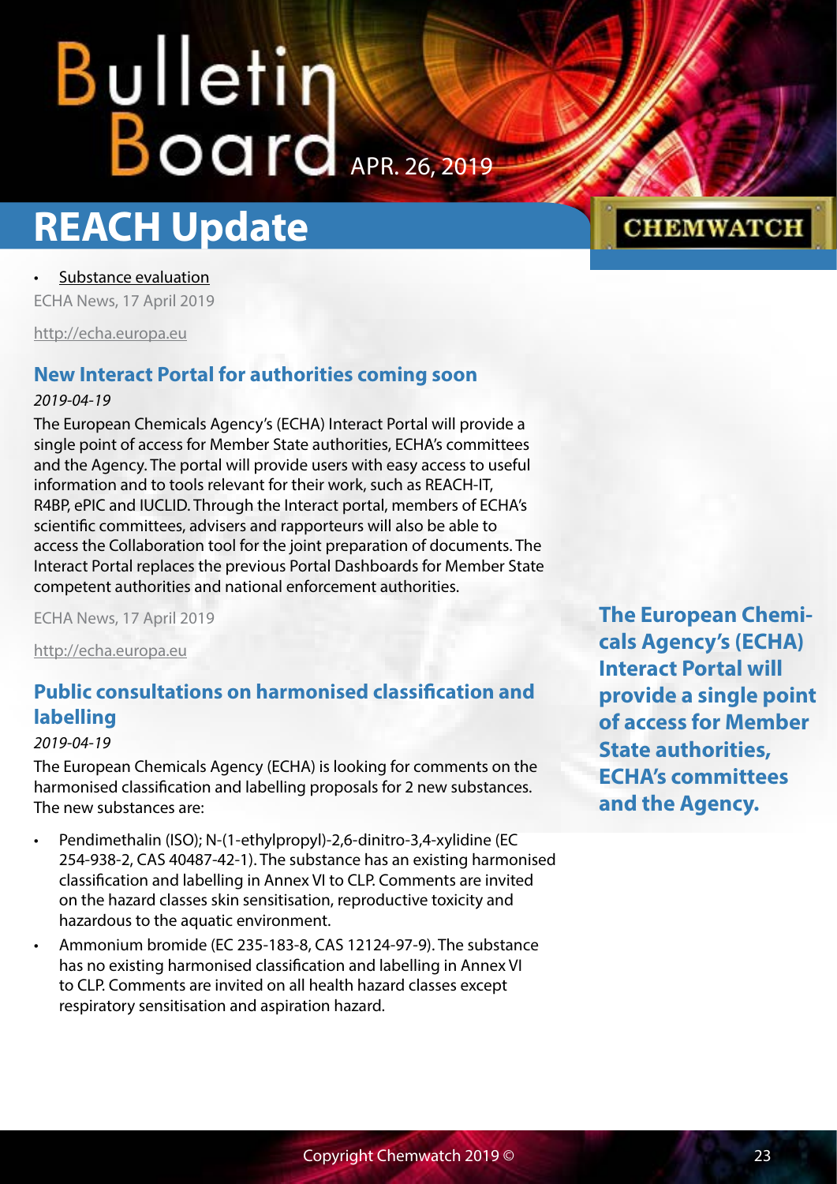- Substance evaluation

ECHA News, 17 April 2019

http://echa.europa.eu

## New Interact Portal for authorities coming soon

*2019-04-19*

The European Chemicals Agency's (ECHA) Interact Portal will provide a single point of access for Member State authorities, ECHA's committees and the Agency. The portal will provide users with easy access to useful information and to tools relevant for their work, such as REACH-IT, R4BP, ePIC and IUCLID. Through the Interact portal, members of ECHA's scientific committees, advisers and rapporteurs will also be able to access the Collaboration tool for the joint preparation of documents. The Interact Portal replaces the previous Portal Dashboards for Member State competent authorities and national enforcement authorities.

ECHA News, 17 April 2019

http://echa.europa.eu

**The European Chemicals Agency's (ECHA) Interact Portal will provide a single point of access for Member State authorities, ECHA's committees and the Agency.**

## Public consultations on harmonised classification and labelling

*2019-04-19*

The European Chemicals Agency (ECHA) is looking for comments on the harmonised classification and labelling proposals for 2 new substances. The new substances are:

- Pendimethalin (ISO); N-(1-ethylpropyl)-2,6-dinitro-3,4-xylidine (EC 254-938-2, CAS 40487-42-1). The substance has an existing harmonised classification and labelling in Annex VI to CLP. Comments are invited on the hazard classes skin sensitisation, reproductive toxicity and hazardous to the aquatic environment.
- Ammonium bromide (EC 235-183-8, CAS 12124-97-9). The substance has no existing harmonised classification and labelling in Annex VI to CLP. Comments are invited on all health hazard classes except respiratory sensitisation and aspiration hazard.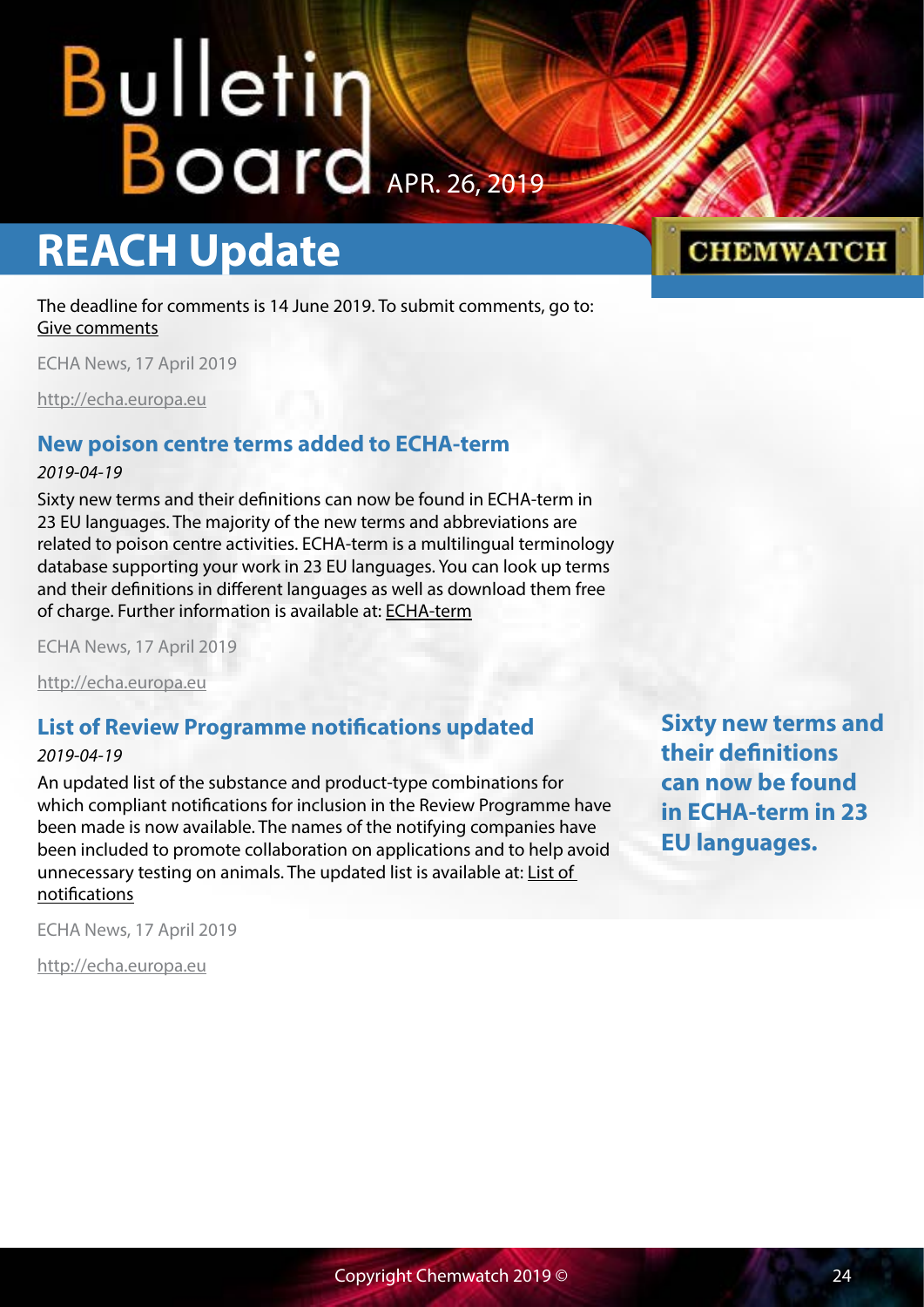## REACH Update

The deadline for comments is 14 June 2019. To submit comments, go to: Give comments

ECHA News, 17 April 2019

http://echa.europa.eu

### New poison centre terms added to ECHA-term

*2019-04-19*

Sixty new terms and their definitions can now be found in ECHA-term in 23 EU languages. The majority of the new terms and abbreviations are related to poison centre activities. ECHA-term is a multilingual terminology database supporting your work in 23 EU languages. You can look up terms and their definitions in different languages as well as download them free of charge. Further information is available at: ECHA-term

ECHA News, 17 April 2019

http://echa.europa.eu

### List of Review Programme notifications updated

*2019-04-19*

An updated list of the substance and product-type combinations for which compliant notifications for inclusion in the Review Programme have been made is now available. The names of the notifying companies have been included to promote collaboration on applications and to help avoid unnecessary testing on animals. The updated list is available at: List of notifications

ECHA News, 17 April 2019

http://echa.europa.eu

**Sixty new terms and their definitions can now be found in ECHA-term in 23 EU languages.**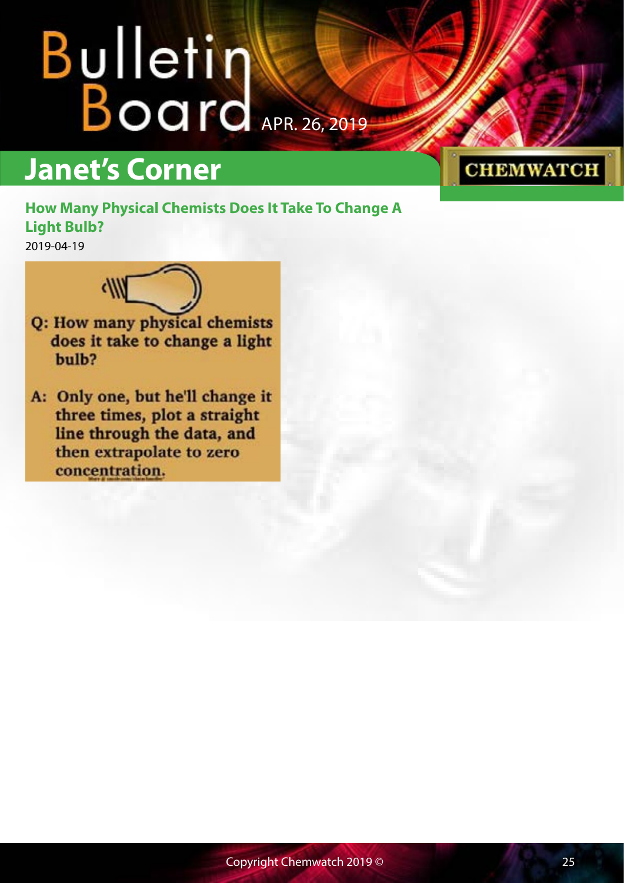## Janet's Corner

### How Many Physical Chemists Does It Take To Change A Light Bulb?

2019-04-19

Q: How many physical chemists does it take to change a light bulb?

A: Only one, but he'll change it three times, plot a straight line through the data, and then extrapolate to zero concentration.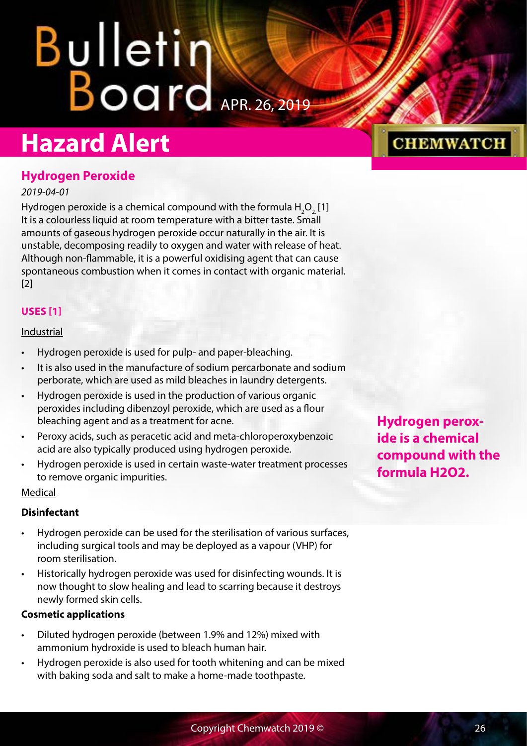# Hazard Alert

## Hydrogen Peroxide

*2019-04-01*

Hydrogen peroxide is a chemical compound with the formula $H_2O_2$. [1] It is a colourless liquid at room temperature with a bitter taste. Small amounts of gaseous hydrogen peroxide occur naturally in the air. It is unstable, decomposing readily to oxygen and water with release of heat. Although non-flammable, it is a powerful oxidising agent that can cause spontaneous combustion when it comes in contact with organic material. [2]

**Hydrogen peroxide is a chemical compound with the formula H2O2.**

### USES [1]

Industrial

- Hydrogen peroxide is used for pulp- and paper-bleaching.
- It is also used in the manufacture of sodium percarbonate and sodium perborate, which are used as mild bleaches in laundry detergents.
- Hydrogen peroxide is used in the production of various organic peroxides including dibenzoyl peroxide, which are used as a flour bleaching agent and as a treatment for acne.
- Peroxy acids, such as peracetic acid and meta-chloroperoxybenzoic acid are also typically produced using hydrogen peroxide.
- Hydrogen peroxide is used in certain waste-water treatment processes to remove organic impurities.

Medical

**Disinfectant**

- Hydrogen peroxide can be used for the sterilisation of various surfaces, including surgical tools and may be deployed as a vapour (VHP) for room sterilisation.
- Historically hydrogen peroxide was used for disinfecting wounds. It is now thought to slow healing and lead to scarring because it destroys newly formed skin cells.

**Cosmetic applications**

- Diluted hydrogen peroxide (between 1.9% and 12%) mixed with ammonium hydroxide is used to bleach human hair.
- Hydrogen peroxide is also used for tooth whitening and can be mixed with baking soda and salt to make a home-made toothpaste.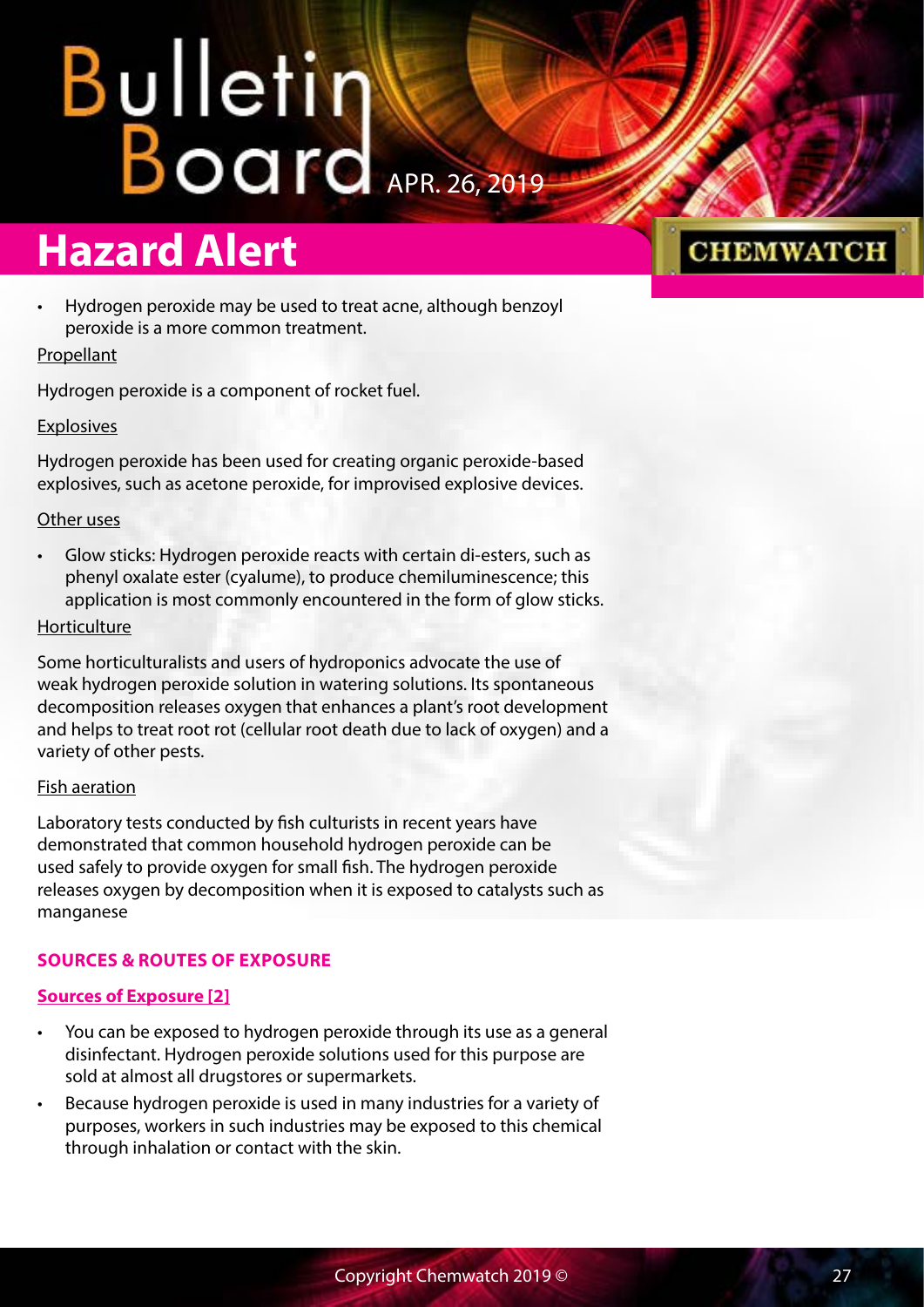- Hydrogen peroxide may be used to treat acne, although benzoyl peroxide is a more common treatment.

Propellant

Hydrogen peroxide is a component of rocket fuel.

Explosives

Hydrogen peroxide has been used for creating organic peroxide-based explosives, such as acetone peroxide, for improvised explosive devices.

Other uses

- Glow sticks: Hydrogen peroxide reacts with certain di-esters, such as phenyl oxalate ester (cyalume), to produce chemiluminescence; this application is most commonly encountered in the form of glow sticks.

Horticulture

Some horticulturalists and users of hydroponics advocate the use of weak hydrogen peroxide solution in watering solutions. Its spontaneous decomposition releases oxygen that enhances a plant's root development and helps to treat root rot (cellular root death due to lack of oxygen) and a variety of other pests.

Fish aeration

Laboratory tests conducted by fish culturists in recent years have demonstrated that common household hydrogen peroxide can be used safely to provide oxygen for small fish. The hydrogen peroxide releases oxygen by decomposition when it is exposed to catalysts such as manganese

## SOURCES & ROUTES OF EXPOSURE

### Sources of Exposure [2]

- You can be exposed to hydrogen peroxide through its use as a general disinfectant. Hydrogen peroxide solutions used for this purpose are sold at almost all drugstores or supermarkets.
- Because hydrogen peroxide is used in many industries for a variety of purposes, workers in such industries may be exposed to this chemical through inhalation or contact with the skin.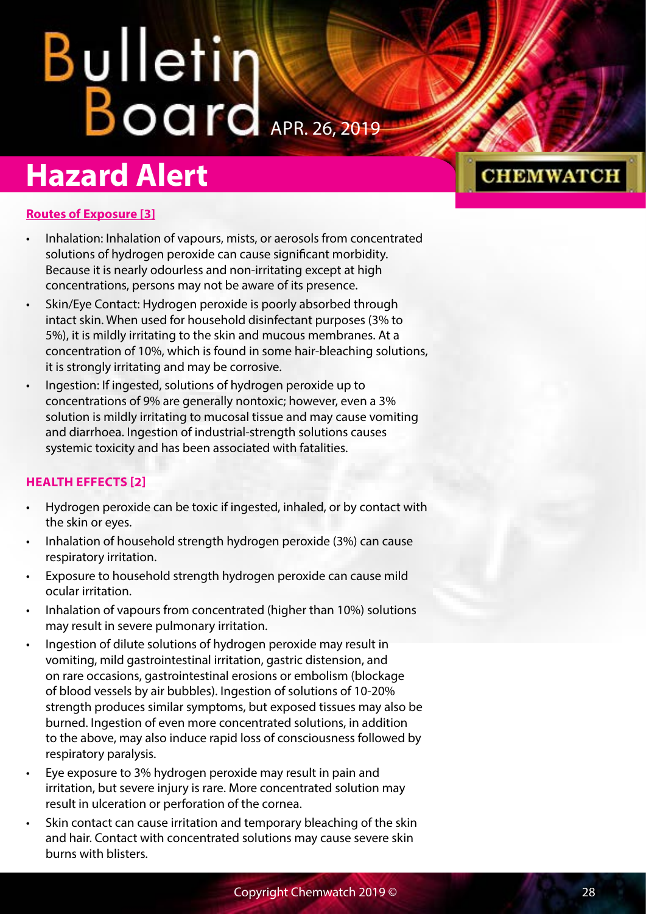## Hazard Alert

**Routes of Exposure [3]**

- Inhalation: Inhalation of vapours, mists, or aerosols from concentrated solutions of hydrogen peroxide can cause significant morbidity. Because it is nearly odourless and non-irritating except at high concentrations, persons may not be aware of its presence.
- Skin/Eye Contact: Hydrogen peroxide is poorly absorbed through intact skin. When used for household disinfectant purposes (3% to 5%), it is mildly irritating to the skin and mucous membranes. At a concentration of 10%, which is found in some hair-bleaching solutions, it is strongly irritating and may be corrosive.
- Ingestion: If ingested, solutions of hydrogen peroxide up to concentrations of 9% are generally nontoxic; however, even a 3% solution is mildly irritating to mucosal tissue and may cause vomiting and diarrhoea. Ingestion of industrial-strength solutions causes systemic toxicity and has been associated with fatalities.

**HEALTH EFFECTS [2]**

- Hydrogen peroxide can be toxic if ingested, inhaled, or by contact with the skin or eyes.
- Inhalation of household strength hydrogen peroxide (3%) can cause respiratory irritation.
- Exposure to household strength hydrogen peroxide can cause mild ocular irritation.
- Inhalation of vapours from concentrated (higher than 10%) solutions may result in severe pulmonary irritation.
- Ingestion of dilute solutions of hydrogen peroxide may result in vomiting, mild gastrointestinal irritation, gastric distension, and on rare occasions, gastrointestinal erosions or embolism (blockage of blood vessels by air bubbles). Ingestion of solutions of 10-20% strength produces similar symptoms, but exposed tissues may also be burned. Ingestion of even more concentrated solutions, in addition to the above, may also induce rapid loss of consciousness followed by respiratory paralysis.
- Eye exposure to 3% hydrogen peroxide may result in pain and irritation, but severe injury is rare. More concentrated solution may result in ulceration or perforation of the cornea.
- Skin contact can cause irritation and temporary bleaching of the skin and hair. Contact with concentrated solutions may cause severe skin burns with blisters.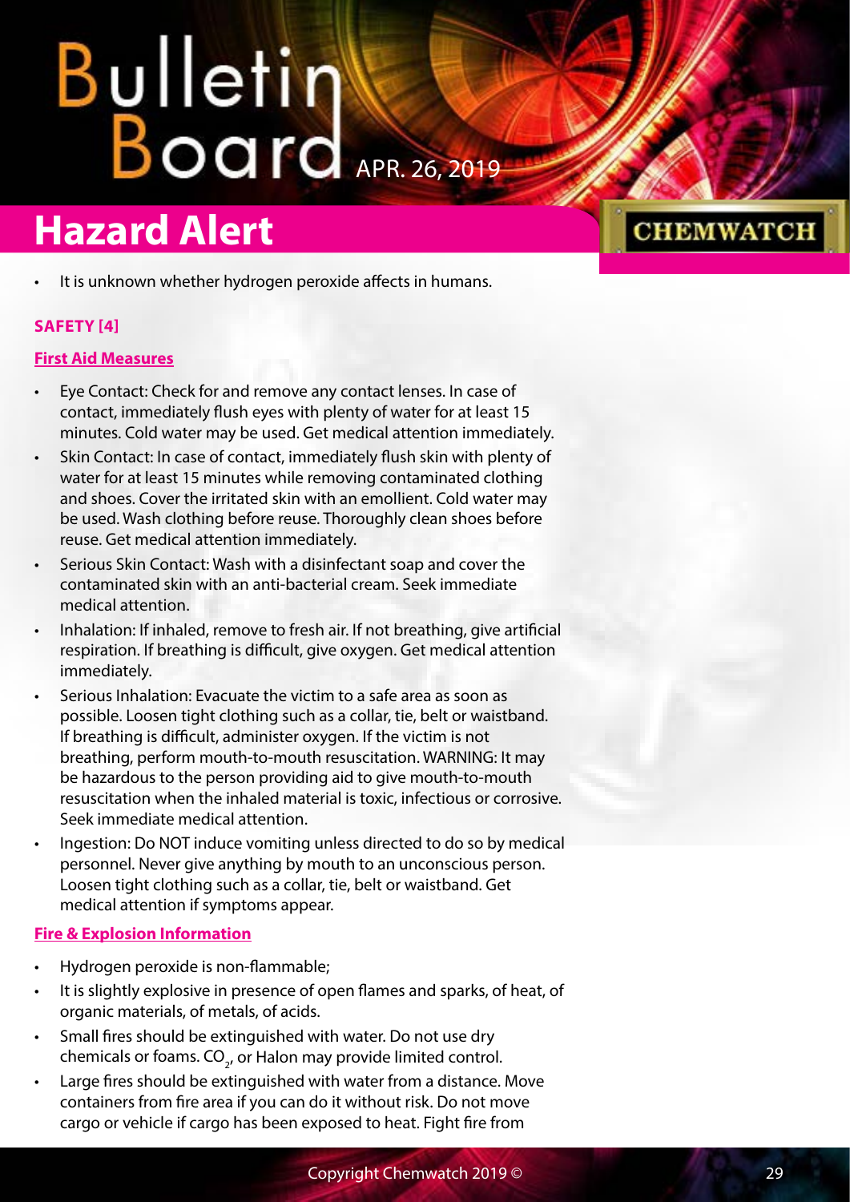- It is unknown whether hydrogen peroxide affects in humans.

**SAFETY [4]**

**First Aid Measures**

- Eye Contact: Check for and remove any contact lenses. In case of contact, immediately flush eyes with plenty of water for at least 15 minutes. Cold water may be used. Get medical attention immediately.
- Skin Contact: In case of contact, immediately flush skin with plenty of water for at least 15 minutes while removing contaminated clothing and shoes. Cover the irritated skin with an emollient. Cold water may be used. Wash clothing before reuse. Thoroughly clean shoes before reuse. Get medical attention immediately.
- Serious Skin Contact: Wash with a disinfectant soap and cover the contaminated skin with an anti-bacterial cream. Seek immediate medical attention.
- Inhalation: If inhaled, remove to fresh air. If not breathing, give artificial respiration. If breathing is difficult, give oxygen. Get medical attention immediately.
- Serious Inhalation: Evacuate the victim to a safe area as soon as possible. Loosen tight clothing such as a collar, tie, belt or waistband. If breathing is difficult, administer oxygen. If the victim is not breathing, perform mouth-to-mouth resuscitation. WARNING: It may be hazardous to the person providing aid to give mouth-to-mouth resuscitation when the inhaled material is toxic, infectious or corrosive. Seek immediate medical attention.
- Ingestion: Do NOT induce vomiting unless directed to do so by medical personnel. Never give anything by mouth to an unconscious person. Loosen tight clothing such as a collar, tie, belt or waistband. Get medical attention if symptoms appear.

**Fire & Explosion Information**

- Hydrogen peroxide is non-flammable;
- It is slightly explosive in presence of open flames and sparks, of heat, of organic materials, of metals, of acids.
- Small fires should be extinguished with water. Do not use dry chemicals or foams. $CO_2$, or Halon may provide limited control.
- Large fires should be extinguished with water from a distance. Move containers from fire area if you can do it without risk. Do not move cargo or vehicle if cargo has been exposed to heat. Fight fire from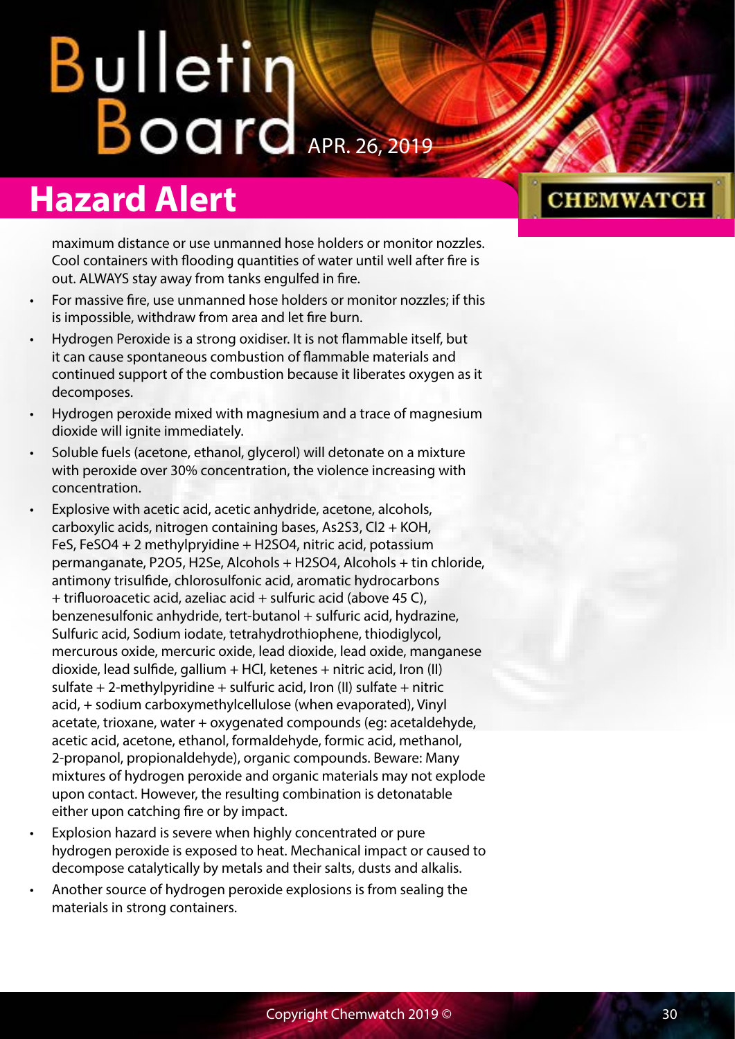## Hazard Alert

maximum distance or use unmanned hose holders or monitor nozzles. Cool containers with flooding quantities of water until well after fire is out. ALWAYS stay away from tanks engulfed in fire.

- For massive fire, use unmanned hose holders or monitor nozzles; if this is impossible, withdraw from area and let fire burn.
- Hydrogen Peroxide is a strong oxidiser. It is not flammable itself, but it can cause spontaneous combustion of flammable materials and continued support of the combustion because it liberates oxygen as it decomposes.
- Hydrogen peroxide mixed with magnesium and a trace of magnesium dioxide will ignite immediately.
- Soluble fuels (acetone, ethanol, glycerol) will detonate on a mixture with peroxide over 30% concentration, the violence increasing with concentration.
- Explosive with acetic acid, acetic anhydride, acetone, alcohols, carboxylic acids, nitrogen containing bases, $As_2S_3$, $Cl_2$ + KOH, FeS, $FeSO_4$ + 2 methylpryidine + $H_2SO_4$, nitric acid, potassium permanganate, $P_2O_5$, $H_2Se$, Alcohols + $H_2SO_4$, Alcohols + tin chloride, antimony trisulfide, chlorosulfonic acid, aromatic hydrocarbons + trifluoroacetic acid, azeliac acid + sulfuric acid (above 45 C), benzenesulfonic anhydride, tert-butanol + sulfuric acid, hydrazine, Sulfuric acid, Sodium iodate, tetrahydrothiophene, thiodiglycol, mercurous oxide, mercuric oxide, lead dioxide, lead oxide, manganese dioxide, lead sulfide, gallium + HCl, ketenes + nitric acid, Iron (II) sulfate + 2-methylpyridine + sulfuric acid, Iron (II) sulfate + nitric acid, + sodium carboxymethylcellulose (when evaporated), Vinyl acetate, trioxane, water + oxygenated compounds (eg: acetaldehyde, acetic acid, acetone, ethanol, formaldehyde, formic acid, methanol, 2-propanol, propionaldehyde), organic compounds. Beware: Many mixtures of hydrogen peroxide and organic materials may not explode upon contact. However, the resulting combination is detonatable either upon catching fire or by impact.
- Explosion hazard is severe when highly concentrated or pure hydrogen peroxide is exposed to heat. Mechanical impact or caused to decompose catalytically by metals and their salts, dusts and alkalis.
- Another source of hydrogen peroxide explosions is from sealing the materials in strong containers.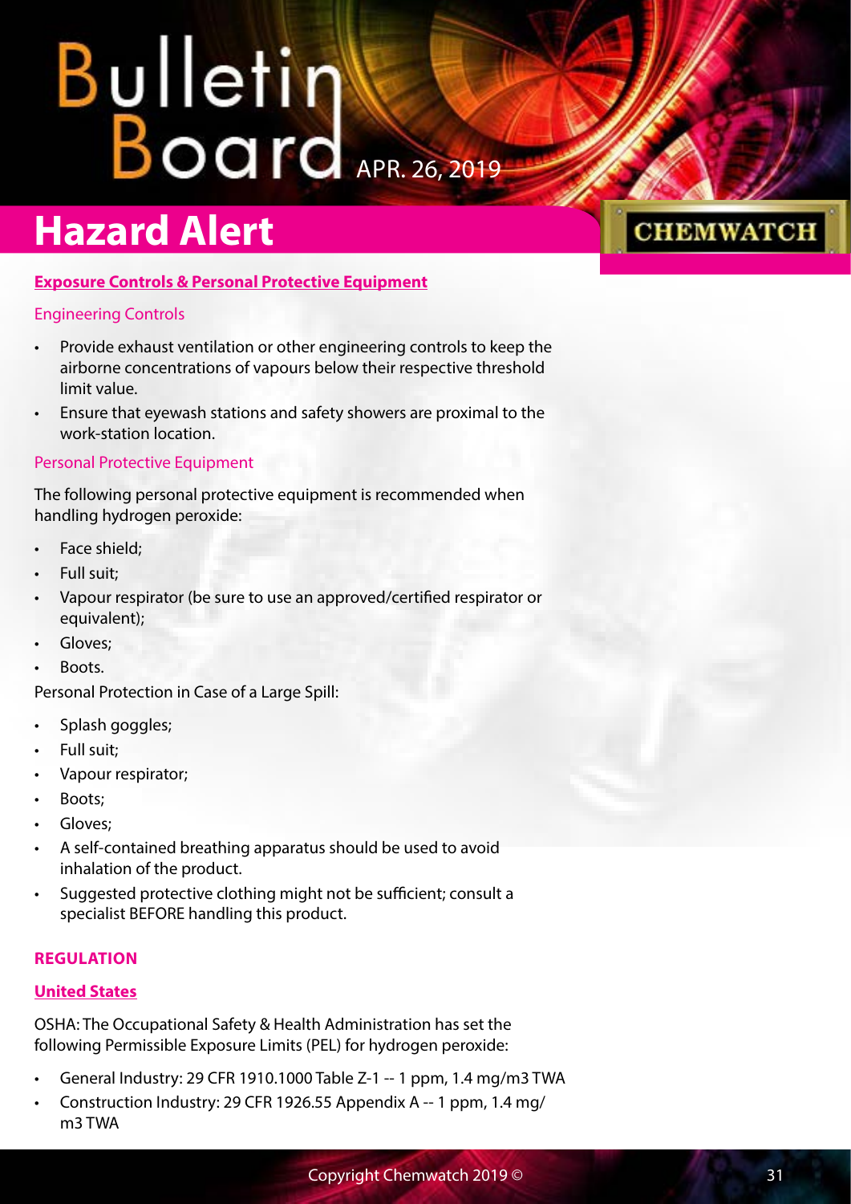## Hazard Alert

### Exposure Controls & Personal Protective Equipment

#### Engineering Controls

- Provide exhaust ventilation or other engineering controls to keep the airborne concentrations of vapours below their respective threshold limit value.
- Ensure that eyewash stations and safety showers are proximal to the work-station location.

#### Personal Protective Equipment

The following personal protective equipment is recommended when handling hydrogen peroxide:

- Face shield;
- Full suit;
- Vapour respirator (be sure to use an approved/certified respirator or equivalent);
- Gloves;
- Boots.

Personal Protection in Case of a Large Spill:

- Splash goggles;
- Full suit;
- Vapour respirator;
- Boots;
- Gloves;
- A self-contained breathing apparatus should be used to avoid inhalation of the product.
- Suggested protective clothing might not be sufficient; consult a specialist BEFORE handling this product.

### REGULATION

#### United States

OSHA: The Occupational Safety & Health Administration has set the following Permissible Exposure Limits (PEL) for hydrogen peroxide:

- General Industry: 29 CFR 1910.1000 Table Z-1 -- 1 ppm, 1.4 mg/m3 TWA
- Construction Industry: 29 CFR 1926.55 Appendix A -- 1 ppm, 1.4 mg/m3 TWA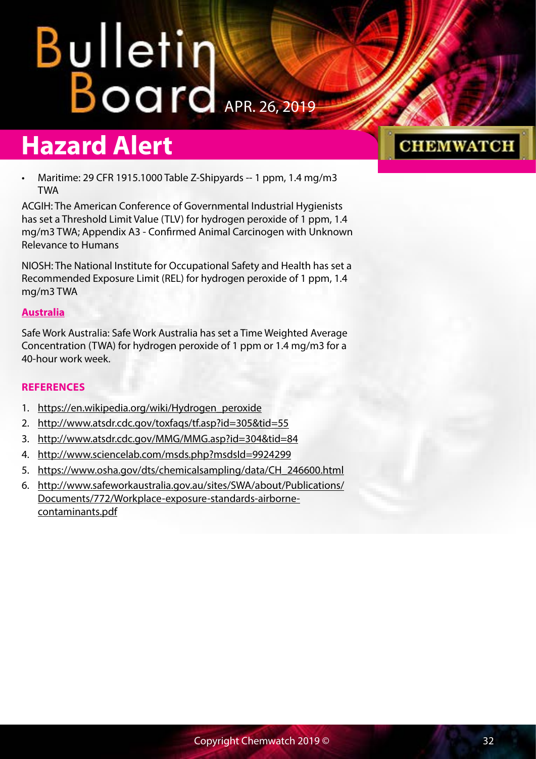- Maritime: 29 CFR 1915.1000 Table Z-Shipyards -- 1 ppm, 1.4 mg/m3 TWA

ACGIH: The American Conference of Governmental Industrial Hygienists has set a Threshold Limit Value (TLV) for hydrogen peroxide of 1 ppm, 1.4 mg/m3 TWA; Appendix A3 - Confirmed Animal Carcinogen with Unknown Relevance to Humans

NIOSH: The National Institute for Occupational Safety and Health has set a Recommended Exposure Limit (REL) for hydrogen peroxide of 1 ppm, 1.4 mg/m3 TWA

**Australia**

Safe Work Australia: Safe Work Australia has set a Time Weighted Average Concentration (TWA) for hydrogen peroxide of 1 ppm or 1.4 mg/m3 for a 40-hour work week.

### REFERENCES

1. https://en.wikipedia.org/wiki/Hydrogen_peroxide
2. http://www.atsdr.cdc.gov/toxfaqs/tf.asp?id=305&tid=55
3. http://www.atsdr.cdc.gov/MMG/MMG.asp?id=304&tid=84
4. http://www.sciencelab.com/msds.php?msdsId=9924299
5. https://www.osha.gov/dts/chemicalsampling/data/CH_246600.html
6. http://www.safeworkaustralia.gov.au/sites/SWA/about/Publications/Documents/772/Workplace-exposure-standards-airborne-contaminants.pdf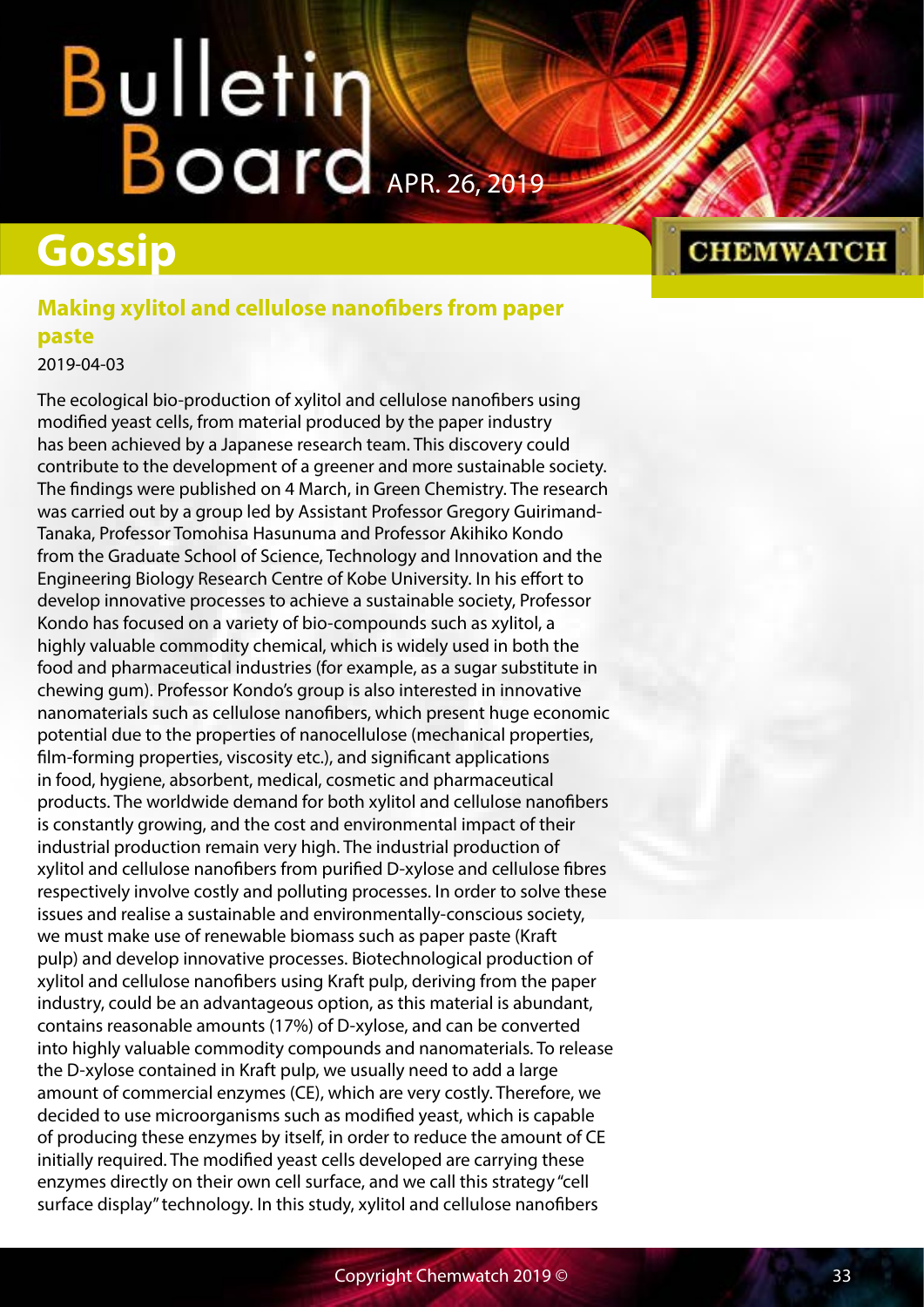## Gossip

### Making xylitol and cellulose nanofibers from paper paste

2019-04-03

The ecological bio-production of xylitol and cellulose nanofibers using modified yeast cells, from material produced by the paper industry has been achieved by a Japanese research team. This discovery could contribute to the development of a greener and more sustainable society. The findings were published on 4 March, in Green Chemistry. The research was carried out by a group led by Assistant Professor Gregory Guirimand-Tanaka, Professor Tomohisa Hasunuma and Professor Akihiko Kondo from the Graduate School of Science, Technology and Innovation and the Engineering Biology Research Centre of Kobe University. In his effort to develop innovative processes to achieve a sustainable society, Professor Kondo has focused on a variety of bio-compounds such as xylitol, a highly valuable commodity chemical, which is widely used in both the food and pharmaceutical industries (for example, as a sugar substitute in chewing gum). Professor Kondo's group is also interested in innovative nanomaterials such as cellulose nanofibers, which present huge economic potential due to the properties of nanocellulose (mechanical properties, film-forming properties, viscosity etc.), and significant applications in food, hygiene, absorbent, medical, cosmetic and pharmaceutical products. The worldwide demand for both xylitol and cellulose nanofibers is constantly growing, and the cost and environmental impact of their industrial production remain very high. The industrial production of xylitol and cellulose nanofibers from purified D-xylose and cellulose fibres respectively involve costly and polluting processes. In order to solve these issues and realise a sustainable and environmentally-conscious society, we must make use of renewable biomass such as paper paste (Kraft pulp) and develop innovative processes. Biotechnological production of xylitol and cellulose nanofibers using Kraft pulp, deriving from the paper industry, could be an advantageous option, as this material is abundant, contains reasonable amounts (17%) of D-xylose, and can be converted into highly valuable commodity compounds and nanomaterials. To release the D-xylose contained in Kraft pulp, we usually need to add a large amount of commercial enzymes (CE), which are very costly. Therefore, we decided to use microorganisms such as modified yeast, which is capable of producing these enzymes by itself, in order to reduce the amount of CE initially required. The modified yeast cells developed are carrying these enzymes directly on their own cell surface, and we call this strategy "cell surface display" technology. In this study, xylitol and cellulose nanofibers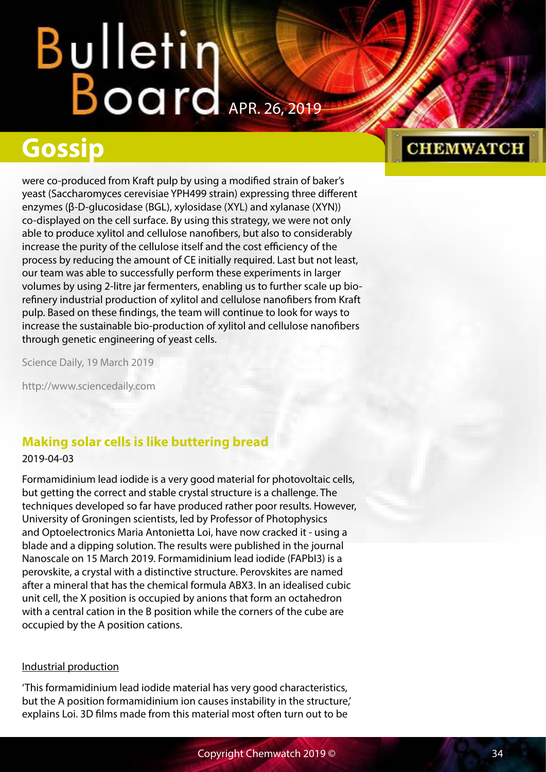were co-produced from Kraft pulp by using a modified strain of baker's yeast (Saccharomyces cerevisiae YPH499 strain) expressing three different enzymes (β-D-glucosidase (BGL), xylosidase (XYL) and xylanase (XYN)) co-displayed on the cell surface. By using this strategy, we were not only able to produce xylitol and cellulose nanofibers, but also to considerably increase the purity of the cellulose itself and the cost efficiency of the process by reducing the amount of CE initially required. Last but not least, our team was able to successfully perform these experiments in larger volumes by using 2-litre jar fermenters, enabling us to further scale up bio-refinery industrial production of xylitol and cellulose nanofibers from Kraft pulp. Based on these findings, the team will continue to look for ways to increase the sustainable bio-production of xylitol and cellulose nanofibers through genetic engineering of yeast cells.

Science Daily, 19 March 2019

http://www.sciencedaily.com

## Making solar cells is like buttering bread

2019-04-03

Formamidinium lead iodide is a very good material for photovoltaic cells, but getting the correct and stable crystal structure is a challenge. The techniques developed so far have produced rather poor results. However, University of Groningen scientists, led by Professor of Photophysics and Optoelectronics Maria Antonietta Loi, have now cracked it - using a blade and a dipping solution. The results were published in the journal Nanoscale on 15 March 2019. Formamidinium lead iodide ($FAPbI_3$) is a perovskite, a crystal with a distinctive structure. Perovskites are named after a mineral that has the chemical formula $ABX_3$. In an idealised cubic unit cell, the X position is occupied by anions that form an octahedron with a central cation in the B position while the corners of the cube are occupied by the A position cations.

### Industrial production

'This formamidinium lead iodide material has very good characteristics, but the A position formamidinium ion causes instability in the structure,' explains Loi. 3D films made from this material most often turn out to be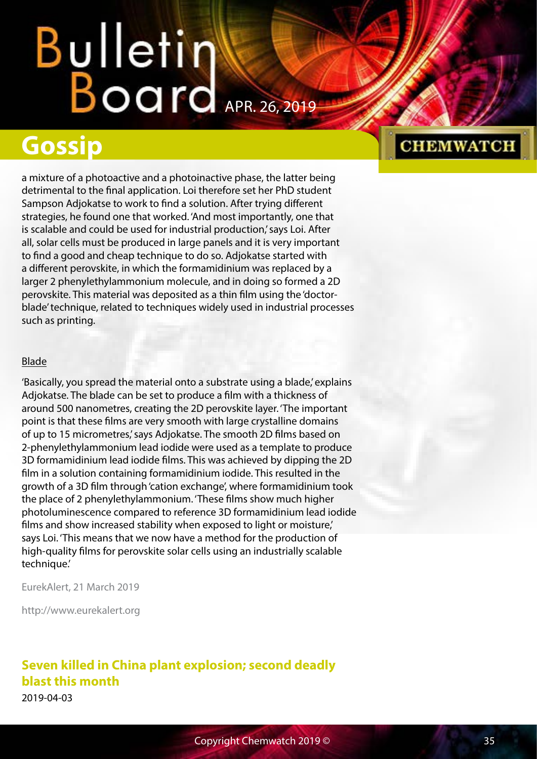a mixture of a photoactive and a photoinactive phase, the latter being detrimental to the final application. Loi therefore set her PhD student Sampson Adjokatse to work to find a solution. After trying different strategies, he found one that worked. 'And most importantly, one that is scalable and could be used for industrial production,' says Loi. After all, solar cells must be produced in large panels and it is very important to find a good and cheap technique to do so. Adjokatse started with a different perovskite, in which the formamidinium was replaced by a larger 2 phenylethylammonium molecule, and in doing so formed a 2D perovskite. This material was deposited as a thin film using the 'doctor-blade' technique, related to techniques widely used in industrial processes such as printing.

Blade

'Basically, you spread the material onto a substrate using a blade,' explains Adjokatse. The blade can be set to produce a film with a thickness of around 500 nanometres, creating the 2D perovskite layer. 'The important point is that these films are very smooth with large crystalline domains of up to 15 micrometres,' says Adjokatse. The smooth 2D films based on 2-phenylethylammonium lead iodide were used as a template to produce 3D formamidinium lead iodide films. This was achieved by dipping the 2D film in a solution containing formamidinium iodide. This resulted in the growth of a 3D film through 'cation exchange', where formamidinium took the place of 2 phenylethylammonium. 'These films show much higher photoluminescence compared to reference 3D formamidinium lead iodide films and show increased stability when exposed to light or moisture,' says Loi. 'This means that we now have a method for the production of high-quality films for perovskite solar cells using an industrially scalable technique.'

EurekAlert, 21 March 2019

http://www.eurekalert.org

## Seven killed in China plant explosion; second deadly blast this month

2019-04-03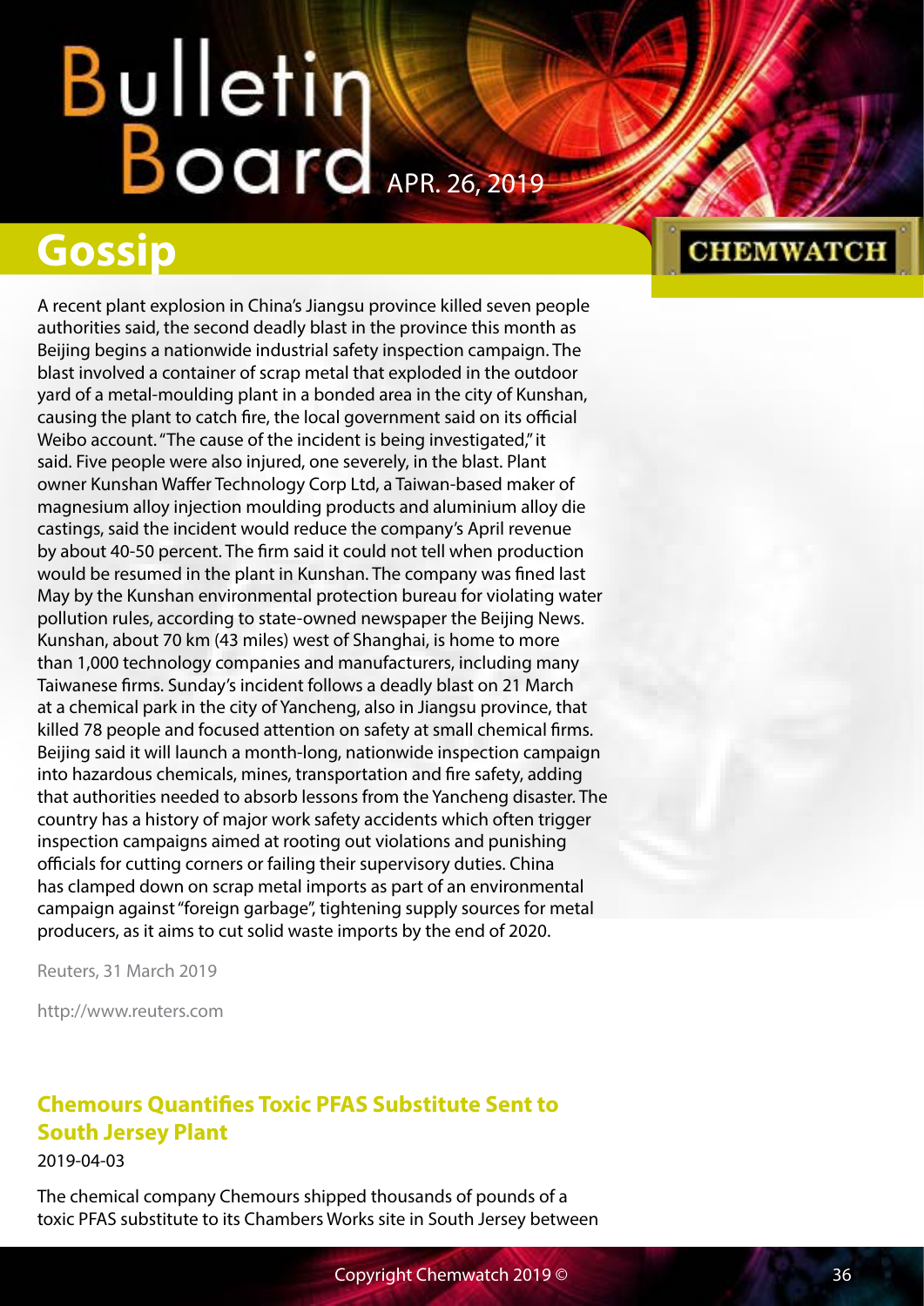## Gossip

A recent plant explosion in China's Jiangsu province killed seven people authorities said, the second deadly blast in the province this month as Beijing begins a nationwide industrial safety inspection campaign. The blast involved a container of scrap metal that exploded in the outdoor yard of a metal-moulding plant in a bonded area in the city of Kunshan, causing the plant to catch fire, the local government said on its official Weibo account. "The cause of the incident is being investigated," it said. Five people were also injured, one severely, in the blast. Plant owner Kunshan Waffer Technology Corp Ltd, a Taiwan-based maker of magnesium alloy injection moulding products and aluminium alloy die castings, said the incident would reduce the company's April revenue by about 40-50 percent. The firm said it could not tell when production would be resumed in the plant in Kunshan. The company was fined last May by the Kunshan environmental protection bureau for violating water pollution rules, according to state-owned newspaper the Beijing News. Kunshan, about 70 km (43 miles) west of Shanghai, is home to more than 1,000 technology companies and manufacturers, including many Taiwanese firms. Sunday's incident follows a deadly blast on 21 March at a chemical park in the city of Yancheng, also in Jiangsu province, that killed 78 people and focused attention on safety at small chemical firms. Beijing said it will launch a month-long, nationwide inspection campaign into hazardous chemicals, mines, transportation and fire safety, adding that authorities needed to absorb lessons from the Yancheng disaster. The country has a history of major work safety accidents which often trigger inspection campaigns aimed at rooting out violations and punishing officials for cutting corners or failing their supervisory duties. China has clamped down on scrap metal imports as part of an environmental campaign against "foreign garbage", tightening supply sources for metal producers, as it aims to cut solid waste imports by the end of 2020.

Reuters, 31 March 2019

http://www.reuters.com

### Chemours Quantifies Toxic PFAS Substitute Sent to South Jersey Plant

2019-04-03

The chemical company Chemours shipped thousands of pounds of a toxic PFAS substitute to its Chambers Works site in South Jersey between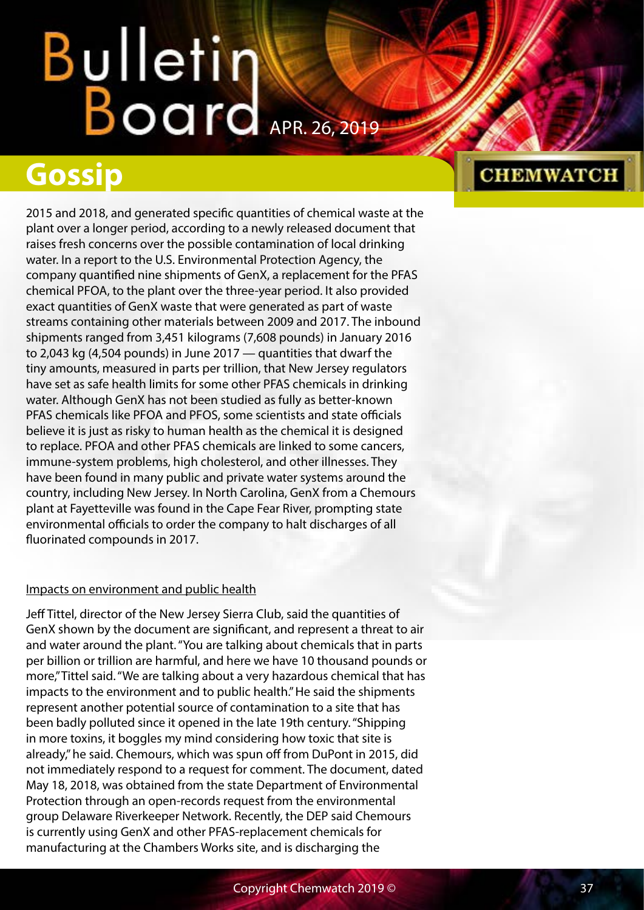2015 and 2018, and generated specific quantities of chemical waste at the plant over a longer period, according to a newly released document that raises fresh concerns over the possible contamination of local drinking water. In a report to the U.S. Environmental Protection Agency, the company quantified nine shipments of GenX, a replacement for the PFAS chemical PFOA, to the plant over the three-year period. It also provided exact quantities of GenX waste that were generated as part of waste streams containing other materials between 2009 and 2017. The inbound shipments ranged from 3,451 kilograms (7,608 pounds) in January 2016 to 2,043 kg (4,504 pounds) in June 2017 — quantities that dwarf the tiny amounts, measured in parts per trillion, that New Jersey regulators have set as safe health limits for some other PFAS chemicals in drinking water. Although GenX has not been studied as fully as better-known PFAS chemicals like PFOA and PFOS, some scientists and state officials believe it is just as risky to human health as the chemical it is designed to replace. PFOA and other PFAS chemicals are linked to some cancers, immune-system problems, high cholesterol, and other illnesses. They have been found in many public and private water systems around the country, including New Jersey. In North Carolina, GenX from a Chemours plant at Fayetteville was found in the Cape Fear River, prompting state environmental officials to order the company to halt discharges of all fluorinated compounds in 2017.

Impacts on environment and public health

Jeff Tittel, director of the New Jersey Sierra Club, said the quantities of GenX shown by the document are significant, and represent a threat to air and water around the plant. "You are talking about chemicals that in parts per billion or trillion are harmful, and here we have 10 thousand pounds or more," Tittel said. "We are talking about a very hazardous chemical that has impacts to the environment and to public health." He said the shipments represent another potential source of contamination to a site that has been badly polluted since it opened in the late 19th century. "Shipping in more toxins, it boggles my mind considering how toxic that site is already," he said. Chemours, which was spun off from DuPont in 2015, did not immediately respond to a request for comment. The document, dated May 18, 2018, was obtained from the state Department of Environmental Protection through an open-records request from the environmental group Delaware Riverkeeper Network. Recently, the DEP said Chemours is currently using GenX and other PFAS-replacement chemicals for manufacturing at the Chambers Works site, and is discharging the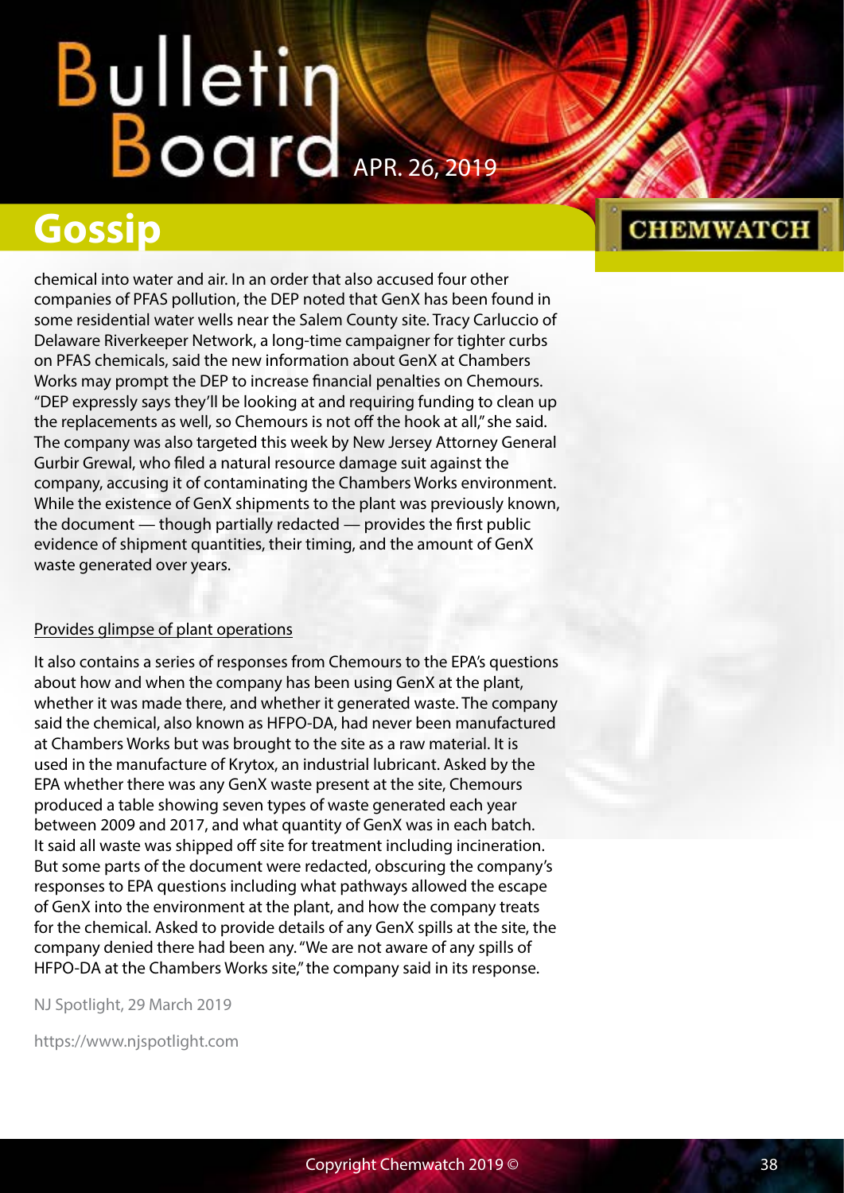chemical into water and air. In an order that also accused four other companies of PFAS pollution, the DEP noted that GenX has been found in some residential water wells near the Salem County site. Tracy Carluccio of Delaware Riverkeeper Network, a long-time campaigner for tighter curbs on PFAS chemicals, said the new information about GenX at Chambers Works may prompt the DEP to increase financial penalties on Chemours. "DEP expressly says they'll be looking at and requiring funding to clean up the replacements as well, so Chemours is not off the hook at all," she said. The company was also targeted this week by New Jersey Attorney General Gurbir Grewal, who filed a natural resource damage suit against the company, accusing it of contaminating the Chambers Works environment. While the existence of GenX shipments to the plant was previously known, the document — though partially redacted — provides the first public evidence of shipment quantities, their timing, and the amount of GenX waste generated over years.

Provides glimpse of plant operations

It also contains a series of responses from Chemours to the EPA's questions about how and when the company has been using GenX at the plant, whether it was made there, and whether it generated waste. The company said the chemical, also known as HFPO-DA, had never been manufactured at Chambers Works but was brought to the site as a raw material. It is used in the manufacture of Krytox, an industrial lubricant. Asked by the EPA whether there was any GenX waste present at the site, Chemours produced a table showing seven types of waste generated each year between 2009 and 2017, and what quantity of GenX was in each batch. It said all waste was shipped off site for treatment including incineration. But some parts of the document were redacted, obscuring the company's responses to EPA questions including what pathways allowed the escape of GenX into the environment at the plant, and how the company treats for the chemical. Asked to provide details of any GenX spills at the site, the company denied there had been any. "We are not aware of any spills of HFPO-DA at the Chambers Works site," the company said in its response.

NJ Spotlight, 29 March 2019

https://www.njspotlight.com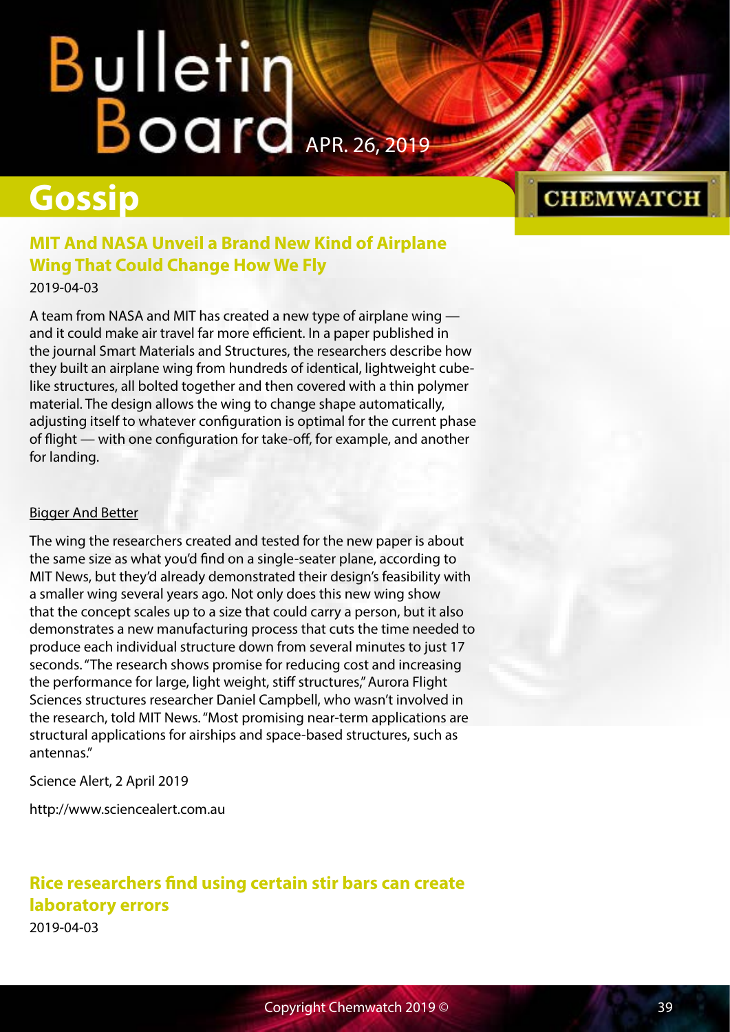## Gossip

### MIT And NASA Unveil a Brand New Kind of Airplane Wing That Could Change How We Fly

2019-04-03

A team from NASA and MIT has created a new type of airplane wing — and it could make air travel far more efficient. In a paper published in the journal Smart Materials and Structures, the researchers describe how they built an airplane wing from hundreds of identical, lightweight cube-like structures, all bolted together and then covered with a thin polymer material. The design allows the wing to change shape automatically, adjusting itself to whatever configuration is optimal for the current phase of flight — with one configuration for take-off, for example, and another for landing.

Bigger And Better

The wing the researchers created and tested for the new paper is about the same size as what you'd find on a single-seater plane, according to MIT News, but they'd already demonstrated their design's feasibility with a smaller wing several years ago. Not only does this new wing show that the concept scales up to a size that could carry a person, but it also demonstrates a new manufacturing process that cuts the time needed to produce each individual structure down from several minutes to just 17 seconds. "The research shows promise for reducing cost and increasing the performance for large, light weight, stiff structures," Aurora Flight Sciences structures researcher Daniel Campbell, who wasn't involved in the research, told MIT News. "Most promising near-term applications are structural applications for airships and space-based structures, such as antennas."

Science Alert, 2 April 2019

http://www.sciencealert.com.au

### Rice researchers find using certain stir bars can create laboratory errors

2019-04-03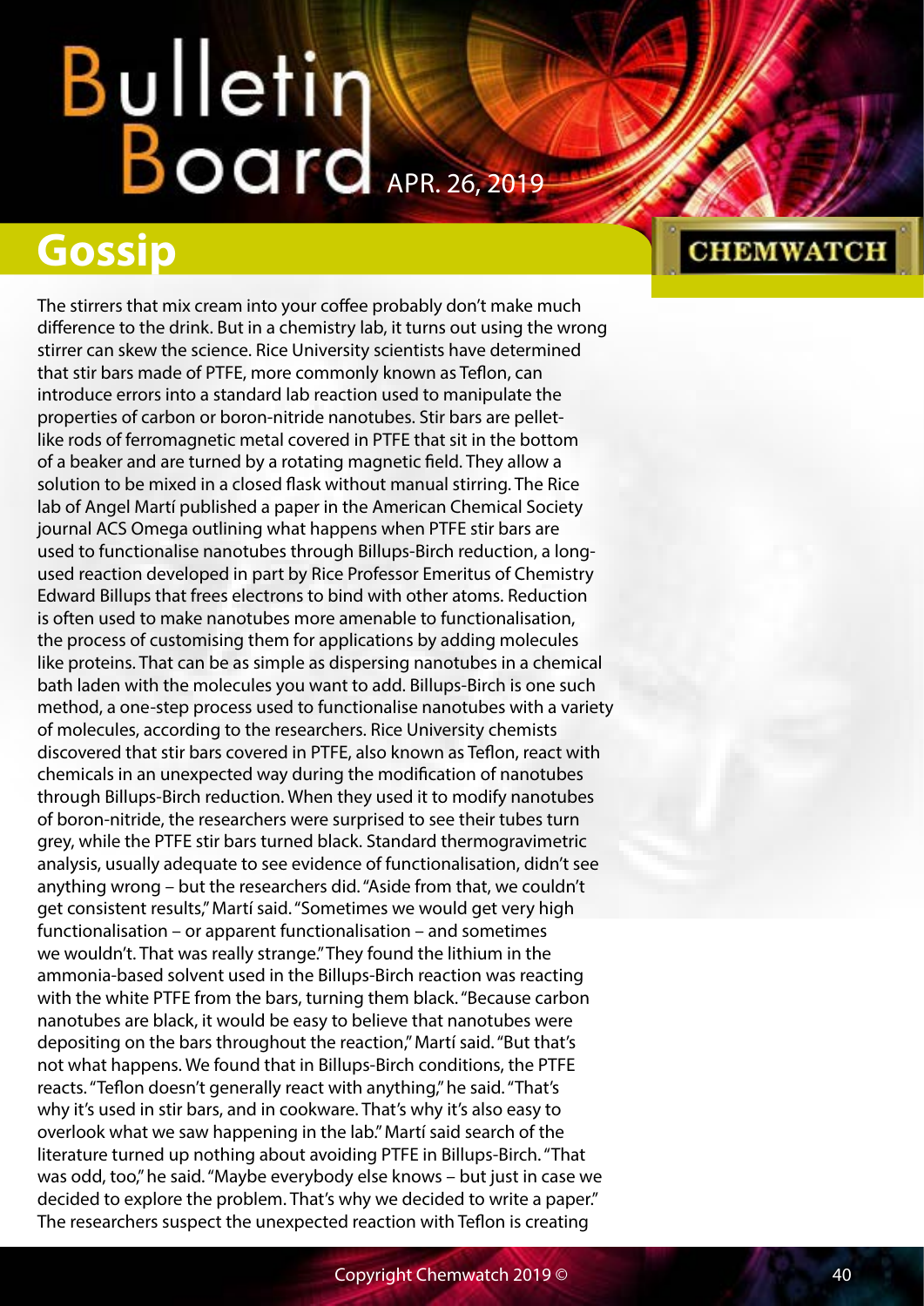# Gossip

The stirrers that mix cream into your coffee probably don't make much difference to the drink. But in a chemistry lab, it turns out using the wrong stirrer can skew the science. Rice University scientists have determined that stir bars made of PTFE, more commonly known as Teflon, can introduce errors into a standard lab reaction used to manipulate the properties of carbon or boron-nitride nanotubes. Stir bars are pellet-like rods of ferromagnetic metal covered in PTFE that sit in the bottom of a beaker and are turned by a rotating magnetic field. They allow a solution to be mixed in a closed flask without manual stirring. The Rice lab of Angel Martí published a paper in the American Chemical Society journal ACS Omega outlining what happens when PTFE stir bars are used to functionalise nanotubes through Billups-Birch reduction, a long-used reaction developed in part by Rice Professor Emeritus of Chemistry Edward Billups that frees electrons to bind with other atoms. Reduction is often used to make nanotubes more amenable to functionalisation, the process of customising them for applications by adding molecules like proteins. That can be as simple as dispersing nanotubes in a chemical bath laden with the molecules you want to add. Billups-Birch is one such method, a one-step process used to functionalise nanotubes with a variety of molecules, according to the researchers. Rice University chemists discovered that stir bars covered in PTFE, also known as Teflon, react with chemicals in an unexpected way during the modification of nanotubes through Billups-Birch reduction. When they used it to modify nanotubes of boron-nitride, the researchers were surprised to see their tubes turn grey, while the PTFE stir bars turned black. Standard thermogravimetric analysis, usually adequate to see evidence of functionalisation, didn't see anything wrong – but the researchers did. "Aside from that, we couldn't get consistent results," Martí said. "Sometimes we would get very high functionalisation – or apparent functionalisation – and sometimes we wouldn't. That was really strange." They found the lithium in the ammonia-based solvent used in the Billups-Birch reaction was reacting with the white PTFE from the bars, turning them black. "Because carbon nanotubes are black, it would be easy to believe that nanotubes were depositing on the bars throughout the reaction," Martí said. "But that's not what happens. We found that in Billups-Birch conditions, the PTFE reacts. "Teflon doesn't generally react with anything," he said. "That's why it's used in stir bars, and in cookware. That's why it's also easy to overlook what we saw happening in the lab." Martí said search of the literature turned up nothing about avoiding PTFE in Billups-Birch. "That was odd, too," he said. "Maybe everybody else knows – but just in case we decided to explore the problem. That's why we decided to write a paper." The researchers suspect the unexpected reaction with Teflon is creating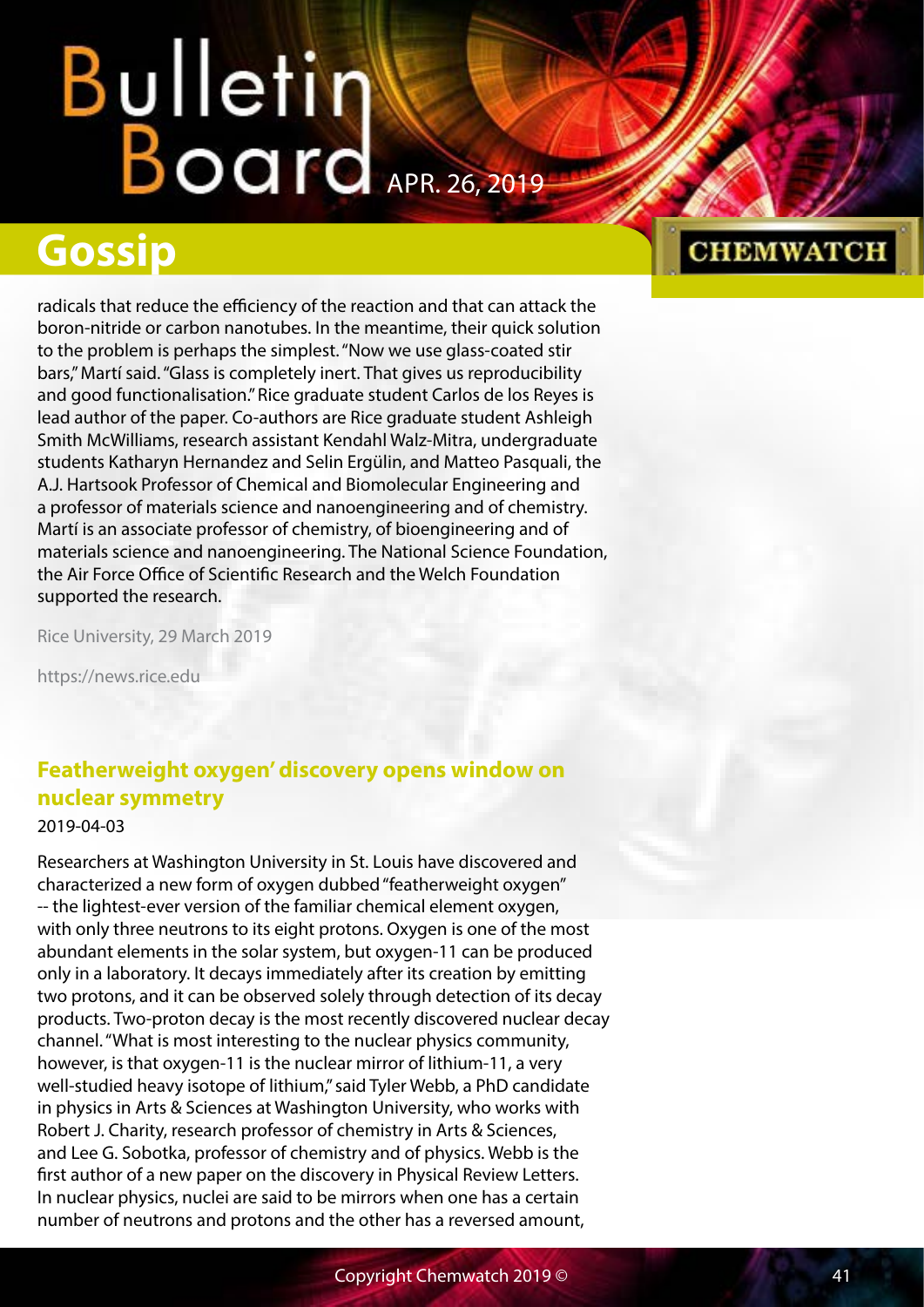radicals that reduce the efficiency of the reaction and that can attack the boron-nitride or carbon nanotubes. In the meantime, their quick solution to the problem is perhaps the simplest. "Now we use glass-coated stir bars," Martí said. "Glass is completely inert. That gives us reproducibility and good functionalisation." Rice graduate student Carlos de los Reyes is lead author of the paper. Co-authors are Rice graduate student Ashleigh Smith McWilliams, research assistant Kendahl Walz-Mitra, undergraduate students Katharyn Hernandez and Selin Ergülin, and Matteo Pasquali, the A.J. Hartsook Professor of Chemical and Biomolecular Engineering and a professor of materials science and nanoengineering and of chemistry. Martí is an associate professor of chemistry, of bioengineering and of materials science and nanoengineering. The National Science Foundation, the Air Force Office of Scientific Research and the Welch Foundation supported the research.

Rice University, 29 March 2019

https://news.rice.edu

### Featherweight oxygen' discovery opens window on nuclear symmetry

2019-04-03

Researchers at Washington University in St. Louis have discovered and characterized a new form of oxygen dubbed "featherweight oxygen" -- the lightest-ever version of the familiar chemical element oxygen, with only three neutrons to its eight protons. Oxygen is one of the most abundant elements in the solar system, but oxygen-11 can be produced only in a laboratory. It decays immediately after its creation by emitting two protons, and it can be observed solely through detection of its decay products. Two-proton decay is the most recently discovered nuclear decay channel. "What is most interesting to the nuclear physics community, however, is that oxygen-11 is the nuclear mirror of lithium-11, a very well-studied heavy isotope of lithium," said Tyler Webb, a PhD candidate in physics in Arts & Sciences at Washington University, who works with Robert J. Charity, research professor of chemistry in Arts & Sciences, and Lee G. Sobotka, professor of chemistry and of physics. Webb is the first author of a new paper on the discovery in Physical Review Letters. In nuclear physics, nuclei are said to be mirrors when one has a certain number of neutrons and protons and the other has a reversed amount,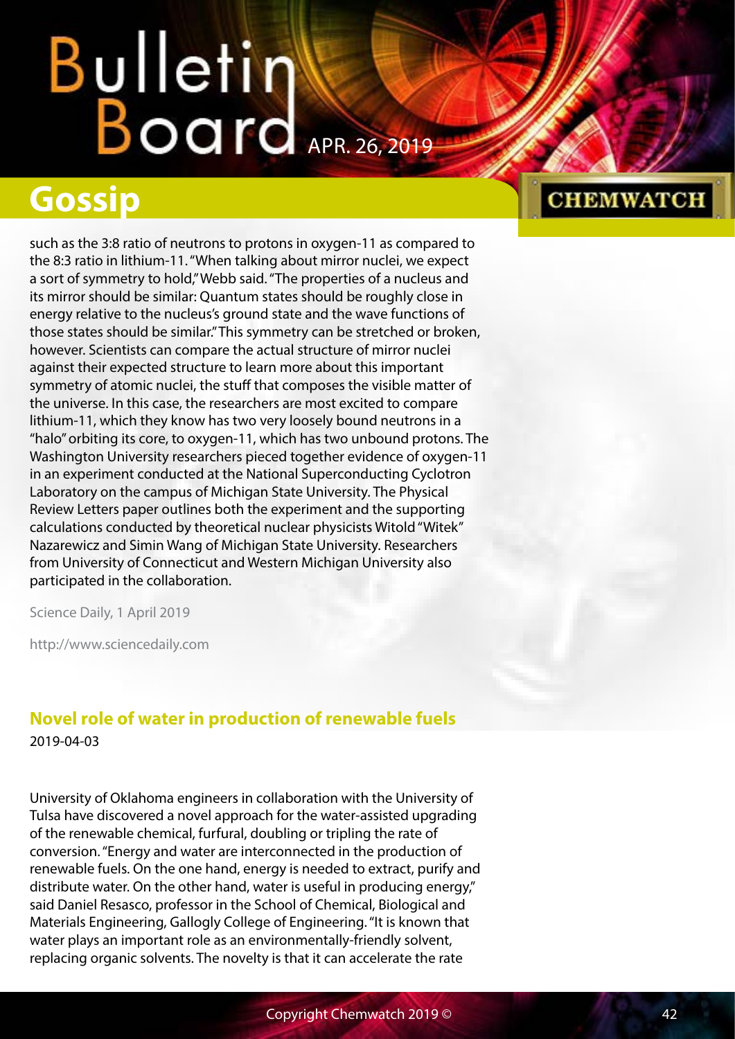such as the 3:8 ratio of neutrons to protons in oxygen-11 as compared to the 8:3 ratio in lithium-11. "When talking about mirror nuclei, we expect a sort of symmetry to hold," Webb said. "The properties of a nucleus and its mirror should be similar: Quantum states should be roughly close in energy relative to the nucleus's ground state and the wave functions of those states should be similar." This symmetry can be stretched or broken, however. Scientists can compare the actual structure of mirror nuclei against their expected structure to learn more about this important symmetry of atomic nuclei, the stuff that composes the visible matter of the universe. In this case, the researchers are most excited to compare lithium-11, which they know has two very loosely bound neutrons in a "halo" orbiting its core, to oxygen-11, which has two unbound protons. The Washington University researchers pieced together evidence of oxygen-11 in an experiment conducted at the National Superconducting Cyclotron Laboratory on the campus of Michigan State University. The Physical Review Letters paper outlines both the experiment and the supporting calculations conducted by theoretical nuclear physicists Witold "Witek" Nazarewicz and Simin Wang of Michigan State University. Researchers from University of Connecticut and Western Michigan University also participated in the collaboration.

Science Daily, 1 April 2019

http://www.sciencedaily.com

## Novel role of water in production of renewable fuels

2019-04-03

University of Oklahoma engineers in collaboration with the University of Tulsa have discovered a novel approach for the water-assisted upgrading of the renewable chemical, furfural, doubling or tripling the rate of conversion. "Energy and water are interconnected in the production of renewable fuels. On the one hand, energy is needed to extract, purify and distribute water. On the other hand, water is useful in producing energy," said Daniel Resasco, professor in the School of Chemical, Biological and Materials Engineering, Gallogly College of Engineering. "It is known that water plays an important role as an environmentally-friendly solvent, replacing organic solvents. The novelty is that it can accelerate the rate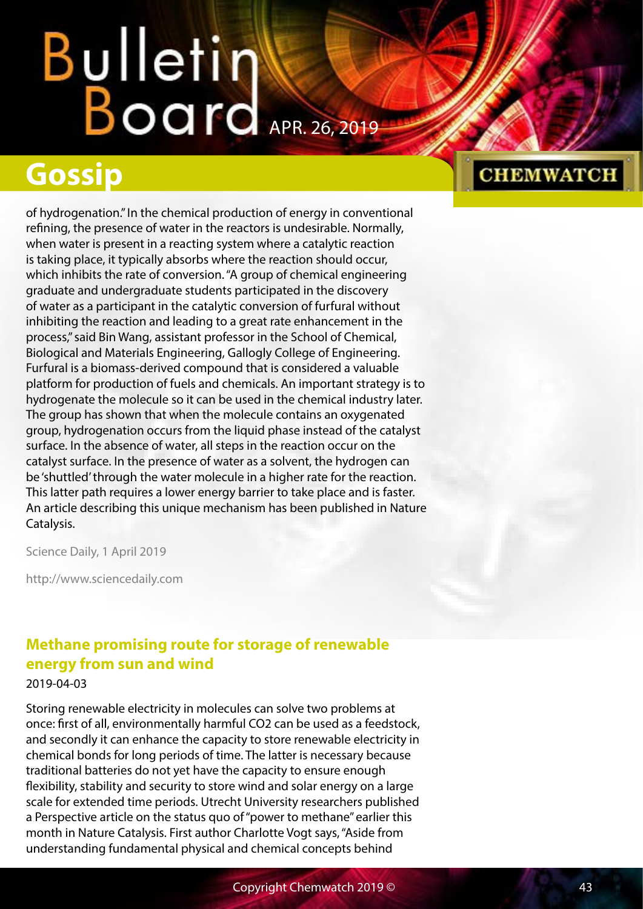of hydrogenation." In the chemical production of energy in conventional refining, the presence of water in the reactors is undesirable. Normally, when water is present in a reacting system where a catalytic reaction is taking place, it typically absorbs where the reaction should occur, which inhibits the rate of conversion. "A group of chemical engineering graduate and undergraduate students participated in the discovery of water as a participant in the catalytic conversion of furfural without inhibiting the reaction and leading to a great rate enhancement in the process," said Bin Wang, assistant professor in the School of Chemical, Biological and Materials Engineering, Gallogly College of Engineering. Furfural is a biomass-derived compound that is considered a valuable platform for production of fuels and chemicals. An important strategy is to hydrogenate the molecule so it can be used in the chemical industry later. The group has shown that when the molecule contains an oxygenated group, hydrogenation occurs from the liquid phase instead of the catalyst surface. In the absence of water, all steps in the reaction occur on the catalyst surface. In the presence of water as a solvent, the hydrogen can be 'shuttled' through the water molecule in a higher rate for the reaction. This latter path requires a lower energy barrier to take place and is faster. An article describing this unique mechanism has been published in Nature Catalysis.

Science Daily, 1 April 2019

http://www.sciencedaily.com

## Methane promising route for storage of renewable energy from sun and wind

2019-04-03

Storing renewable electricity in molecules can solve two problems at once: first of all, environmentally harmful $CO_2$ can be used as a feedstock, and secondly it can enhance the capacity to store renewable electricity in chemical bonds for long periods of time. The latter is necessary because traditional batteries do not yet have the capacity to ensure enough flexibility, stability and security to store wind and solar energy on a large scale for extended time periods. Utrecht University researchers published a Perspective article on the status quo of "power to methane" earlier this month in Nature Catalysis. First author Charlotte Vogt says, "Aside from understanding fundamental physical and chemical concepts behind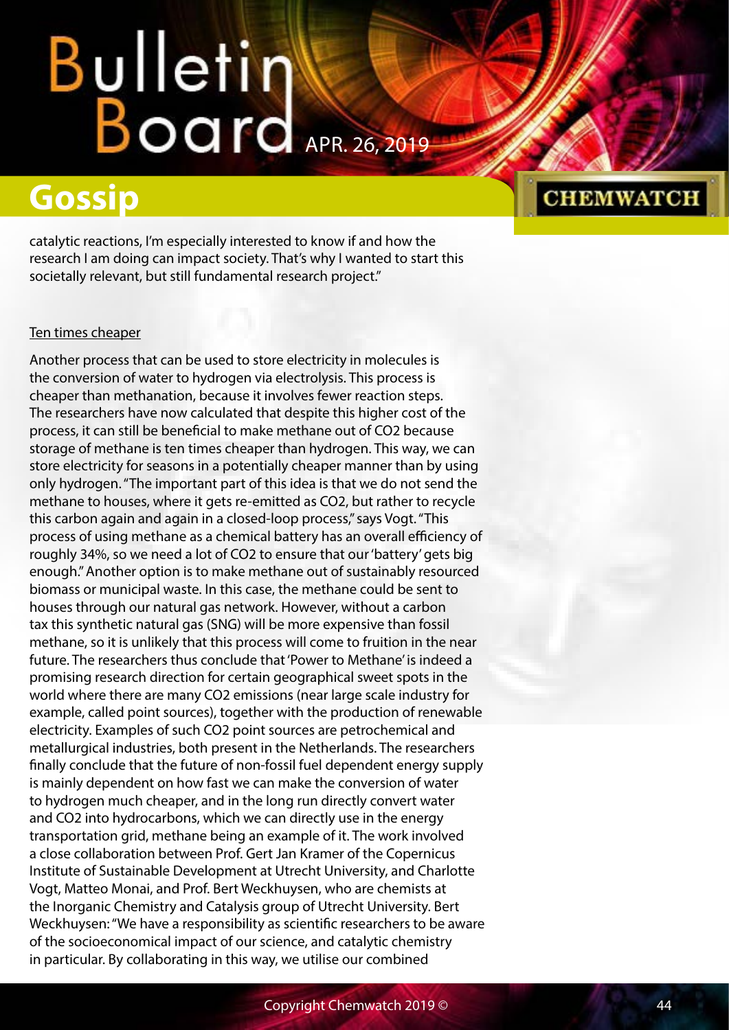catalytic reactions, I'm especially interested to know if and how the research I am doing can impact society. That's why I wanted to start this societally relevant, but still fundamental research project."

## Ten times cheaper

Another process that can be used to store electricity in molecules is the conversion of water to hydrogen via electrolysis. This process is cheaper than methanation, because it involves fewer reaction steps. The researchers have now calculated that despite this higher cost of the process, it can still be beneficial to make methane out of $CO_2$ because storage of methane is ten times cheaper than hydrogen. This way, we can store electricity for seasons in a potentially cheaper manner than by using only hydrogen. "The important part of this idea is that we do not send the methane to houses, where it gets re-emitted as $CO_2$, but rather to recycle this carbon again and again in a closed-loop process," says Vogt. "This process of using methane as a chemical battery has an overall efficiency of roughly 34%, so we need a lot of $CO_2$ to ensure that our 'battery' gets big enough." Another option is to make methane out of sustainably resourced biomass or municipal waste. In this case, the methane could be sent to houses through our natural gas network. However, without a carbon tax this synthetic natural gas (SNG) will be more expensive than fossil methane, so it is unlikely that this process will come to fruition in the near future. The researchers thus conclude that 'Power to Methane' is indeed a promising research direction for certain geographical sweet spots in the world where there are many $CO_2$ emissions (near large scale industry for example, called point sources), together with the production of renewable electricity. Examples of such $CO_2$ point sources are petrochemical and metallurgical industries, both present in the Netherlands. The researchers finally conclude that the future of non-fossil fuel dependent energy supply is mainly dependent on how fast we can make the conversion of water to hydrogen much cheaper, and in the long run directly convert water and $CO_2$ into hydrocarbons, which we can directly use in the energy transportation grid, methane being an example of it. The work involved a close collaboration between Prof. Gert Jan Kramer of the Copernicus Institute of Sustainable Development at Utrecht University, and Charlotte Vogt, Matteo Monai, and Prof. Bert Weckhuysen, who are chemists at the Inorganic Chemistry and Catalysis group of Utrecht University. Bert Weckhuysen: "We have a responsibility as scientific researchers to be aware of the socioeconomical impact of our science, and catalytic chemistry in particular. By collaborating in this way, we utilise our combined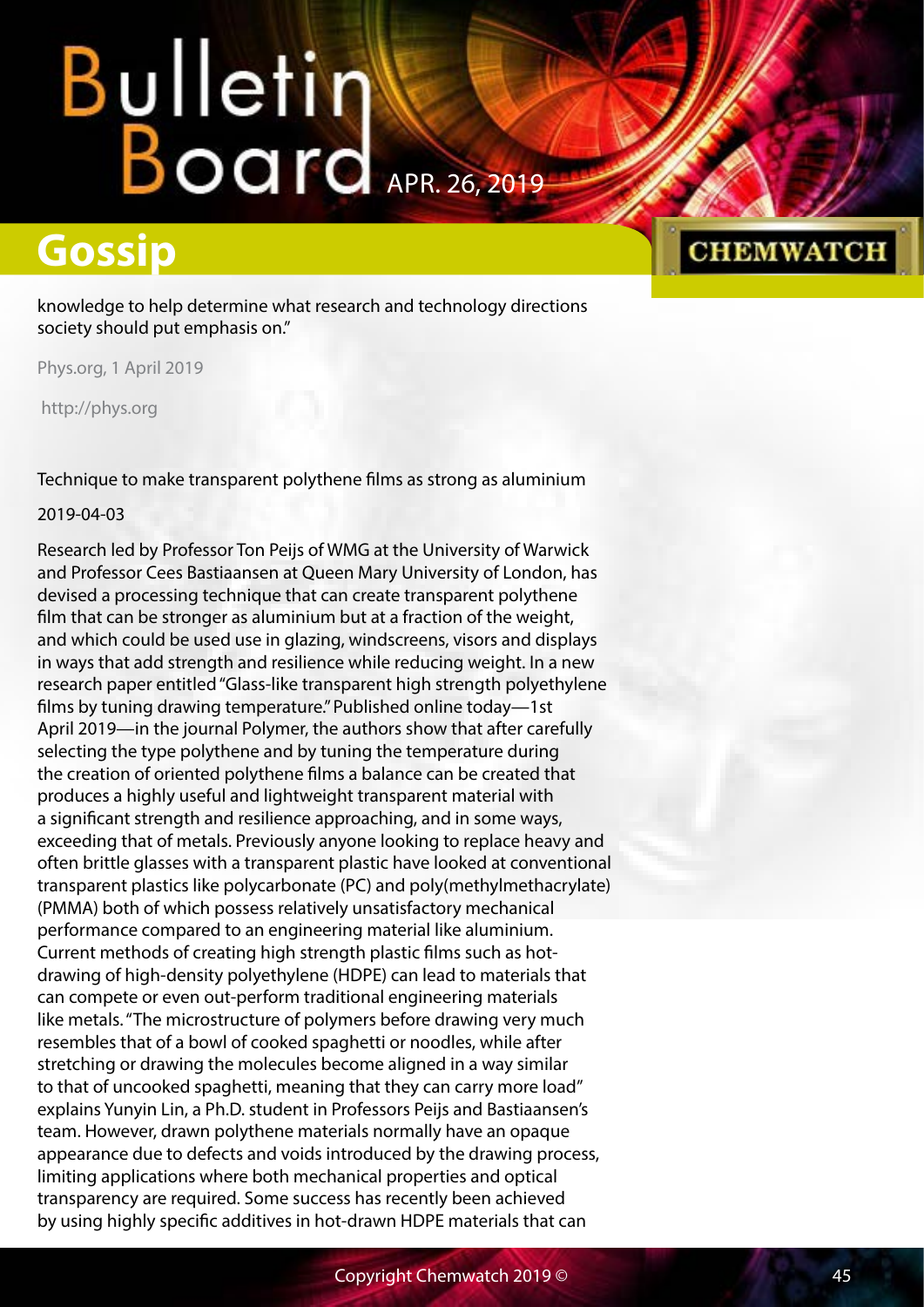knowledge to help determine what research and technology directions society should put emphasis on."

Phys.org, 1 April 2019

http://phys.org

Technique to make transparent polythene films as strong as aluminium

2019-04-03

Research led by Professor Ton Peijs of WMG at the University of Warwick and Professor Cees Bastiaansen at Queen Mary University of London, has devised a processing technique that can create transparent polythene film that can be stronger as aluminium but at a fraction of the weight, and which could be used use in glazing, windscreens, visors and displays in ways that add strength and resilience while reducing weight. In a new research paper entitled "Glass-like transparent high strength polyethylene films by tuning drawing temperature." Published online today—1st April 2019—in the journal Polymer, the authors show that after carefully selecting the type polythene and by tuning the temperature during the creation of oriented polythene films a balance can be created that produces a highly useful and lightweight transparent material with a significant strength and resilience approaching, and in some ways, exceeding that of metals. Previously anyone looking to replace heavy and often brittle glasses with a transparent plastic have looked at conventional transparent plastics like polycarbonate (PC) and poly(methylmethacrylate) (PMMA) both of which possess relatively unsatisfactory mechanical performance compared to an engineering material like aluminium. Current methods of creating high strength plastic films such as hot-drawing of high-density polyethylene (HDPE) can lead to materials that can compete or even out-perform traditional engineering materials like metals. "The microstructure of polymers before drawing very much resembles that of a bowl of cooked spaghetti or noodles, while after stretching or drawing the molecules become aligned in a way similar to that of uncooked spaghetti, meaning that they can carry more load" explains Yunyin Lin, a Ph.D. student in Professors Peijs and Bastiaansen's team. However, drawn polythene materials normally have an opaque appearance due to defects and voids introduced by the drawing process, limiting applications where both mechanical properties and optical transparency are required. Some success has recently been achieved by using highly specific additives in hot-drawn HDPE materials that can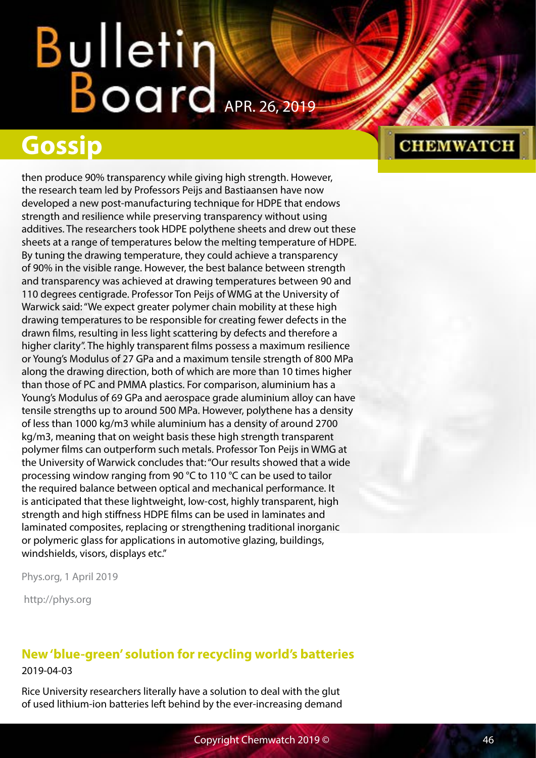then produce 90% transparency while giving high strength. However, the research team led by Professors Peijs and Bastiaansen have now developed a new post-manufacturing technique for HDPE that endows strength and resilience while preserving transparency without using additives. The researchers took HDPE polythene sheets and drew out these sheets at a range of temperatures below the melting temperature of HDPE. By tuning the drawing temperature, they could achieve a transparency of 90% in the visible range. However, the best balance between strength and transparency was achieved at drawing temperatures between 90 and 110 degrees centigrade. Professor Ton Peijs of WMG at the University of Warwick said: "We expect greater polymer chain mobility at these high drawing temperatures to be responsible for creating fewer defects in the drawn films, resulting in less light scattering by defects and therefore a higher clarity". The highly transparent films possess a maximum resilience or Young's Modulus of 27 GPa and a maximum tensile strength of 800 MPa along the drawing direction, both of which are more than 10 times higher than those of PC and PMMA plastics. For comparison, aluminium has a Young's Modulus of 69 GPa and aerospace grade aluminium alloy can have tensile strengths up to around 500 MPa. However, polythene has a density of less than 1000 kg/m3 while aluminium has a density of around 2700 kg/m3, meaning that on weight basis these high strength transparent polymer films can outperform such metals. Professor Ton Peijs in WMG at the University of Warwick concludes that: "Our results showed that a wide processing window ranging from 90 °C to 110 °C can be used to tailor the required balance between optical and mechanical performance. It is anticipated that these lightweight, low-cost, highly transparent, high strength and high stiffness HDPE films can be used in laminates and laminated composites, replacing or strengthening traditional inorganic or polymeric glass for applications in automotive glazing, buildings, windshields, visors, displays etc."

Phys.org, 1 April 2019

http://phys.org

## New 'blue-green' solution for recycling world's batteries

2019-04-03

Rice University researchers literally have a solution to deal with the glut of used lithium-ion batteries left behind by the ever-increasing demand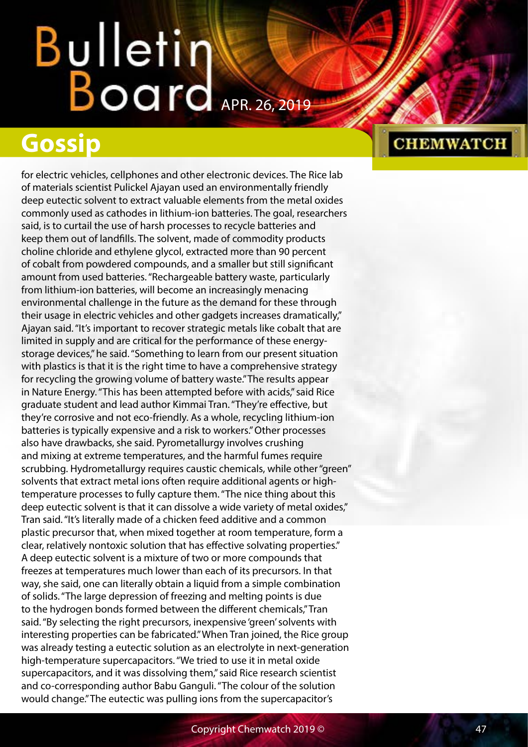for electric vehicles, cellphones and other electronic devices. The Rice lab of materials scientist Pulickel Ajayan used an environmentally friendly deep eutectic solvent to extract valuable elements from the metal oxides commonly used as cathodes in lithium-ion batteries. The goal, researchers said, is to curtail the use of harsh processes to recycle batteries and keep them out of landfills. The solvent, made of commodity products choline chloride and ethylene glycol, extracted more than 90 percent of cobalt from powdered compounds, and a smaller but still significant amount from used batteries. "Rechargeable battery waste, particularly from lithium-ion batteries, will become an increasingly menacing environmental challenge in the future as the demand for these through their usage in electric vehicles and other gadgets increases dramatically," Ajayan said. "It's important to recover strategic metals like cobalt that are limited in supply and are critical for the performance of these energy-storage devices," he said. "Something to learn from our present situation with plastics is that it is the right time to have a comprehensive strategy for recycling the growing volume of battery waste." The results appear in Nature Energy. "This has been attempted before with acids," said Rice graduate student and lead author Kimmai Tran. "They're effective, but they're corrosive and not eco-friendly. As a whole, recycling lithium-ion batteries is typically expensive and a risk to workers." Other processes also have drawbacks, she said. Pyrometallurgy involves crushing and mixing at extreme temperatures, and the harmful fumes require scrubbing. Hydrometallurgy requires caustic chemicals, while other "green" solvents that extract metal ions often require additional agents or high-temperature processes to fully capture them. "The nice thing about this deep eutectic solvent is that it can dissolve a wide variety of metal oxides," Tran said. "It's literally made of a chicken feed additive and a common plastic precursor that, when mixed together at room temperature, form a clear, relatively nontoxic solution that has effective solvating properties." A deep eutectic solvent is a mixture of two or more compounds that freezes at temperatures much lower than each of its precursors. In that way, she said, one can literally obtain a liquid from a simple combination of solids. "The large depression of freezing and melting points is due to the hydrogen bonds formed between the different chemicals," Tran said. "By selecting the right precursors, inexpensive 'green' solvents with interesting properties can be fabricated." When Tran joined, the Rice group was already testing a eutectic solution as an electrolyte in next-generation high-temperature supercapacitors. "We tried to use it in metal oxide supercapacitors, and it was dissolving them," said Rice research scientist and co-corresponding author Babu Ganguli. "The colour of the solution would change." The eutectic was pulling ions from the supercapacitor's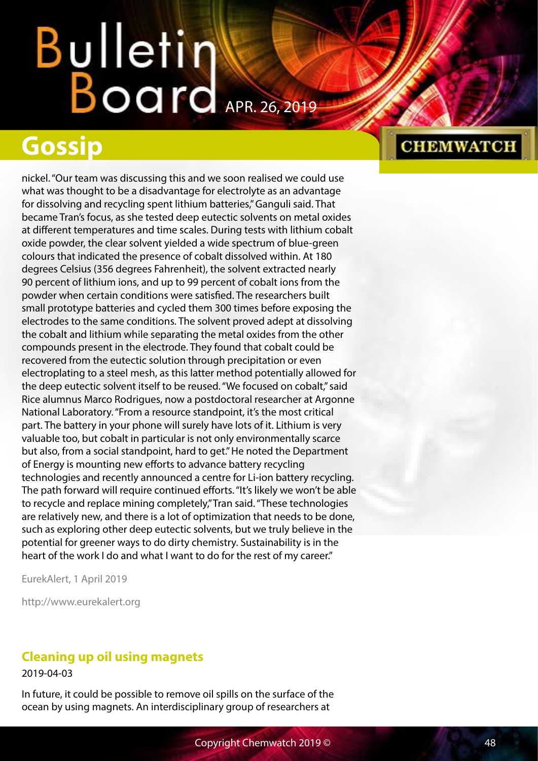nickel. "Our team was discussing this and we soon realised we could use what was thought to be a disadvantage for electrolyte as an advantage for dissolving and recycling spent lithium batteries," Ganguli said. That became Tran's focus, as she tested deep eutectic solvents on metal oxides at different temperatures and time scales. During tests with lithium cobalt oxide powder, the clear solvent yielded a wide spectrum of blue-green colours that indicated the presence of cobalt dissolved within. At 180 degrees Celsius (356 degrees Fahrenheit), the solvent extracted nearly 90 percent of lithium ions, and up to 99 percent of cobalt ions from the powder when certain conditions were satisfied. The researchers built small prototype batteries and cycled them 300 times before exposing the electrodes to the same conditions. The solvent proved adept at dissolving the cobalt and lithium while separating the metal oxides from the other compounds present in the electrode. They found that cobalt could be recovered from the eutectic solution through precipitation or even electroplating to a steel mesh, as this latter method potentially allowed for the deep eutectic solvent itself to be reused. "We focused on cobalt," said Rice alumnus Marco Rodrigues, now a postdoctoral researcher at Argonne National Laboratory. "From a resource standpoint, it's the most critical part. The battery in your phone will surely have lots of it. Lithium is very valuable too, but cobalt in particular is not only environmentally scarce but also, from a social standpoint, hard to get." He noted the Department of Energy is mounting new efforts to advance battery recycling technologies and recently announced a centre for Li-ion battery recycling. The path forward will require continued efforts. "It's likely we won't be able to recycle and replace mining completely," Tran said. "These technologies are relatively new, and there is a lot of optimization that needs to be done, such as exploring other deep eutectic solvents, but we truly believe in the potential for greener ways to do dirty chemistry. Sustainability is in the heart of the work I do and what I want to do for the rest of my career."

EurekAlert, 1 April 2019

http://www.eurekalert.org

### Cleaning up oil using magnets

2019-04-03

In future, it could be possible to remove oil spills on the surface of the ocean by using magnets. An interdisciplinary group of researchers at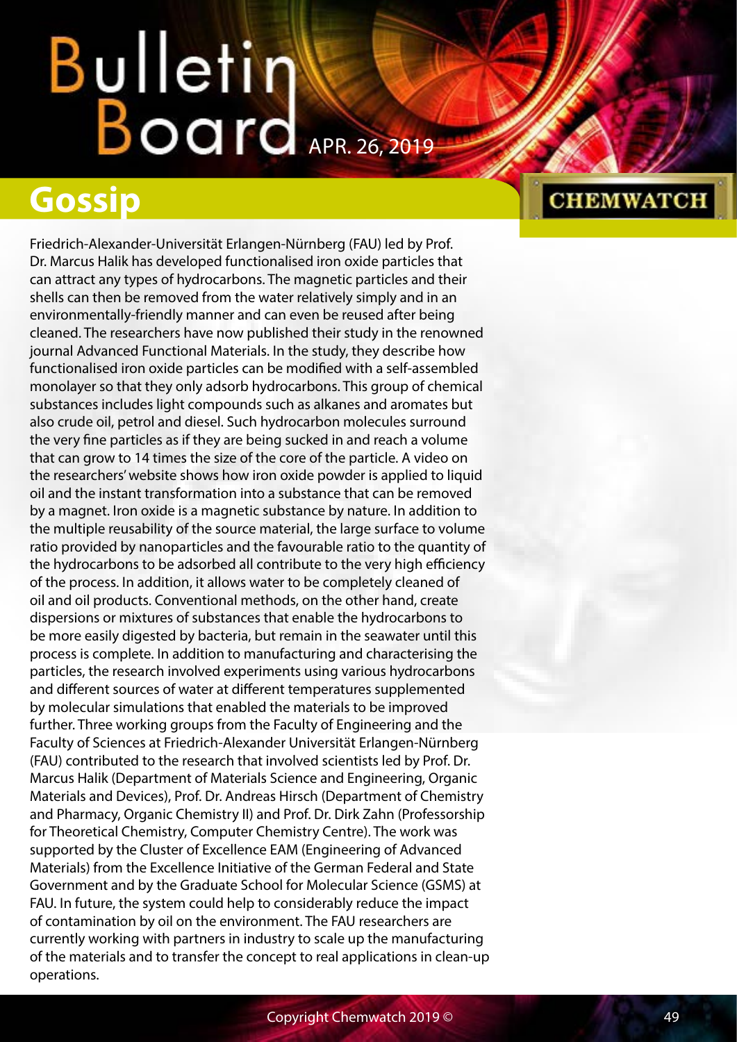# Gossip

Friedrich-Alexander-Universität Erlangen-Nürnberg (FAU) led by Prof. Dr. Marcus Halik has developed functionalised iron oxide particles that can attract any types of hydrocarbons. The magnetic particles and their shells can then be removed from the water relatively simply and in an environmentally-friendly manner and can even be reused after being cleaned. The researchers have now published their study in the renowned journal Advanced Functional Materials. In the study, they describe how functionalised iron oxide particles can be modified with a self-assembled monolayer so that they only adsorb hydrocarbons. This group of chemical substances includes light compounds such as alkanes and aromates but also crude oil, petrol and diesel. Such hydrocarbon molecules surround the very fine particles as if they are being sucked in and reach a volume that can grow to 14 times the size of the core of the particle. A video on the researchers' website shows how iron oxide powder is applied to liquid oil and the instant transformation into a substance that can be removed by a magnet. Iron oxide is a magnetic substance by nature. In addition to the multiple reusability of the source material, the large surface to volume ratio provided by nanoparticles and the favourable ratio to the quantity of the hydrocarbons to be adsorbed all contribute to the very high efficiency of the process. In addition, it allows water to be completely cleaned of oil and oil products. Conventional methods, on the other hand, create dispersions or mixtures of substances that enable the hydrocarbons to be more easily digested by bacteria, but remain in the seawater until this process is complete. In addition to manufacturing and characterising the particles, the research involved experiments using various hydrocarbons and different sources of water at different temperatures supplemented by molecular simulations that enabled the materials to be improved further. Three working groups from the Faculty of Engineering and the Faculty of Sciences at Friedrich-Alexander Universität Erlangen-Nürnberg (FAU) contributed to the research that involved scientists led by Prof. Dr. Marcus Halik (Department of Materials Science and Engineering, Organic Materials and Devices), Prof. Dr. Andreas Hirsch (Department of Chemistry and Pharmacy, Organic Chemistry II) and Prof. Dr. Dirk Zahn (Professorship for Theoretical Chemistry, Computer Chemistry Centre). The work was supported by the Cluster of Excellence EAM (Engineering of Advanced Materials) from the Excellence Initiative of the German Federal and State Government and by the Graduate School for Molecular Science (GSMS) at FAU. In future, the system could help to considerably reduce the impact of contamination by oil on the environment. The FAU researchers are currently working with partners in industry to scale up the manufacturing of the materials and to transfer the concept to real applications in clean-up operations.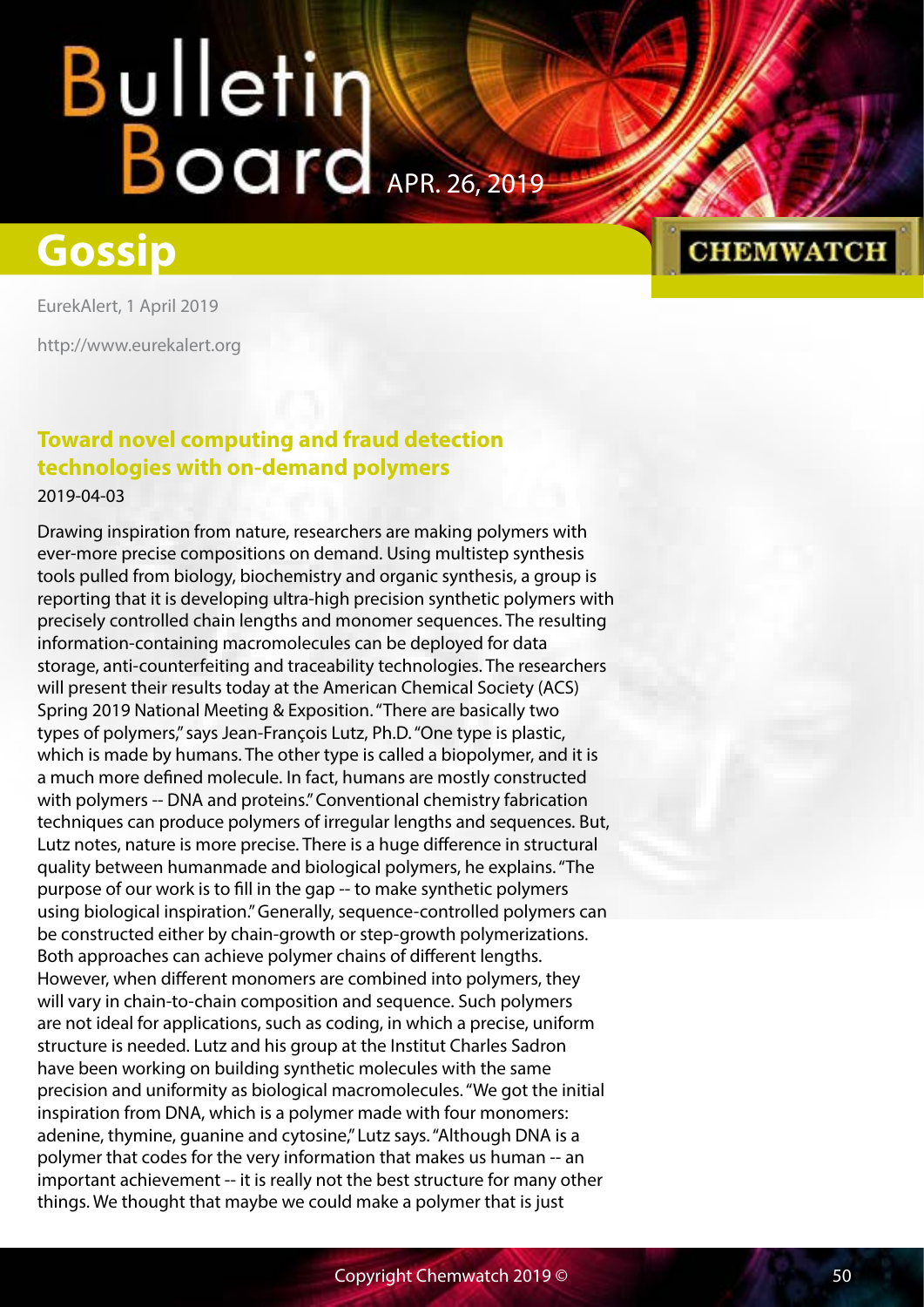EurekAlert, 1 April 2019

http://www.eurekalert.org

## Toward novel computing and fraud detection technologies with on-demand polymers

2019-04-03

Drawing inspiration from nature, researchers are making polymers with ever-more precise compositions on demand. Using multistep synthesis tools pulled from biology, biochemistry and organic synthesis, a group is reporting that it is developing ultra-high precision synthetic polymers with precisely controlled chain lengths and monomer sequences. The resulting information-containing macromolecules can be deployed for data storage, anti-counterfeiting and traceability technologies. The researchers will present their results today at the American Chemical Society (ACS) Spring 2019 National Meeting & Exposition. "There are basically two types of polymers," says Jean-François Lutz, Ph.D. "One type is plastic, which is made by humans. The other type is called a biopolymer, and it is a much more defined molecule. In fact, humans are mostly constructed with polymers -- DNA and proteins." Conventional chemistry fabrication techniques can produce polymers of irregular lengths and sequences. But, Lutz notes, nature is more precise. There is a huge difference in structural quality between humanmade and biological polymers, he explains. "The purpose of our work is to fill in the gap -- to make synthetic polymers using biological inspiration." Generally, sequence-controlled polymers can be constructed either by chain-growth or step-growth polymerizations. Both approaches can achieve polymer chains of different lengths. However, when different monomers are combined into polymers, they will vary in chain-to-chain composition and sequence. Such polymers are not ideal for applications, such as coding, in which a precise, uniform structure is needed. Lutz and his group at the Institut Charles Sadron have been working on building synthetic molecules with the same precision and uniformity as biological macromolecules. "We got the initial inspiration from DNA, which is a polymer made with four monomers: adenine, thymine, guanine and cytosine," Lutz says. "Although DNA is a polymer that codes for the very information that makes us human -- an important achievement -- it is really not the best structure for many other things. We thought that maybe we could make a polymer that is just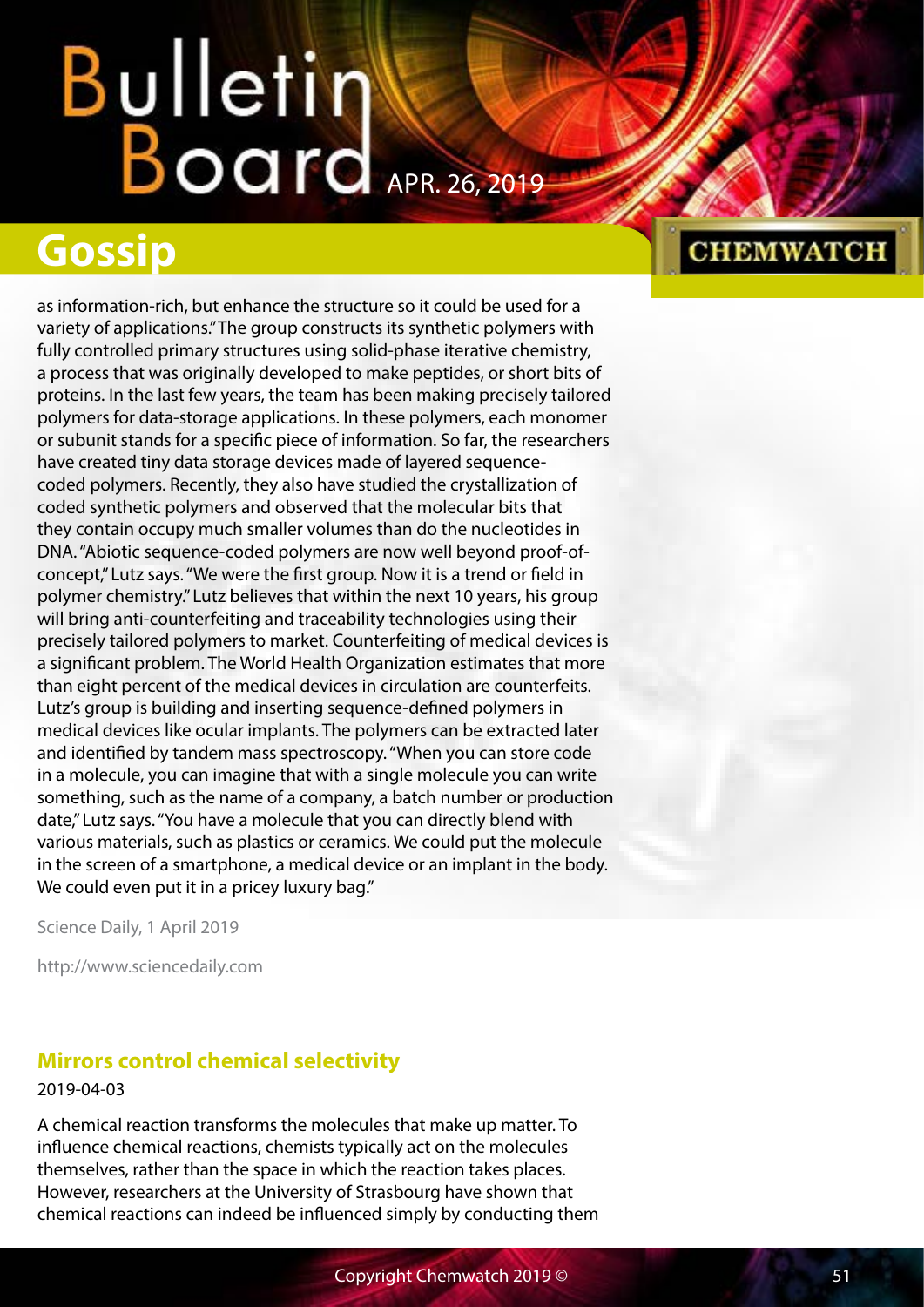as information-rich, but enhance the structure so it could be used for a variety of applications." The group constructs its synthetic polymers with fully controlled primary structures using solid-phase iterative chemistry, a process that was originally developed to make peptides, or short bits of proteins. In the last few years, the team has been making precisely tailored polymers for data-storage applications. In these polymers, each monomer or subunit stands for a specific piece of information. So far, the researchers have created tiny data storage devices made of layered sequence-coded polymers. Recently, they also have studied the crystallization of coded synthetic polymers and observed that the molecular bits that they contain occupy much smaller volumes than do the nucleotides in DNA. "Abiotic sequence-coded polymers are now well beyond proof-of-concept," Lutz says. "We were the first group. Now it is a trend or field in polymer chemistry." Lutz believes that within the next 10 years, his group will bring anti-counterfeiting and traceability technologies using their precisely tailored polymers to market. Counterfeiting of medical devices is a significant problem. The World Health Organization estimates that more than eight percent of the medical devices in circulation are counterfeits. Lutz's group is building and inserting sequence-defined polymers in medical devices like ocular implants. The polymers can be extracted later and identified by tandem mass spectroscopy. "When you can store code in a molecule, you can imagine that with a single molecule you can write something, such as the name of a company, a batch number or production date," Lutz says. "You have a molecule that you can directly blend with various materials, such as plastics or ceramics. We could put the molecule in the screen of a smartphone, a medical device or an implant in the body. We could even put it in a pricey luxury bag."

Science Daily, 1 April 2019

http://www.sciencedaily.com

## Mirrors control chemical selectivity

2019-04-03

A chemical reaction transforms the molecules that make up matter. To influence chemical reactions, chemists typically act on the molecules themselves, rather than the space in which the reaction takes places. However, researchers at the University of Strasbourg have shown that chemical reactions can indeed be influenced simply by conducting them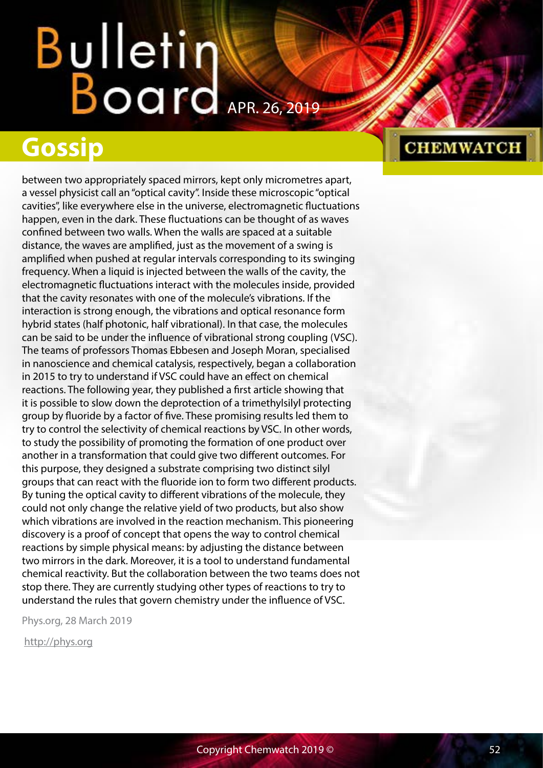between two appropriately spaced mirrors, kept only micrometres apart, a vessel physicist call an "optical cavity". Inside these microscopic "optical cavities", like everywhere else in the universe, electromagnetic fluctuations happen, even in the dark. These fluctuations can be thought of as waves confined between two walls. When the walls are spaced at a suitable distance, the waves are amplified, just as the movement of a swing is amplified when pushed at regular intervals corresponding to its swinging frequency. When a liquid is injected between the walls of the cavity, the electromagnetic fluctuations interact with the molecules inside, provided that the cavity resonates with one of the molecule's vibrations. If the interaction is strong enough, the vibrations and optical resonance form hybrid states (half photonic, half vibrational). In that case, the molecules can be said to be under the influence of vibrational strong coupling (VSC). The teams of professors Thomas Ebbesen and Joseph Moran, specialised in nanoscience and chemical catalysis, respectively, began a collaboration in 2015 to try to understand if VSC could have an effect on chemical reactions. The following year, they published a first article showing that it is possible to slow down the deprotection of a trimethylsilyl protecting group by fluoride by a factor of five. These promising results led them to try to control the selectivity of chemical reactions by VSC. In other words, to study the possibility of promoting the formation of one product over another in a transformation that could give two different outcomes. For this purpose, they designed a substrate comprising two distinct silyl groups that can react with the fluoride ion to form two different products. By tuning the optical cavity to different vibrations of the molecule, they could not only change the relative yield of two products, but also show which vibrations are involved in the reaction mechanism. This pioneering discovery is a proof of concept that opens the way to control chemical reactions by simple physical means: by adjusting the distance between two mirrors in the dark. Moreover, it is a tool to understand fundamental chemical reactivity. But the collaboration between the two teams does not stop there. They are currently studying other types of reactions to try to understand the rules that govern chemistry under the influence of VSC.

Phys.org, 28 March 2019

http://phys.org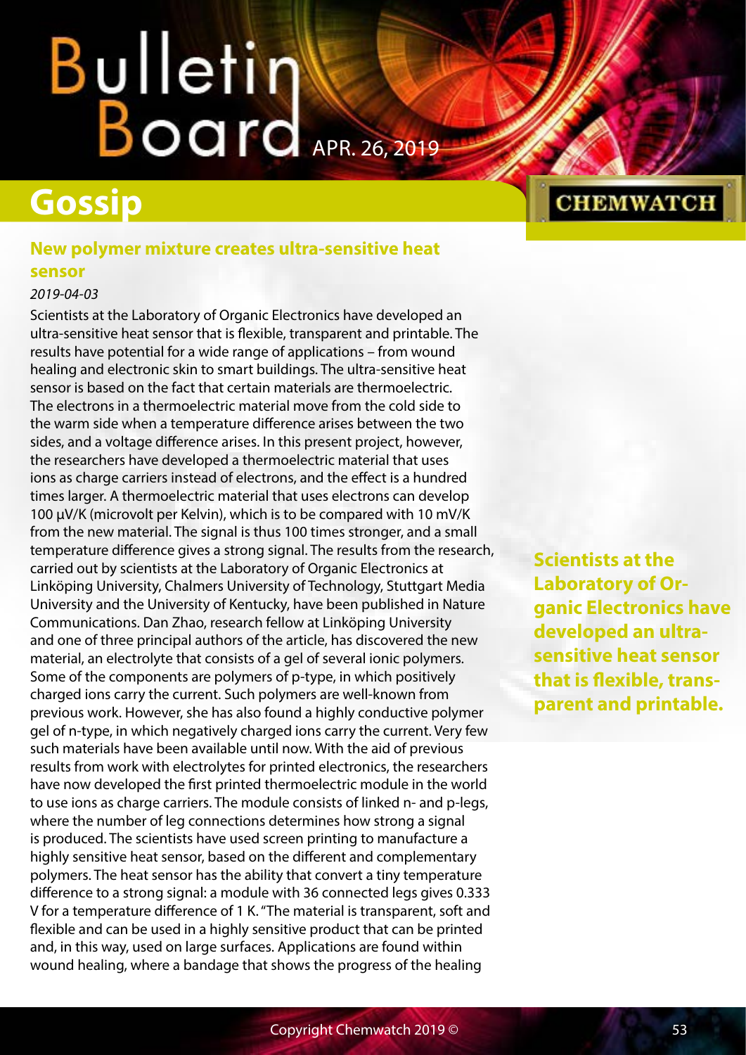# Gossip

## New polymer mixture creates ultra-sensitive heat sensor

*2019-04-03*

Scientists at the Laboratory of Organic Electronics have developed an ultra-sensitive heat sensor that is flexible, transparent and printable. The results have potential for a wide range of applications – from wound healing and electronic skin to smart buildings. The ultra-sensitive heat sensor is based on the fact that certain materials are thermoelectric. The electrons in a thermoelectric material move from the cold side to the warm side when a temperature difference arises between the two sides, and a voltage difference arises. In this present project, however, the researchers have developed a thermoelectric material that uses ions as charge carriers instead of electrons, and the effect is a hundred times larger. A thermoelectric material that uses electrons can develop 100 μV/K (microvolt per Kelvin), which is to be compared with 10 mV/K from the new material. The signal is thus 100 times stronger, and a small temperature difference gives a strong signal. The results from the research, carried out by scientists at the Laboratory of Organic Electronics at Linköping University, Chalmers University of Technology, Stuttgart Media University and the University of Kentucky, have been published in Nature Communications. Dan Zhao, research fellow at Linköping University and one of three principal authors of the article, has discovered the new material, an electrolyte that consists of a gel of several ionic polymers. Some of the components are polymers of p-type, in which positively charged ions carry the current. Such polymers are well-known from previous work. However, she has also found a highly conductive polymer gel of n-type, in which negatively charged ions carry the current. Very few such materials have been available until now. With the aid of previous results from work with electrolytes for printed electronics, the researchers have now developed the first printed thermoelectric module in the world to use ions as charge carriers. The module consists of linked n- and p-legs, where the number of leg connections determines how strong a signal is produced. The scientists have used screen printing to manufacture a highly sensitive heat sensor, based on the different and complementary polymers. The heat sensor has the ability that convert a tiny temperature difference to a strong signal: a module with 36 connected legs gives 0.333 V for a temperature difference of 1 K. "The material is transparent, soft and flexible and can be used in a highly sensitive product that can be printed and, in this way, used on large surfaces. Applications are found within wound healing, where a bandage that shows the progress of the healing

**Scientists at the Laboratory of Organic Electronics have developed an ultra-sensitive heat sensor that is flexible, transparent and printable.**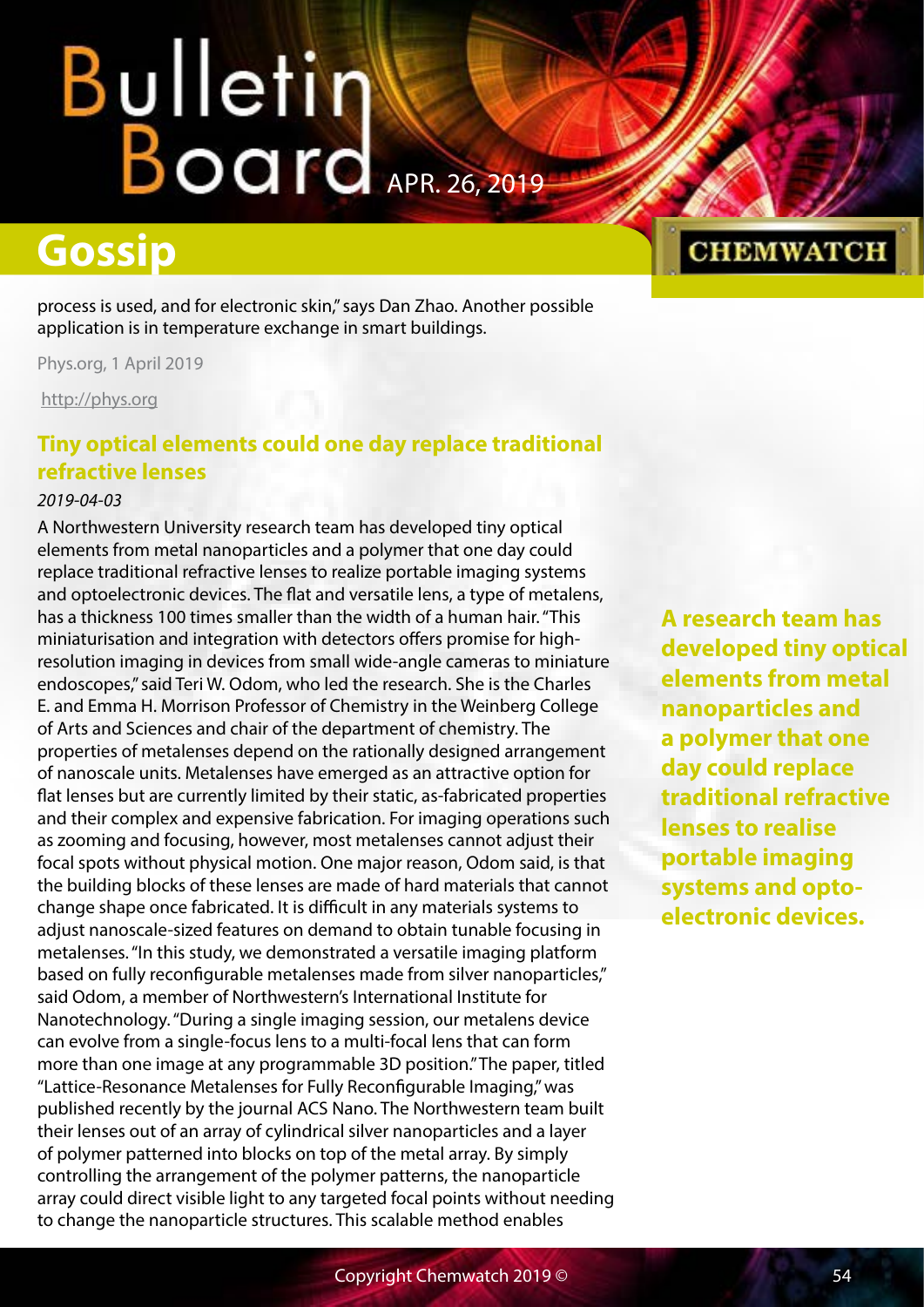process is used, and for electronic skin," says Dan Zhao. Another possible application is in temperature exchange in smart buildings.

Phys.org, 1 April 2019

http://phys.org

## Tiny optical elements could one day replace traditional refractive lenses

*2019-04-03*

A Northwestern University research team has developed tiny optical elements from metal nanoparticles and a polymer that one day could replace traditional refractive lenses to realize portable imaging systems and optoelectronic devices. The flat and versatile lens, a type of metalens, has a thickness 100 times smaller than the width of a human hair. "This miniaturisation and integration with detectors offers promise for high-resolution imaging in devices from small wide-angle cameras to miniature endoscopes," said Teri W. Odom, who led the research. She is the Charles E. and Emma H. Morrison Professor of Chemistry in the Weinberg College of Arts and Sciences and chair of the department of chemistry. The properties of metalenses depend on the rationally designed arrangement of nanoscale units. Metalenses have emerged as an attractive option for flat lenses but are currently limited by their static, as-fabricated properties and their complex and expensive fabrication. For imaging operations such as zooming and focusing, however, most metalenses cannot adjust their focal spots without physical motion. One major reason, Odom said, is that the building blocks of these lenses are made of hard materials that cannot change shape once fabricated. It is difficult in any materials systems to adjust nanoscale-sized features on demand to obtain tunable focusing in metalenses. "In this study, we demonstrated a versatile imaging platform based on fully reconfigurable metalenses made from silver nanoparticles," said Odom, a member of Northwestern's International Institute for Nanotechnology. "During a single imaging session, our metalens device can evolve from a single-focus lens to a multi-focal lens that can form more than one image at any programmable 3D position." The paper, titled "Lattice-Resonance Metalenses for Fully Reconfigurable Imaging," was published recently by the journal ACS Nano. The Northwestern team built their lenses out of an array of cylindrical silver nanoparticles and a layer of polymer patterned into blocks on top of the metal array. By simply controlling the arrangement of the polymer patterns, the nanoparticle array could direct visible light to any targeted focal points without needing to change the nanoparticle structures. This scalable method enables

**A research team has developed tiny optical elements from metal nanoparticles and a polymer that one day could replace traditional refractive lenses to realise portable imaging systems and opto-electronic devices.**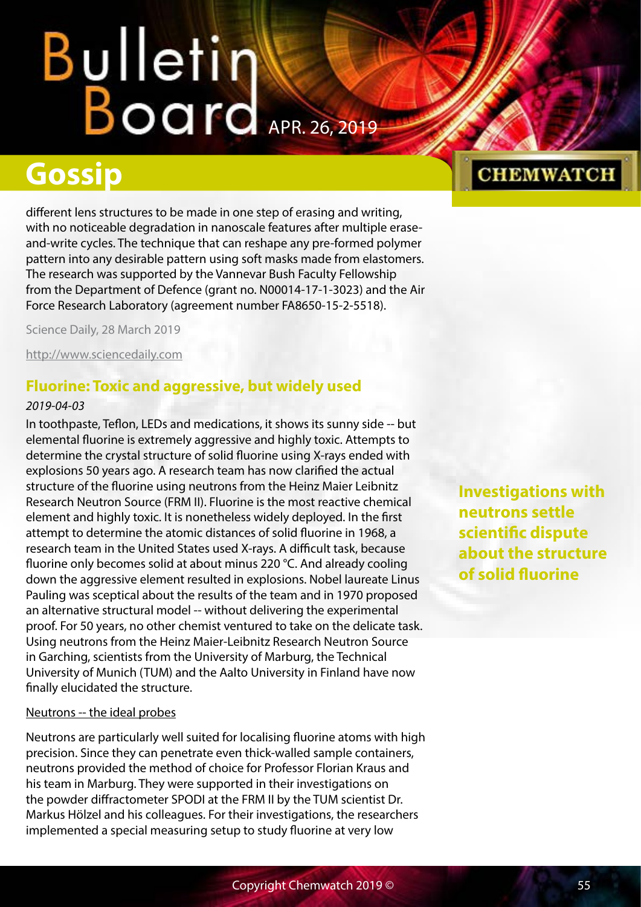different lens structures to be made in one step of erasing and writing, with no noticeable degradation in nanoscale features after multiple erase-and-write cycles. The technique that can reshape any pre-formed polymer pattern into any desirable pattern using soft masks made from elastomers. The research was supported by the Vannevar Bush Faculty Fellowship from the Department of Defence (grant no. N00014-17-1-3023) and the Air Force Research Laboratory (agreement number FA8650-15-2-5518).

Science Daily, 28 March 2019

http://www.sciencedaily.com

## Fluorine: Toxic and aggressive, but widely used

*2019-04-03*

**Investigations with neutrons settle scientific dispute about the structure of solid fluorine**

In toothpaste, Teflon, LEDs and medications, it shows its sunny side -- but elemental fluorine is extremely aggressive and highly toxic. Attempts to determine the crystal structure of solid fluorine using X-rays ended with explosions 50 years ago. A research team has now clarified the actual structure of the fluorine using neutrons from the Heinz Maier Leibnitz Research Neutron Source (FRM II). Fluorine is the most reactive chemical element and highly toxic. It is nonetheless widely deployed. In the first attempt to determine the atomic distances of solid fluorine in 1968, a research team in the United States used X-rays. A difficult task, because fluorine only becomes solid at about minus 220 °C. And already cooling down the aggressive element resulted in explosions. Nobel laureate Linus Pauling was sceptical about the results of the team and in 1970 proposed an alternative structural model -- without delivering the experimental proof. For 50 years, no other chemist ventured to take on the delicate task. Using neutrons from the Heinz Maier-Leibnitz Research Neutron Source in Garching, scientists from the University of Marburg, the Technical University of Munich (TUM) and the Aalto University in Finland have now finally elucidated the structure.

### Neutrons -- the ideal probes

Neutrons are particularly well suited for localising fluorine atoms with high precision. Since they can penetrate even thick-walled sample containers, neutrons provided the method of choice for Professor Florian Kraus and his team in Marburg. They were supported in their investigations on the powder diffractometer SPODI at the FRM II by the TUM scientist Dr. Markus Hölzel and his colleagues. For their investigations, the researchers implemented a special measuring setup to study fluorine at very low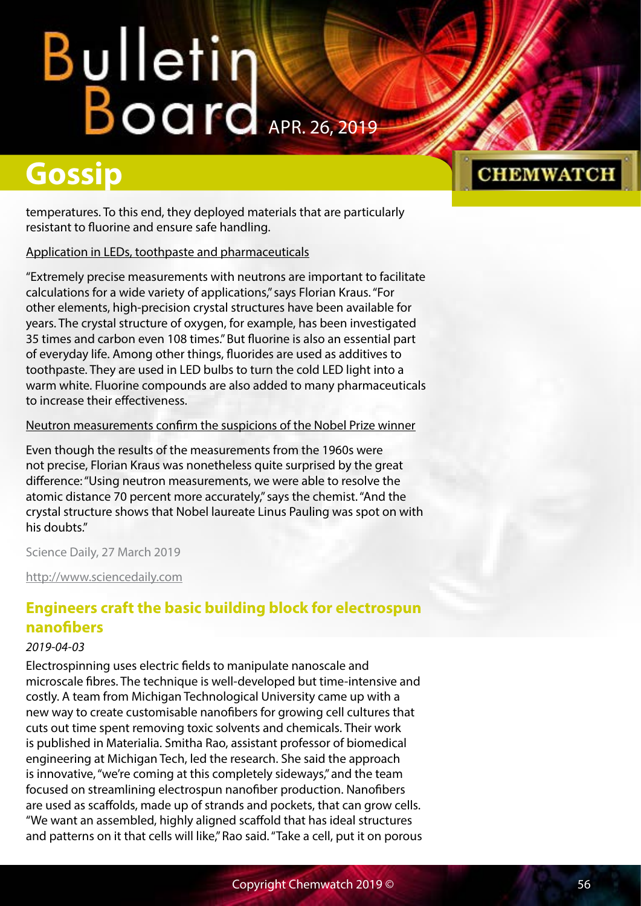temperatures. To this end, they deployed materials that are particularly resistant to fluorine and ensure safe handling.

Application in LEDs, toothpaste and pharmaceuticals

"Extremely precise measurements with neutrons are important to facilitate calculations for a wide variety of applications," says Florian Kraus. "For other elements, high-precision crystal structures have been available for years. The crystal structure of oxygen, for example, has been investigated 35 times and carbon even 108 times." But fluorine is also an essential part of everyday life. Among other things, fluorides are used as additives to toothpaste. They are used in LED bulbs to turn the cold LED light into a warm white. Fluorine compounds are also added to many pharmaceuticals to increase their effectiveness.

Neutron measurements confirm the suspicions of the Nobel Prize winner

Even though the results of the measurements from the 1960s were not precise, Florian Kraus was nonetheless quite surprised by the great difference: "Using neutron measurements, we were able to resolve the atomic distance 70 percent more accurately," says the chemist. "And the crystal structure shows that Nobel laureate Linus Pauling was spot on with his doubts."

Science Daily, 27 March 2019

http://www.sciencedaily.com

## Engineers craft the basic building block for electrospun nanofibers

*2019-04-03*

Electrospinning uses electric fields to manipulate nanoscale and microscale fibres. The technique is well-developed but time-intensive and costly. A team from Michigan Technological University came up with a new way to create customisable nanofibers for growing cell cultures that cuts out time spent removing toxic solvents and chemicals. Their work is published in Materialia. Smitha Rao, assistant professor of biomedical engineering at Michigan Tech, led the research. She said the approach is innovative, "we're coming at this completely sideways," and the team focused on streamlining electrospun nanofiber production. Nanofibers are used as scaffolds, made up of strands and pockets, that can grow cells. "We want an assembled, highly aligned scaffold that has ideal structures and patterns on it that cells will like," Rao said. "Take a cell, put it on porous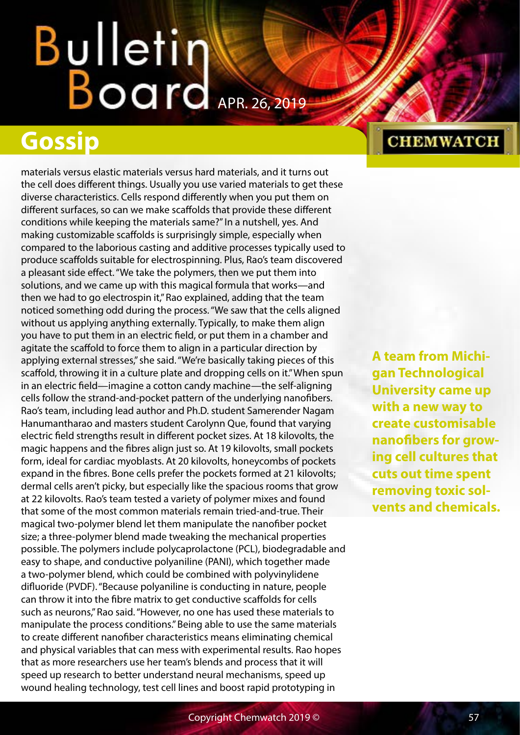## Gossip

materials versus elastic materials versus hard materials, and it turns out the cell does different things. Usually you use varied materials to get these diverse characteristics. Cells respond differently when you put them on different surfaces, so can we make scaffolds that provide these different conditions while keeping the materials same?" In a nutshell, yes. And making customizable scaffolds is surprisingly simple, especially when compared to the laborious casting and additive processes typically used to produce scaffolds suitable for electrospinning. Plus, Rao's team discovered a pleasant side effect. "We take the polymers, then we put them into solutions, and we came up with this magical formula that works—and then we had to go electrospin it," Rao explained, adding that the team noticed something odd during the process. "We saw that the cells aligned without us applying anything externally. Typically, to make them align you have to put them in an electric field, or put them in a chamber and agitate the scaffold to force them to align in a particular direction by applying external stresses," she said. "We're basically taking pieces of this scaffold, throwing it in a culture plate and dropping cells on it." When spun in an electric field—imagine a cotton candy machine—the self-aligning cells follow the strand-and-pocket pattern of the underlying nanofibers. Rao's team, including lead author and Ph.D. student Samerender Nagam Hanumantharao and masters student Carolynn Que, found that varying electric field strengths result in different pocket sizes. At 18 kilovolts, the magic happens and the fibres align just so. At 19 kilovolts, small pockets form, ideal for cardiac myoblasts. At 20 kilovolts, honeycombs of pockets expand in the fibres. Bone cells prefer the pockets formed at 21 kilovolts; dermal cells aren't picky, but especially like the spacious rooms that grow at 22 kilovolts. Rao's team tested a variety of polymer mixes and found that some of the most common materials remain tried-and-true. Their magical two-polymer blend let them manipulate the nanofiber pocket size; a three-polymer blend made tweaking the mechanical properties possible. The polymers include polycaprolactone (PCL), biodegradable and easy to shape, and conductive polyaniline (PANI), which together made a two-polymer blend, which could be combined with polyvinylidene difluoride (PVDF). "Because polyaniline is conducting in nature, people can throw it into the fibre matrix to get conductive scaffolds for cells such as neurons," Rao said. "However, no one has used these materials to manipulate the process conditions." Being able to use the same materials to create different nanofiber characteristics means eliminating chemical and physical variables that can mess with experimental results. Rao hopes that as more researchers use her team's blends and process that it will speed up research to better understand neural mechanisms, speed up wound healing technology, test cell lines and boost rapid prototyping in

**A team from Michigan Technological University came up with a new way to create customisable nanofibers for growing cell cultures that cuts out time spent removing toxic solvents and chemicals.**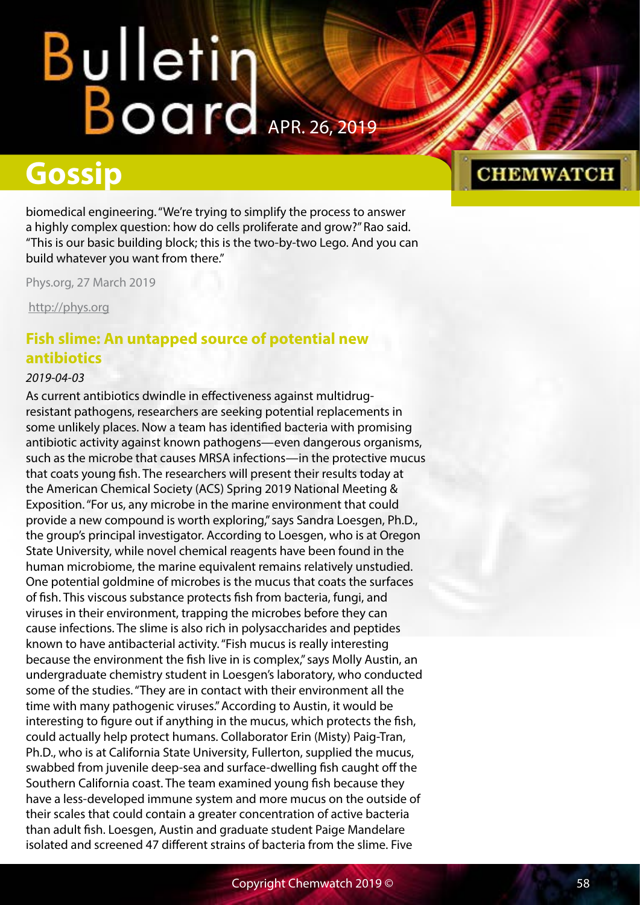biomedical engineering. "We're trying to simplify the process to answer a highly complex question: how do cells proliferate and grow?" Rao said. "This is our basic building block; this is the two-by-two Lego. And you can build whatever you want from there."

Phys.org, 27 March 2019

http://phys.org

## Fish slime: An untapped source of potential new antibiotics

*2019-04-03*

As current antibiotics dwindle in effectiveness against multidrug-resistant pathogens, researchers are seeking potential replacements in some unlikely places. Now a team has identified bacteria with promising antibiotic activity against known pathogens—even dangerous organisms, such as the microbe that causes MRSA infections—in the protective mucus that coats young fish. The researchers will present their results today at the American Chemical Society (ACS) Spring 2019 National Meeting & Exposition. "For us, any microbe in the marine environment that could provide a new compound is worth exploring," says Sandra Loesgen, Ph.D., the group's principal investigator. According to Loesgen, who is at Oregon State University, while novel chemical reagents have been found in the human microbiome, the marine equivalent remains relatively unstudied. One potential goldmine of microbes is the mucus that coats the surfaces of fish. This viscous substance protects fish from bacteria, fungi, and viruses in their environment, trapping the microbes before they can cause infections. The slime is also rich in polysaccharides and peptides known to have antibacterial activity. "Fish mucus is really interesting because the environment the fish live in is complex," says Molly Austin, an undergraduate chemistry student in Loesgen's laboratory, who conducted some of the studies. "They are in contact with their environment all the time with many pathogenic viruses." According to Austin, it would be interesting to figure out if anything in the mucus, which protects the fish, could actually help protect humans. Collaborator Erin (Misty) Paig-Tran, Ph.D., who is at California State University, Fullerton, supplied the mucus, swabbed from juvenile deep-sea and surface-dwelling fish caught off the Southern California coast. The team examined young fish because they have a less-developed immune system and more mucus on the outside of their scales that could contain a greater concentration of active bacteria than adult fish. Loesgen, Austin and graduate student Paige Mandelare isolated and screened 47 different strains of bacteria from the slime. Five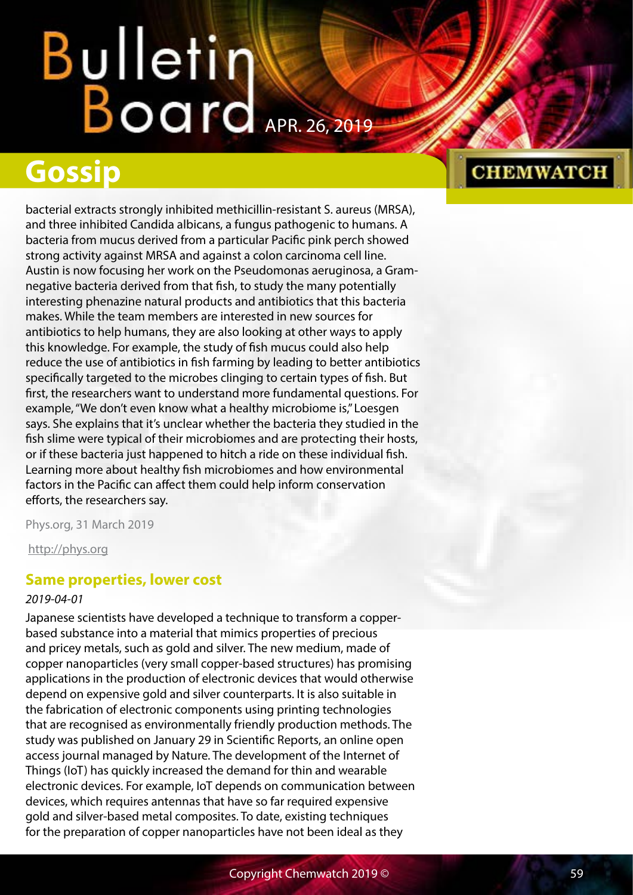bacterial extracts strongly inhibited methicillin-resistant S. aureus (MRSA), and three inhibited Candida albicans, a fungus pathogenic to humans. A bacteria from mucus derived from a particular Pacific pink perch showed strong activity against MRSA and against a colon carcinoma cell line. Austin is now focusing her work on the Pseudomonas aeruginosa, a Gram-negative bacteria derived from that fish, to study the many potentially interesting phenazine natural products and antibiotics that this bacteria makes. While the team members are interested in new sources for antibiotics to help humans, they are also looking at other ways to apply this knowledge. For example, the study of fish mucus could also help reduce the use of antibiotics in fish farming by leading to better antibiotics specifically targeted to the microbes clinging to certain types of fish. But first, the researchers want to understand more fundamental questions. For example, "We don't even know what a healthy microbiome is," Loesgen says. She explains that it's unclear whether the bacteria they studied in the fish slime were typical of their microbiomes and are protecting their hosts, or if these bacteria just happened to hitch a ride on these individual fish. Learning more about healthy fish microbiomes and how environmental factors in the Pacific can affect them could help inform conservation efforts, the researchers say.

Phys.org, 31 March 2019

http://phys.org

## Same properties, lower cost

*2019-04-01*

Japanese scientists have developed a technique to transform a copper-based substance into a material that mimics properties of precious and pricey metals, such as gold and silver. The new medium, made of copper nanoparticles (very small copper-based structures) has promising applications in the production of electronic devices that would otherwise depend on expensive gold and silver counterparts. It is also suitable in the fabrication of electronic components using printing technologies that are recognised as environmentally friendly production methods. The study was published on January 29 in Scientific Reports, an online open access journal managed by Nature. The development of the Internet of Things (IoT) has quickly increased the demand for thin and wearable electronic devices. For example, IoT depends on communication between devices, which requires antennas that have so far required expensive gold and silver-based metal composites. To date, existing techniques for the preparation of copper nanoparticles have not been ideal as they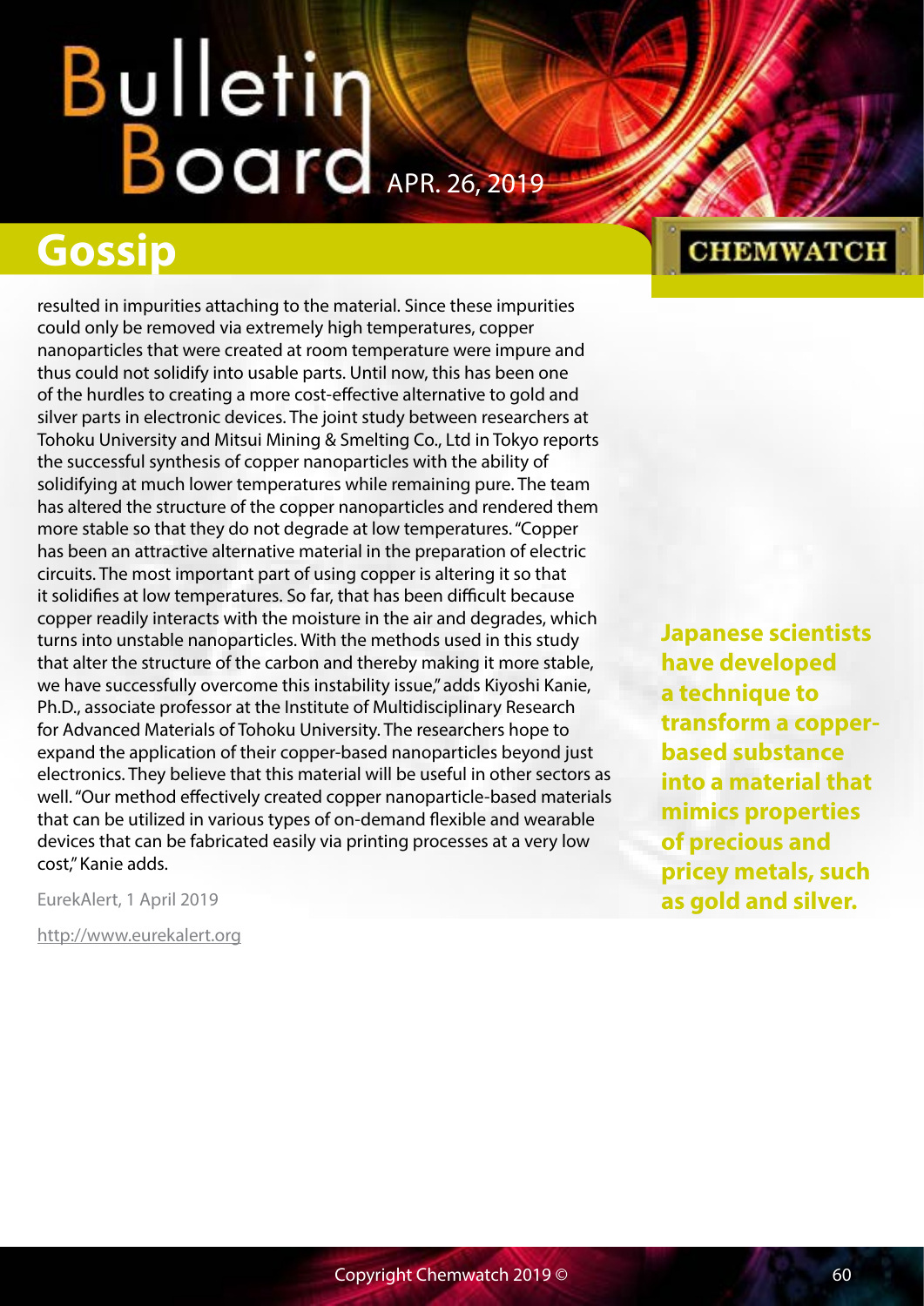# Gossip

resulted in impurities attaching to the material. Since these impurities could only be removed via extremely high temperatures, copper nanoparticles that were created at room temperature were impure and thus could not solidify into usable parts. Until now, this has been one of the hurdles to creating a more cost-effective alternative to gold and silver parts in electronic devices. The joint study between researchers at Tohoku University and Mitsui Mining & Smelting Co., Ltd in Tokyo reports the successful synthesis of copper nanoparticles with the ability of solidifying at much lower temperatures while remaining pure. The team has altered the structure of the copper nanoparticles and rendered them more stable so that they do not degrade at low temperatures. "Copper has been an attractive alternative material in the preparation of electric circuits. The most important part of using copper is altering it so that it solidifies at low temperatures. So far, that has been difficult because copper readily interacts with the moisture in the air and degrades, which turns into unstable nanoparticles. With the methods used in this study that alter the structure of the carbon and thereby making it more stable, we have successfully overcome this instability issue," adds Kiyoshi Kanie, Ph.D., associate professor at the Institute of Multidisciplinary Research for Advanced Materials of Tohoku University. The researchers hope to expand the application of their copper-based nanoparticles beyond just electronics. They believe that this material will be useful in other sectors as well. "Our method effectively created copper nanoparticle-based materials that can be utilized in various types of on-demand flexible and wearable devices that can be fabricated easily via printing processes at a very low cost," Kanie adds.

EurekAlert, 1 April 2019

http://www.eurekalert.org

**Japanese scientists have developed a technique to transform a copper-based substance into a material that mimics properties of precious and pricey metals, such as gold and silver.**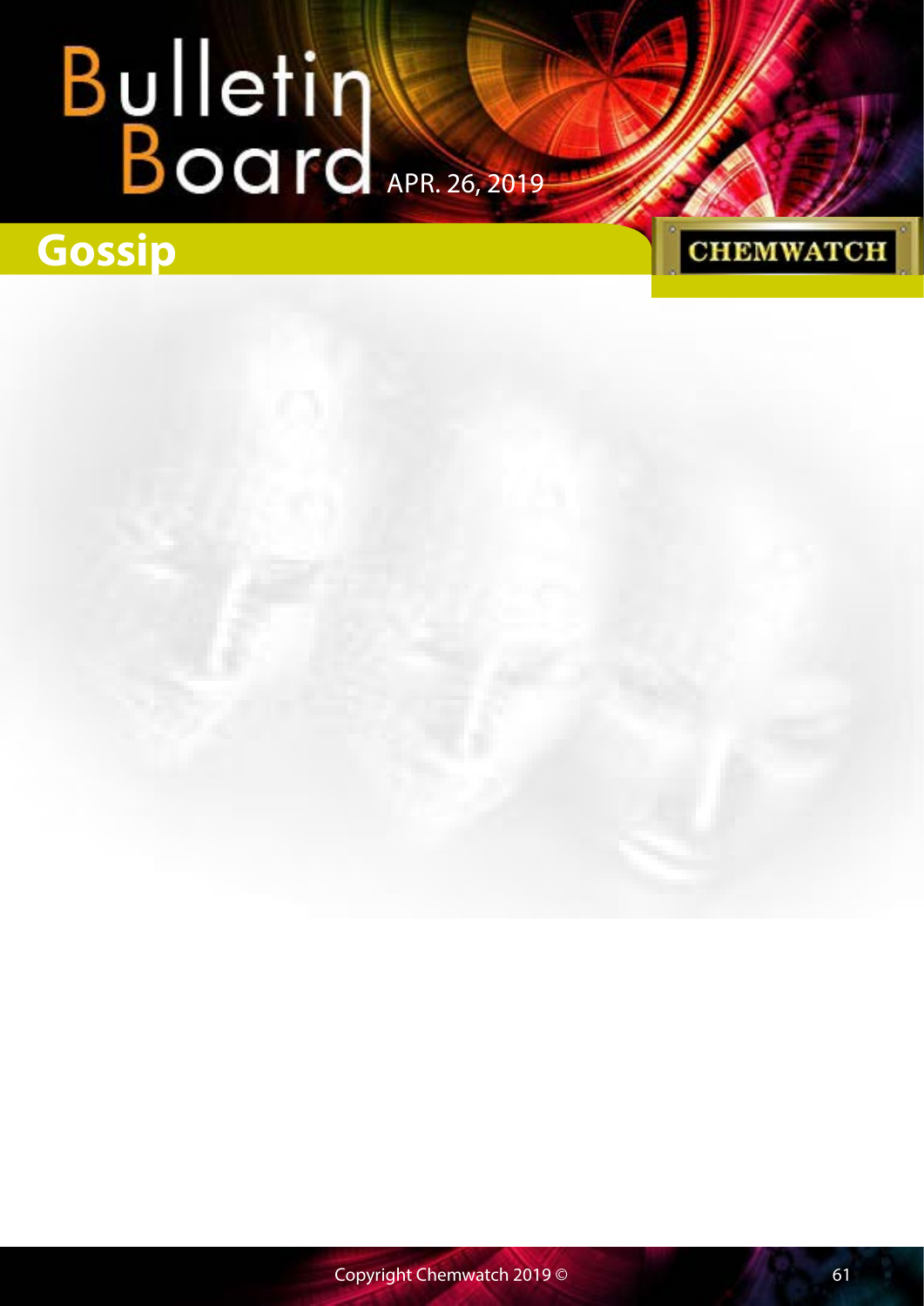## Gossip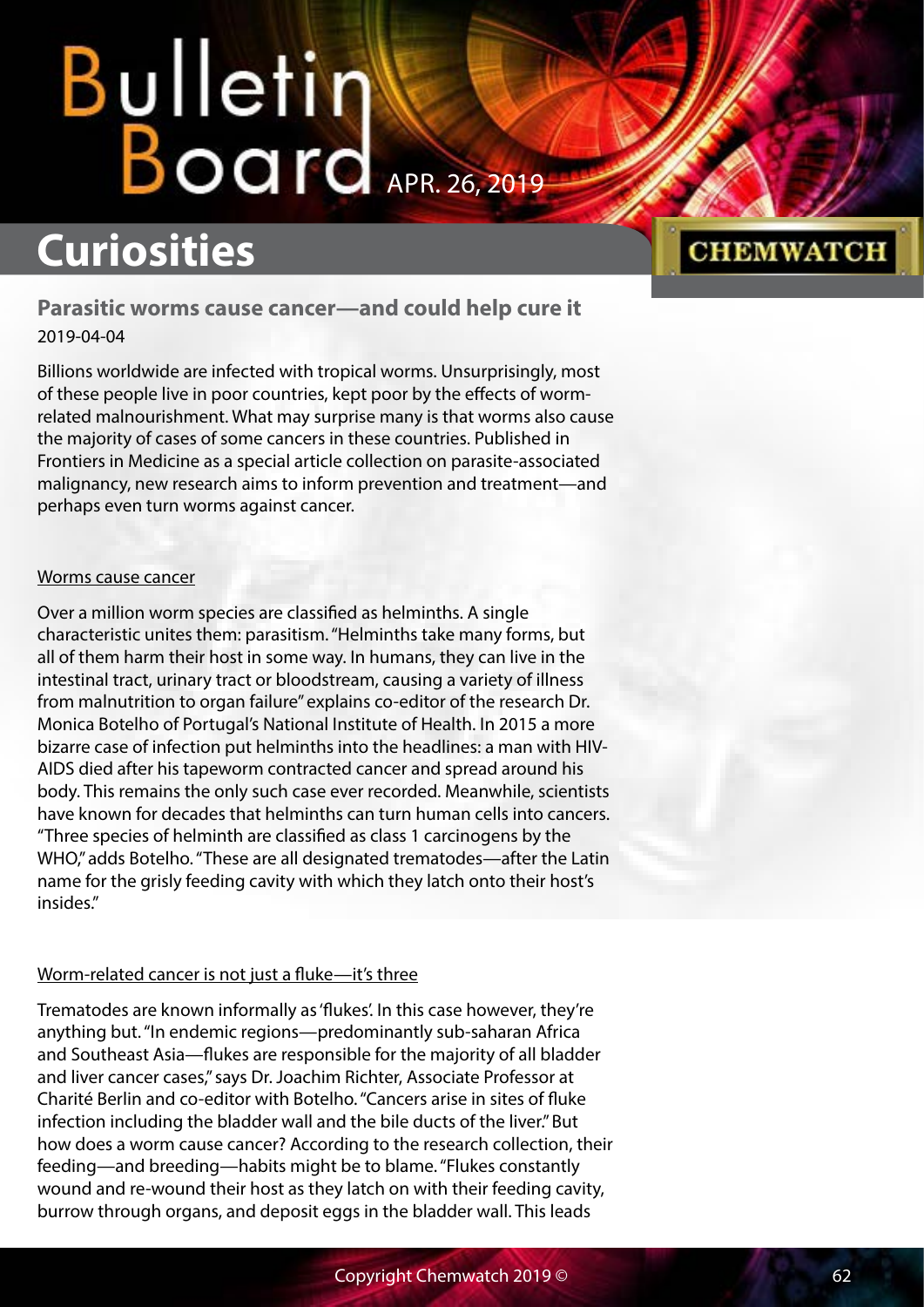# Curiosities

## Parasitic worms cause cancer—and could help cure it

2019-04-04

Billions worldwide are infected with tropical worms. Unsurprisingly, most of these people live in poor countries, kept poor by the effects of worm-related malnourishment. What may surprise many is that worms also cause the majority of cases of some cancers in these countries. Published in Frontiers in Medicine as a special article collection on parasite-associated malignancy, new research aims to inform prevention and treatment—and perhaps even turn worms against cancer.

### Worms cause cancer

Over a million worm species are classified as helminths. A single characteristic unites them: parasitism. "Helminths take many forms, but all of them harm their host in some way. In humans, they can live in the intestinal tract, urinary tract or bloodstream, causing a variety of illness from malnutrition to organ failure" explains co-editor of the research Dr. Monica Botelho of Portugal's National Institute of Health. In 2015 a more bizarre case of infection put helminths into the headlines: a man with HIV-AIDS died after his tapeworm contracted cancer and spread around his body. This remains the only such case ever recorded. Meanwhile, scientists have known for decades that helminths can turn human cells into cancers. "Three species of helminth are classified as class 1 carcinogens by the WHO," adds Botelho. "These are all designated trematodes—after the Latin name for the grisly feeding cavity with which they latch onto their host's insides."

### Worm-related cancer is not just a fluke—it's three

Trematodes are known informally as 'flukes'. In this case however, they're anything but. "In endemic regions—predominantly sub-saharan Africa and Southeast Asia—flukes are responsible for the majority of all bladder and liver cancer cases," says Dr. Joachim Richter, Associate Professor at Charité Berlin and co-editor with Botelho. "Cancers arise in sites of fluke infection including the bladder wall and the bile ducts of the liver." But how does a worm cause cancer? According to the research collection, their feeding—and breeding—habits might be to blame. "Flukes constantly wound and re-wound their host as they latch on with their feeding cavity, burrow through organs, and deposit eggs in the bladder wall. This leads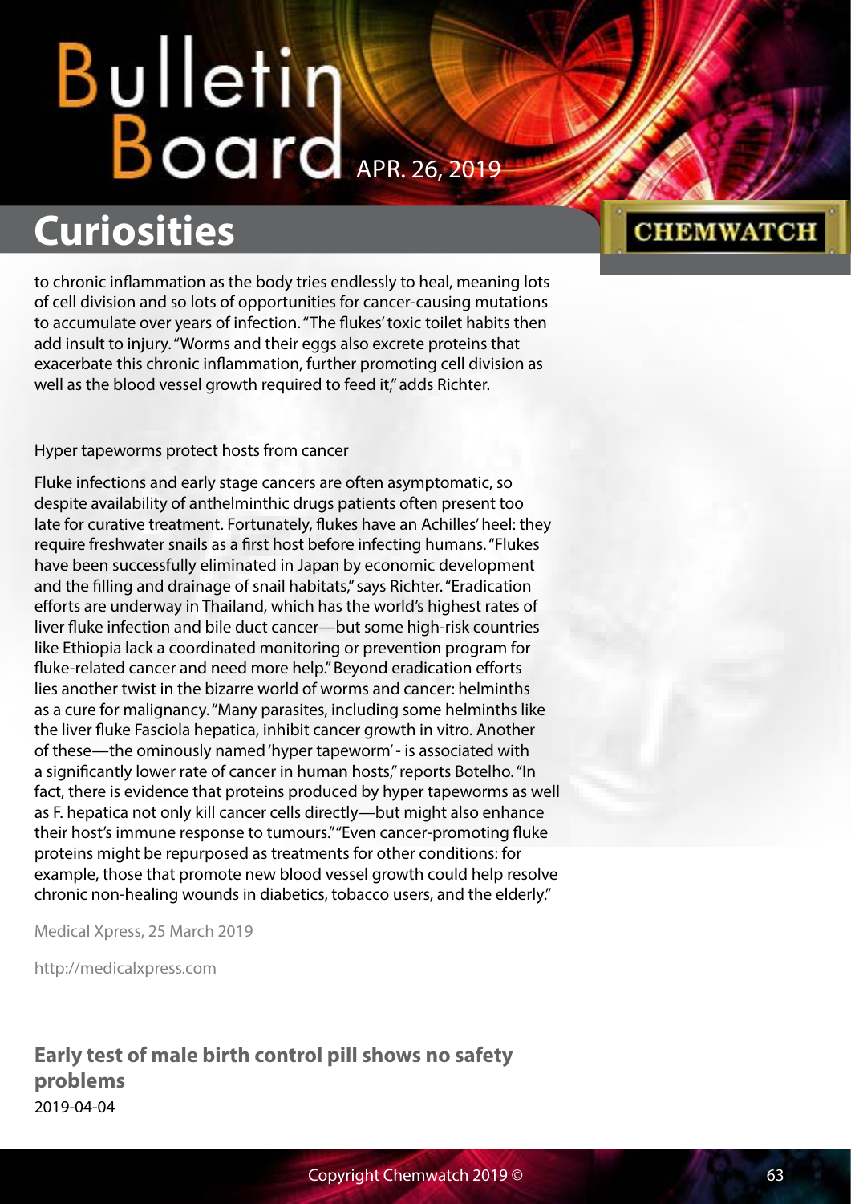to chronic inflammation as the body tries endlessly to heal, meaning lots of cell division and so lots of opportunities for cancer-causing mutations to accumulate over years of infection. "The flukes' toxic toilet habits then add insult to injury. "Worms and their eggs also excrete proteins that exacerbate this chronic inflammation, further promoting cell division as well as the blood vessel growth required to feed it," adds Richter.

Hyper tapeworms protect hosts from cancer

Fluke infections and early stage cancers are often asymptomatic, so despite availability of anthelminthic drugs patients often present too late for curative treatment. Fortunately, flukes have an Achilles' heel: they require freshwater snails as a first host before infecting humans. "Flukes have been successfully eliminated in Japan by economic development and the filling and drainage of snail habitats," says Richter. "Eradication efforts are underway in Thailand, which has the world's highest rates of liver fluke infection and bile duct cancer—but some high-risk countries like Ethiopia lack a coordinated monitoring or prevention program for fluke-related cancer and need more help." Beyond eradication efforts lies another twist in the bizarre world of worms and cancer: helminths as a cure for malignancy. "Many parasites, including some helminths like the liver fluke Fasciola hepatica, inhibit cancer growth in vitro. Another of these—the ominously named 'hyper tapeworm' - is associated with a significantly lower rate of cancer in human hosts," reports Botelho. "In fact, there is evidence that proteins produced by hyper tapeworms as well as F. hepatica not only kill cancer cells directly—but might also enhance their host's immune response to tumours." "Even cancer-promoting fluke proteins might be repurposed as treatments for other conditions: for example, those that promote new blood vessel growth could help resolve chronic non-healing wounds in diabetics, tobacco users, and the elderly."

Medical Xpress, 25 March 2019

http://medicalxpress.com

## Early test of male birth control pill shows no safety problems

2019-04-04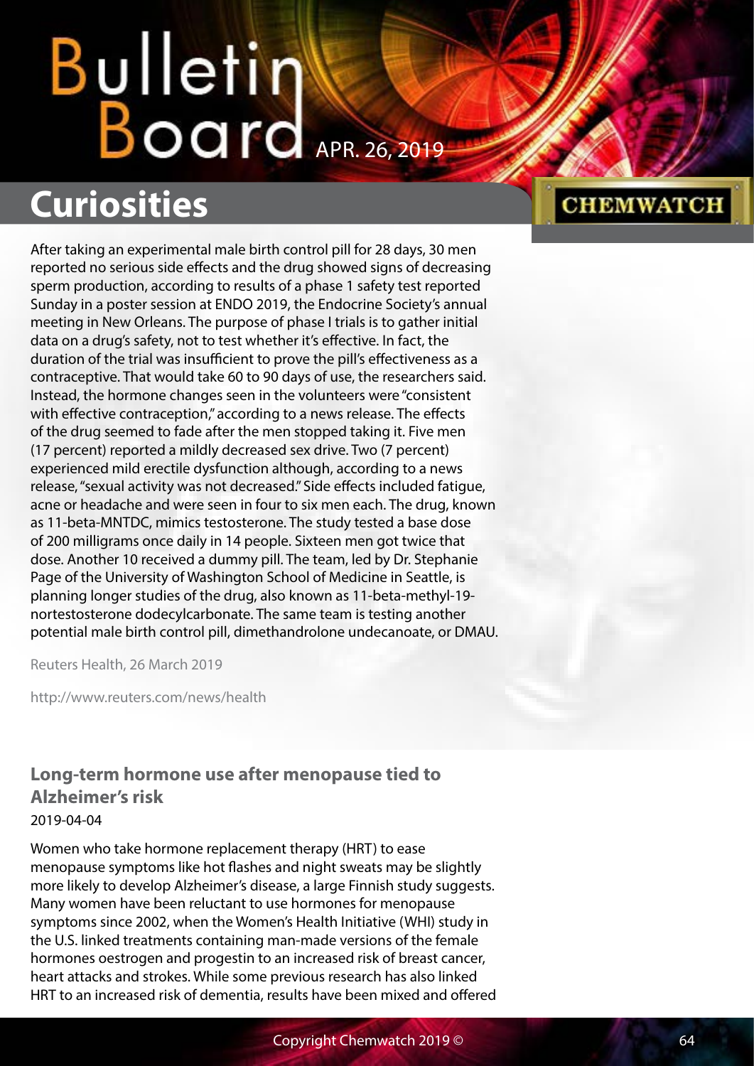# Curiosities

After taking an experimental male birth control pill for 28 days, 30 men reported no serious side effects and the drug showed signs of decreasing sperm production, according to results of a phase 1 safety test reported Sunday in a poster session at ENDO 2019, the Endocrine Society's annual meeting in New Orleans. The purpose of phase I trials is to gather initial data on a drug's safety, not to test whether it's effective. In fact, the duration of the trial was insufficient to prove the pill's effectiveness as a contraceptive. That would take 60 to 90 days of use, the researchers said. Instead, the hormone changes seen in the volunteers were "consistent with effective contraception," according to a news release. The effects of the drug seemed to fade after the men stopped taking it. Five men (17 percent) reported a mildly decreased sex drive. Two (7 percent) experienced mild erectile dysfunction although, according to a news release, "sexual activity was not decreased." Side effects included fatigue, acne or headache and were seen in four to six men each. The drug, known as 11-beta-MNTDC, mimics testosterone. The study tested a base dose of 200 milligrams once daily in 14 people. Sixteen men got twice that dose. Another 10 received a dummy pill. The team, led by Dr. Stephanie Page of the University of Washington School of Medicine in Seattle, is planning longer studies of the drug, also known as 11-beta-methyl-19-nortestosterone dodecylcarbonate. The same team is testing another potential male birth control pill, dimethandrolone undecanoate, or DMAU.

Reuters Health, 26 March 2019

http://www.reuters.com/news/health

## Long-term hormone use after menopause tied to Alzheimer's risk

2019-04-04

Women who take hormone replacement therapy (HRT) to ease menopause symptoms like hot flashes and night sweats may be slightly more likely to develop Alzheimer's disease, a large Finnish study suggests. Many women have been reluctant to use hormones for menopause symptoms since 2002, when the Women's Health Initiative (WHI) study in the U.S. linked treatments containing man-made versions of the female hormones oestrogen and progestin to an increased risk of breast cancer, heart attacks and strokes. While some previous research has also linked HRT to an increased risk of dementia, results have been mixed and offered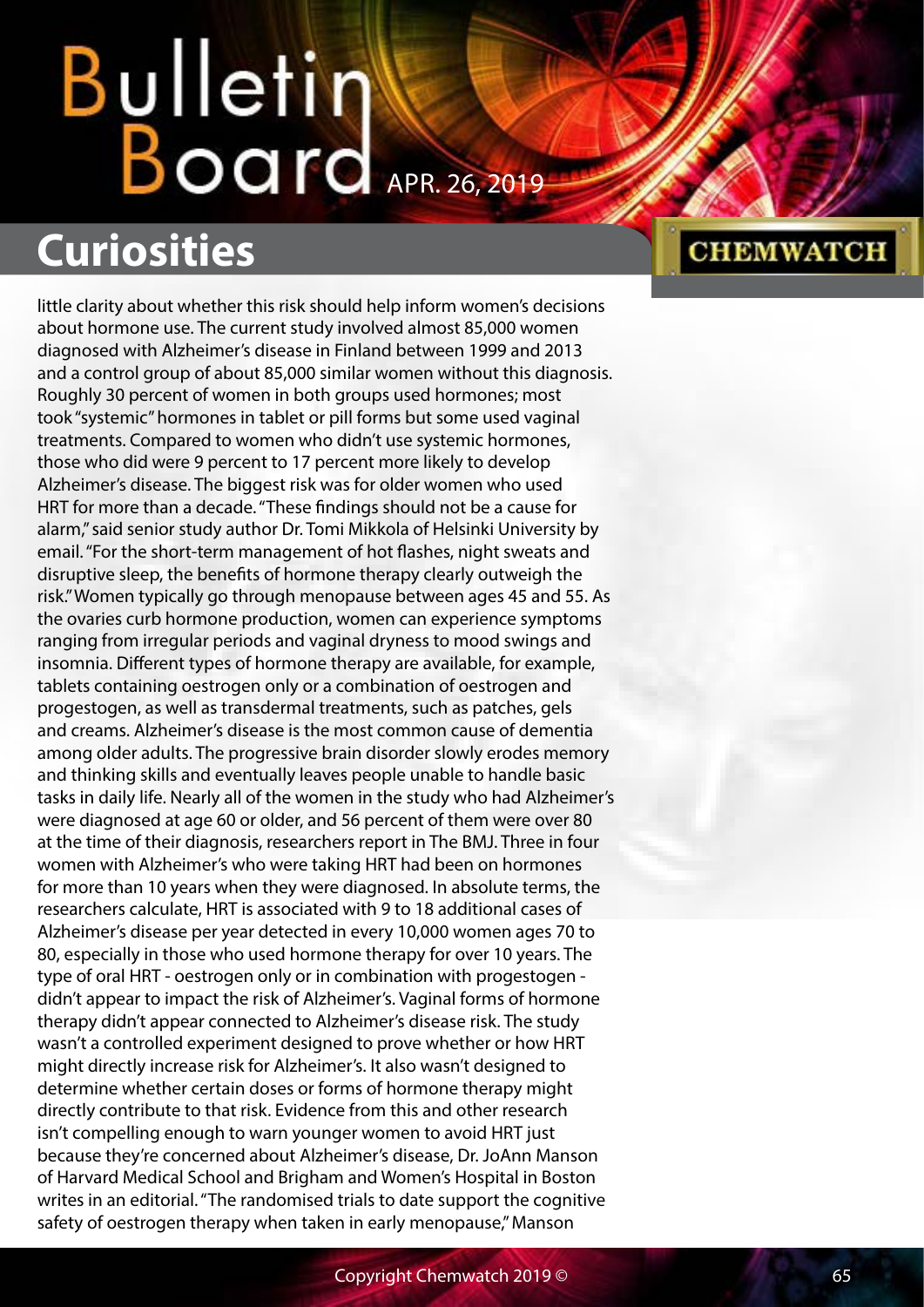little clarity about whether this risk should help inform women's decisions about hormone use. The current study involved almost 85,000 women diagnosed with Alzheimer's disease in Finland between 1999 and 2013 and a control group of about 85,000 similar women without this diagnosis. Roughly 30 percent of women in both groups used hormones; most took "systemic" hormones in tablet or pill forms but some used vaginal treatments. Compared to women who didn't use systemic hormones, those who did were 9 percent to 17 percent more likely to develop Alzheimer's disease. The biggest risk was for older women who used HRT for more than a decade. "These findings should not be a cause for alarm," said senior study author Dr. Tomi Mikkola of Helsinki University by email. "For the short-term management of hot flashes, night sweats and disruptive sleep, the benefits of hormone therapy clearly outweigh the risk." Women typically go through menopause between ages 45 and 55. As the ovaries curb hormone production, women can experience symptoms ranging from irregular periods and vaginal dryness to mood swings and insomnia. Different types of hormone therapy are available, for example, tablets containing oestrogen only or a combination of oestrogen and progestogen, as well as transdermal treatments, such as patches, gels and creams. Alzheimer's disease is the most common cause of dementia among older adults. The progressive brain disorder slowly erodes memory and thinking skills and eventually leaves people unable to handle basic tasks in daily life. Nearly all of the women in the study who had Alzheimer's were diagnosed at age 60 or older, and 56 percent of them were over 80 at the time of their diagnosis, researchers report in The BMJ. Three in four women with Alzheimer's who were taking HRT had been on hormones for more than 10 years when they were diagnosed. In absolute terms, the researchers calculate, HRT is associated with 9 to 18 additional cases of Alzheimer's disease per year detected in every 10,000 women ages 70 to 80, especially in those who used hormone therapy for over 10 years. The type of oral HRT - oestrogen only or in combination with progestogen - didn't appear to impact the risk of Alzheimer's. Vaginal forms of hormone therapy didn't appear connected to Alzheimer's disease risk. The study wasn't a controlled experiment designed to prove whether or how HRT might directly increase risk for Alzheimer's. It also wasn't designed to determine whether certain doses or forms of hormone therapy might directly contribute to that risk. Evidence from this and other research isn't compelling enough to warn younger women to avoid HRT just because they're concerned about Alzheimer's disease, Dr. JoAnn Manson of Harvard Medical School and Brigham and Women's Hospital in Boston writes in an editorial. "The randomised trials to date support the cognitive safety of oestrogen therapy when taken in early menopause," Manson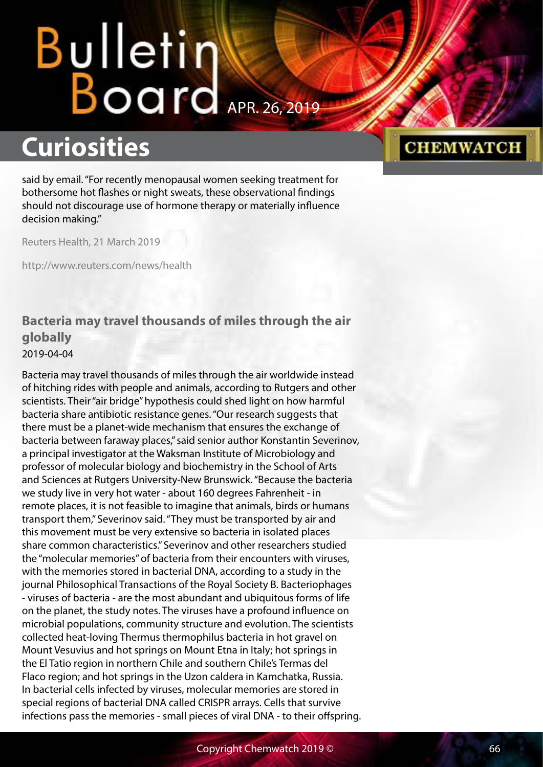said by email. "For recently menopausal women seeking treatment for bothersome hot flashes or night sweats, these observational findings should not discourage use of hormone therapy or materially influence decision making."

Reuters Health, 21 March 2019

http://www.reuters.com/news/health

### Bacteria may travel thousands of miles through the air globally

2019-04-04

Bacteria may travel thousands of miles through the air worldwide instead of hitching rides with people and animals, according to Rutgers and other scientists. Their "air bridge" hypothesis could shed light on how harmful bacteria share antibiotic resistance genes. "Our research suggests that there must be a planet-wide mechanism that ensures the exchange of bacteria between faraway places," said senior author Konstantin Severinov, a principal investigator at the Waksman Institute of Microbiology and professor of molecular biology and biochemistry in the School of Arts and Sciences at Rutgers University-New Brunswick. "Because the bacteria we study live in very hot water - about 160 degrees Fahrenheit - in remote places, it is not feasible to imagine that animals, birds or humans transport them," Severinov said. "They must be transported by air and this movement must be very extensive so bacteria in isolated places share common characteristics." Severinov and other researchers studied the "molecular memories" of bacteria from their encounters with viruses, with the memories stored in bacterial DNA, according to a study in the journal Philosophical Transactions of the Royal Society B. Bacteriophages - viruses of bacteria - are the most abundant and ubiquitous forms of life on the planet, the study notes. The viruses have a profound influence on microbial populations, community structure and evolution. The scientists collected heat-loving Thermus thermophilus bacteria in hot gravel on Mount Vesuvius and hot springs on Mount Etna in Italy; hot springs in the El Tatio region in northern Chile and southern Chile's Termas del Flaco region; and hot springs in the Uzon caldera in Kamchatka, Russia. In bacterial cells infected by viruses, molecular memories are stored in special regions of bacterial DNA called CRISPR arrays. Cells that survive infections pass the memories - small pieces of viral DNA - to their offspring.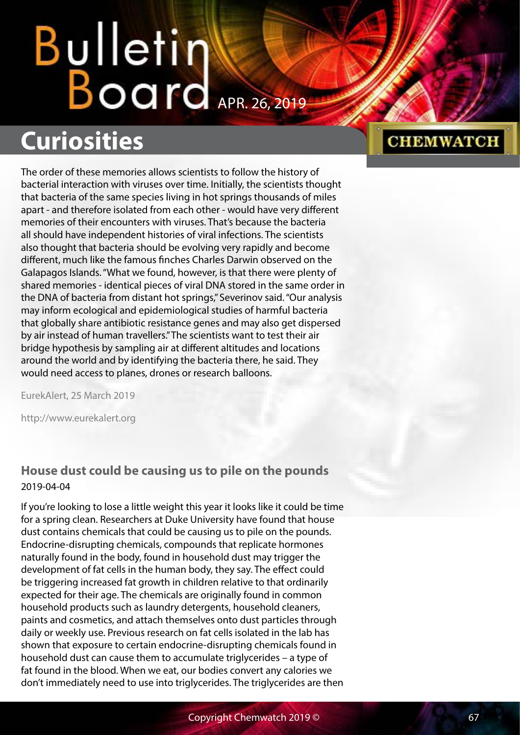The order of these memories allows scientists to follow the history of bacterial interaction with viruses over time. Initially, the scientists thought that bacteria of the same species living in hot springs thousands of miles apart - and therefore isolated from each other - would have very different memories of their encounters with viruses. That's because the bacteria all should have independent histories of viral infections. The scientists also thought that bacteria should be evolving very rapidly and become different, much like the famous finches Charles Darwin observed on the Galapagos Islands. "What we found, however, is that there were plenty of shared memories - identical pieces of viral DNA stored in the same order in the DNA of bacteria from distant hot springs," Severinov said. "Our analysis may inform ecological and epidemiological studies of harmful bacteria that globally share antibiotic resistance genes and may also get dispersed by air instead of human travellers." The scientists want to test their air bridge hypothesis by sampling air at different altitudes and locations around the world and by identifying the bacteria there, he said. They would need access to planes, drones or research balloons.

EurekAlert, 25 March 2019

http://www.eurekalert.org

### House dust could be causing us to pile on the pounds

2019-04-04

If you're looking to lose a little weight this year it looks like it could be time for a spring clean. Researchers at Duke University have found that house dust contains chemicals that could be causing us to pile on the pounds. Endocrine-disrupting chemicals, compounds that replicate hormones naturally found in the body, found in household dust may trigger the development of fat cells in the human body, they say. The effect could be triggering increased fat growth in children relative to that ordinarily expected for their age. The chemicals are originally found in common household products such as laundry detergents, household cleaners, paints and cosmetics, and attach themselves onto dust particles through daily or weekly use. Previous research on fat cells isolated in the lab has shown that exposure to certain endocrine-disrupting chemicals found in household dust can cause them to accumulate triglycerides – a type of fat found in the blood. When we eat, our bodies convert any calories we don't immediately need to use into triglycerides. The triglycerides are then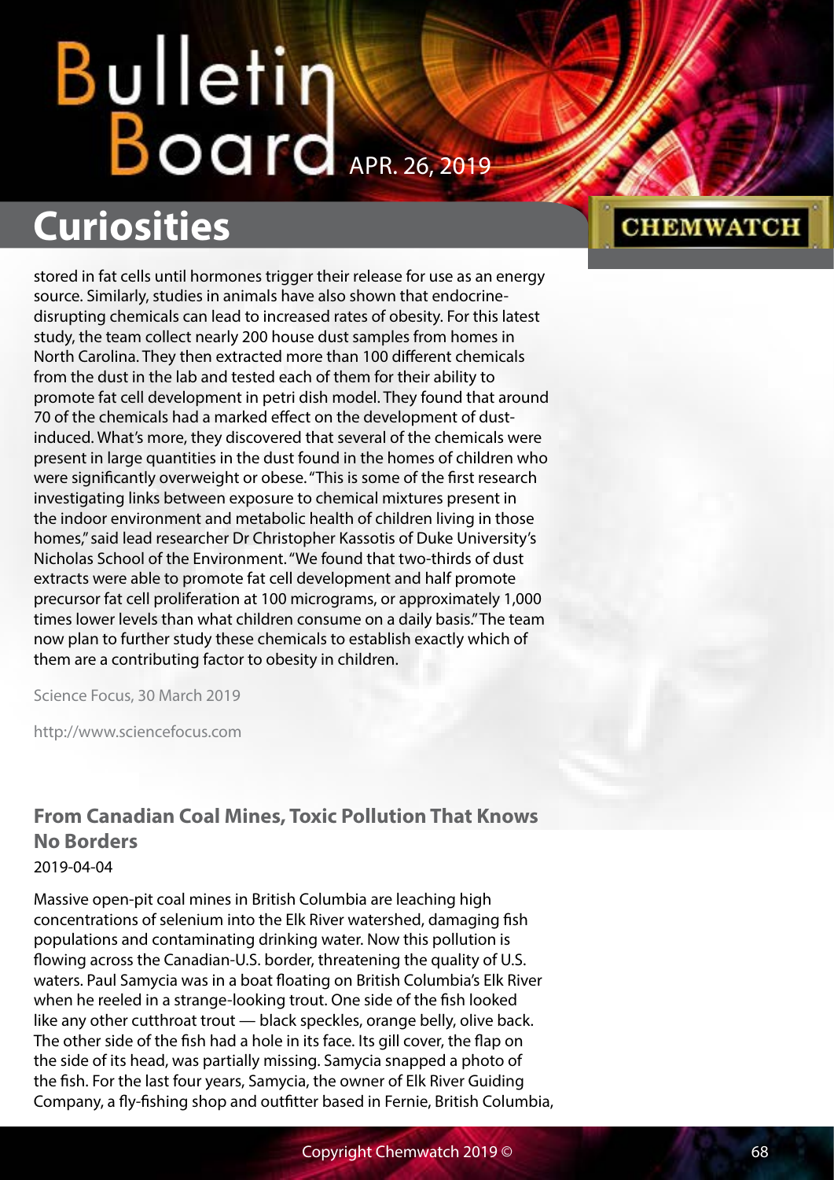stored in fat cells until hormones trigger their release for use as an energy source. Similarly, studies in animals have also shown that endocrine-disrupting chemicals can lead to increased rates of obesity. For this latest study, the team collect nearly 200 house dust samples from homes in North Carolina. They then extracted more than 100 different chemicals from the dust in the lab and tested each of them for their ability to promote fat cell development in petri dish model. They found that around 70 of the chemicals had a marked effect on the development of dust-induced. What's more, they discovered that several of the chemicals were present in large quantities in the dust found in the homes of children who were significantly overweight or obese. "This is some of the first research investigating links between exposure to chemical mixtures present in the indoor environment and metabolic health of children living in those homes," said lead researcher Dr Christopher Kassotis of Duke University's Nicholas School of the Environment. "We found that two-thirds of dust extracts were able to promote fat cell development and half promote precursor fat cell proliferation at 100 micrograms, or approximately 1,000 times lower levels than what children consume on a daily basis." The team now plan to further study these chemicals to establish exactly which of them are a contributing factor to obesity in children.

Science Focus, 30 March 2019

http://www.sciencefocus.com

### From Canadian Coal Mines, Toxic Pollution That Knows No Borders

2019-04-04

Massive open-pit coal mines in British Columbia are leaching high concentrations of selenium into the Elk River watershed, damaging fish populations and contaminating drinking water. Now this pollution is flowing across the Canadian-U.S. border, threatening the quality of U.S. waters. Paul Samycia was in a boat floating on British Columbia's Elk River when he reeled in a strange-looking trout. One side of the fish looked like any other cutthroat trout — black speckles, orange belly, olive back. The other side of the fish had a hole in its face. Its gill cover, the flap on the side of its head, was partially missing. Samycia snapped a photo of the fish. For the last four years, Samycia, the owner of Elk River Guiding Company, a fly-fishing shop and outfitter based in Fernie, British Columbia,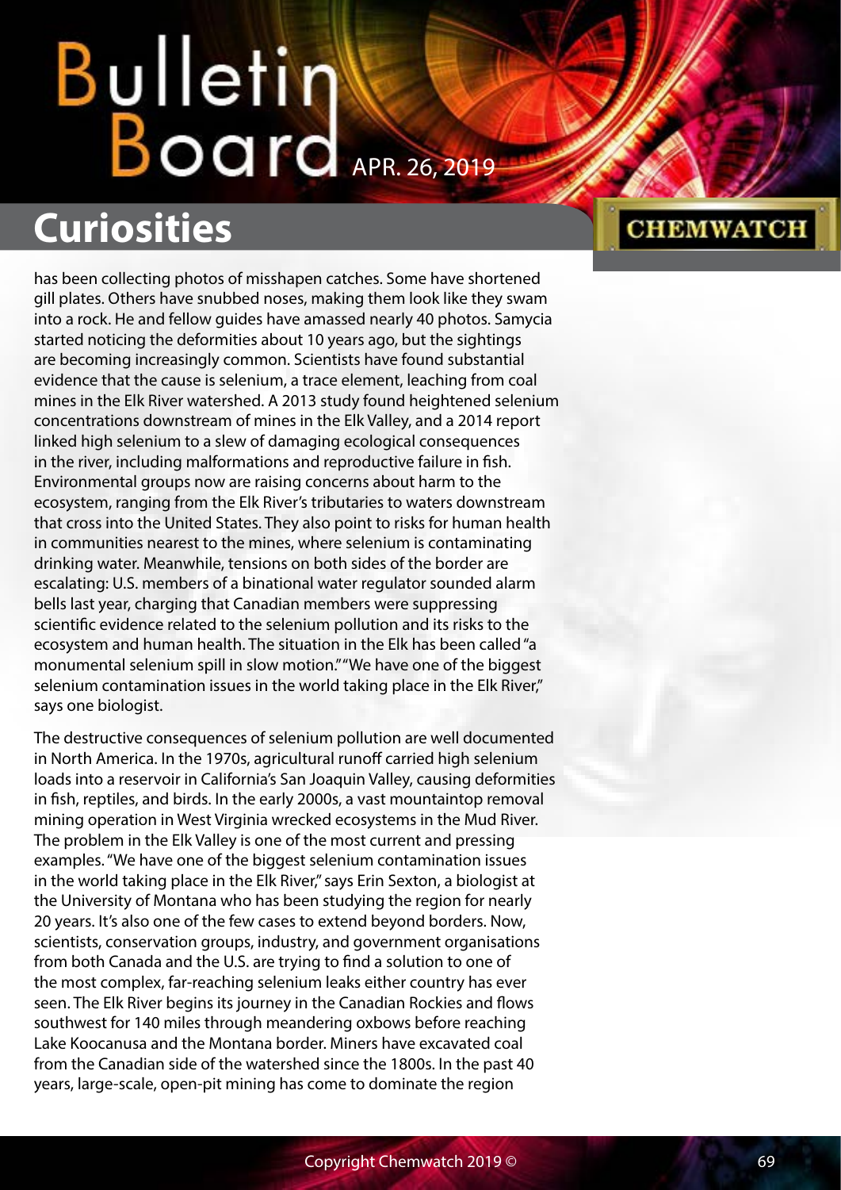has been collecting photos of misshapen catches. Some have shortened gill plates. Others have snubbed noses, making them look like they swam into a rock. He and fellow guides have amassed nearly 40 photos. Samycia started noticing the deformities about 10 years ago, but the sightings are becoming increasingly common. Scientists have found substantial evidence that the cause is selenium, a trace element, leaching from coal mines in the Elk River watershed. A 2013 study found heightened selenium concentrations downstream of mines in the Elk Valley, and a 2014 report linked high selenium to a slew of damaging ecological consequences in the river, including malformations and reproductive failure in fish. Environmental groups now are raising concerns about harm to the ecosystem, ranging from the Elk River's tributaries to waters downstream that cross into the United States. They also point to risks for human health in communities nearest to the mines, where selenium is contaminating drinking water. Meanwhile, tensions on both sides of the border are escalating: U.S. members of a binational water regulator sounded alarm bells last year, charging that Canadian members were suppressing scientific evidence related to the selenium pollution and its risks to the ecosystem and human health. The situation in the Elk has been called "a monumental selenium spill in slow motion." "We have one of the biggest selenium contamination issues in the world taking place in the Elk River," says one biologist.

The destructive consequences of selenium pollution are well documented in North America. In the 1970s, agricultural runoff carried high selenium loads into a reservoir in California's San Joaquin Valley, causing deformities in fish, reptiles, and birds. In the early 2000s, a vast mountaintop removal mining operation in West Virginia wrecked ecosystems in the Mud River. The problem in the Elk Valley is one of the most current and pressing examples. "We have one of the biggest selenium contamination issues in the world taking place in the Elk River," says Erin Sexton, a biologist at the University of Montana who has been studying the region for nearly 20 years. It's also one of the few cases to extend beyond borders. Now, scientists, conservation groups, industry, and government organisations from both Canada and the U.S. are trying to find a solution to one of the most complex, far-reaching selenium leaks either country has ever seen. The Elk River begins its journey in the Canadian Rockies and flows southwest for 140 miles through meandering oxbows before reaching Lake Koocanusa and the Montana border. Miners have excavated coal from the Canadian side of the watershed since the 1800s. In the past 40 years, large-scale, open-pit mining has come to dominate the region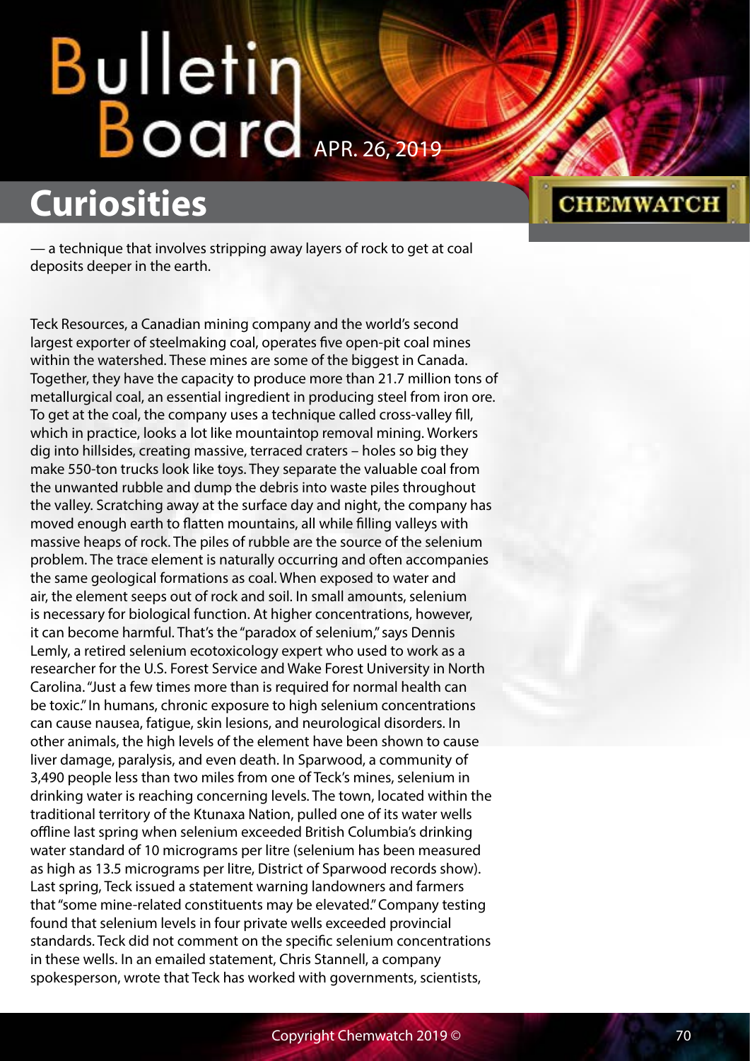— a technique that involves stripping away layers of rock to get at coal deposits deeper in the earth.

Teck Resources, a Canadian mining company and the world's second largest exporter of steelmaking coal, operates five open-pit coal mines within the watershed. These mines are some of the biggest in Canada. Together, they have the capacity to produce more than 21.7 million tons of metallurgical coal, an essential ingredient in producing steel from iron ore. To get at the coal, the company uses a technique called cross-valley fill, which in practice, looks a lot like mountaintop removal mining. Workers dig into hillsides, creating massive, terraced craters – holes so big they make 550-ton trucks look like toys. They separate the valuable coal from the unwanted rubble and dump the debris into waste piles throughout the valley. Scratching away at the surface day and night, the company has moved enough earth to flatten mountains, all while filling valleys with massive heaps of rock. The piles of rubble are the source of the selenium problem. The trace element is naturally occurring and often accompanies the same geological formations as coal. When exposed to water and air, the element seeps out of rock and soil. In small amounts, selenium is necessary for biological function. At higher concentrations, however, it can become harmful. That's the "paradox of selenium," says Dennis Lemly, a retired selenium ecotoxicology expert who used to work as a researcher for the U.S. Forest Service and Wake Forest University in North Carolina. "Just a few times more than is required for normal health can be toxic." In humans, chronic exposure to high selenium concentrations can cause nausea, fatigue, skin lesions, and neurological disorders. In other animals, the high levels of the element have been shown to cause liver damage, paralysis, and even death. In Sparwood, a community of 3,490 people less than two miles from one of Teck's mines, selenium in drinking water is reaching concerning levels. The town, located within the traditional territory of the Ktunaxa Nation, pulled one of its water wells offline last spring when selenium exceeded British Columbia's drinking water standard of 10 micrograms per litre (selenium has been measured as high as 13.5 micrograms per litre, District of Sparwood records show). Last spring, Teck issued a statement warning landowners and farmers that "some mine-related constituents may be elevated." Company testing found that selenium levels in four private wells exceeded provincial standards. Teck did not comment on the specific selenium concentrations in these wells. In an emailed statement, Chris Stannell, a company spokesperson, wrote that Teck has worked with governments, scientists,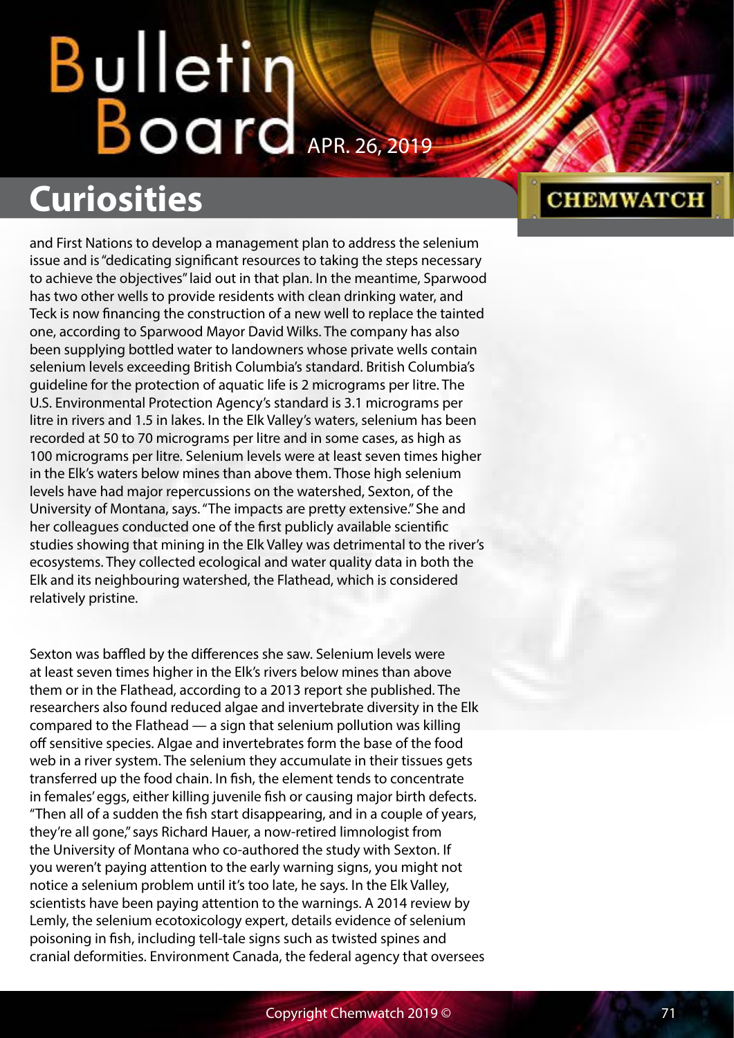and First Nations to develop a management plan to address the selenium issue and is "dedicating significant resources to taking the steps necessary to achieve the objectives" laid out in that plan. In the meantime, Sparwood has two other wells to provide residents with clean drinking water, and Teck is now financing the construction of a new well to replace the tainted one, according to Sparwood Mayor David Wilks. The company has also been supplying bottled water to landowners whose private wells contain selenium levels exceeding British Columbia's standard. British Columbia's guideline for the protection of aquatic life is 2 micrograms per litre. The U.S. Environmental Protection Agency's standard is 3.1 micrograms per litre in rivers and 1.5 in lakes. In the Elk Valley's waters, selenium has been recorded at 50 to 70 micrograms per litre and in some cases, as high as 100 micrograms per litre. Selenium levels were at least seven times higher in the Elk's waters below mines than above them. Those high selenium levels have had major repercussions on the watershed, Sexton, of the University of Montana, says. "The impacts are pretty extensive." She and her colleagues conducted one of the first publicly available scientific studies showing that mining in the Elk Valley was detrimental to the river's ecosystems. They collected ecological and water quality data in both the Elk and its neighbouring watershed, the Flathead, which is considered relatively pristine.

Sexton was baffled by the differences she saw. Selenium levels were at least seven times higher in the Elk's rivers below mines than above them or in the Flathead, according to a 2013 report she published. The researchers also found reduced algae and invertebrate diversity in the Elk compared to the Flathead — a sign that selenium pollution was killing off sensitive species. Algae and invertebrates form the base of the food web in a river system. The selenium they accumulate in their tissues gets transferred up the food chain. In fish, the element tends to concentrate in females' eggs, either killing juvenile fish or causing major birth defects. "Then all of a sudden the fish start disappearing, and in a couple of years, they're all gone," says Richard Hauer, a now-retired limnologist from the University of Montana who co-authored the study with Sexton. If you weren't paying attention to the early warning signs, you might not notice a selenium problem until it's too late, he says. In the Elk Valley, scientists have been paying attention to the warnings. A 2014 review by Lemly, the selenium ecotoxicology expert, details evidence of selenium poisoning in fish, including tell-tale signs such as twisted spines and cranial deformities. Environment Canada, the federal agency that oversees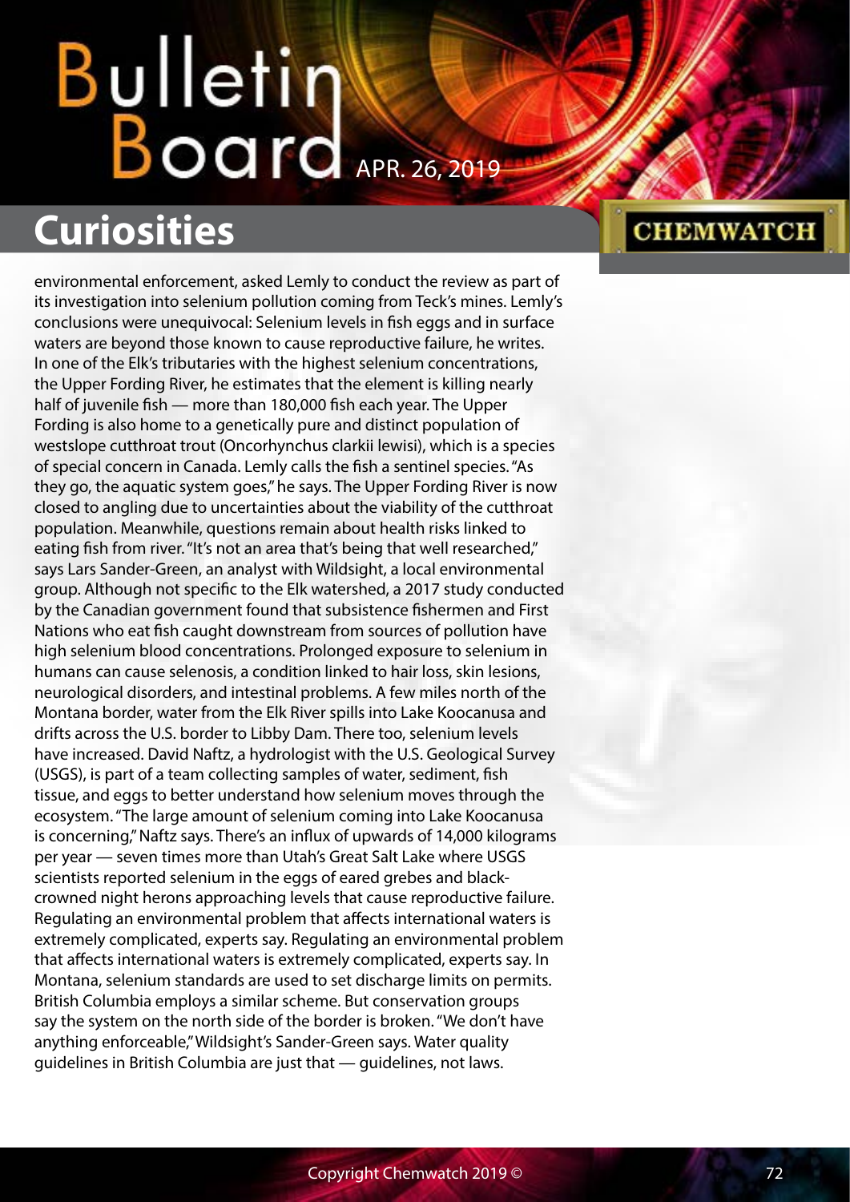environmental enforcement, asked Lemly to conduct the review as part of its investigation into selenium pollution coming from Teck's mines. Lemly's conclusions were unequivocal: Selenium levels in fish eggs and in surface waters are beyond those known to cause reproductive failure, he writes. In one of the Elk's tributaries with the highest selenium concentrations, the Upper Fording River, he estimates that the element is killing nearly half of juvenile fish — more than 180,000 fish each year. The Upper Fording is also home to a genetically pure and distinct population of westslope cutthroat trout (Oncorhynchus clarkii lewisi), which is a species of special concern in Canada. Lemly calls the fish a sentinel species. "As they go, the aquatic system goes," he says. The Upper Fording River is now closed to angling due to uncertainties about the viability of the cutthroat population. Meanwhile, questions remain about health risks linked to eating fish from river. "It's not an area that's being that well researched," says Lars Sander-Green, an analyst with Wildsight, a local environmental group. Although not specific to the Elk watershed, a 2017 study conducted by the Canadian government found that subsistence fishermen and First Nations who eat fish caught downstream from sources of pollution have high selenium blood concentrations. Prolonged exposure to selenium in humans can cause selenosis, a condition linked to hair loss, skin lesions, neurological disorders, and intestinal problems. A few miles north of the Montana border, water from the Elk River spills into Lake Koocanusa and drifts across the U.S. border to Libby Dam. There too, selenium levels have increased. David Naftz, a hydrologist with the U.S. Geological Survey (USGS), is part of a team collecting samples of water, sediment, fish tissue, and eggs to better understand how selenium moves through the ecosystem. "The large amount of selenium coming into Lake Koocanusa is concerning," Naftz says. There's an influx of upwards of 14,000 kilograms per year — seven times more than Utah's Great Salt Lake where USGS scientists reported selenium in the eggs of eared grebes and black-crowned night herons approaching levels that cause reproductive failure. Regulating an environmental problem that affects international waters is extremely complicated, experts say. Regulating an environmental problem that affects international waters is extremely complicated, experts say. In Montana, selenium standards are used to set discharge limits on permits. British Columbia employs a similar scheme. But conservation groups say the system on the north side of the border is broken. "We don't have anything enforceable," Wildsight's Sander-Green says. Water quality guidelines in British Columbia are just that — guidelines, not laws.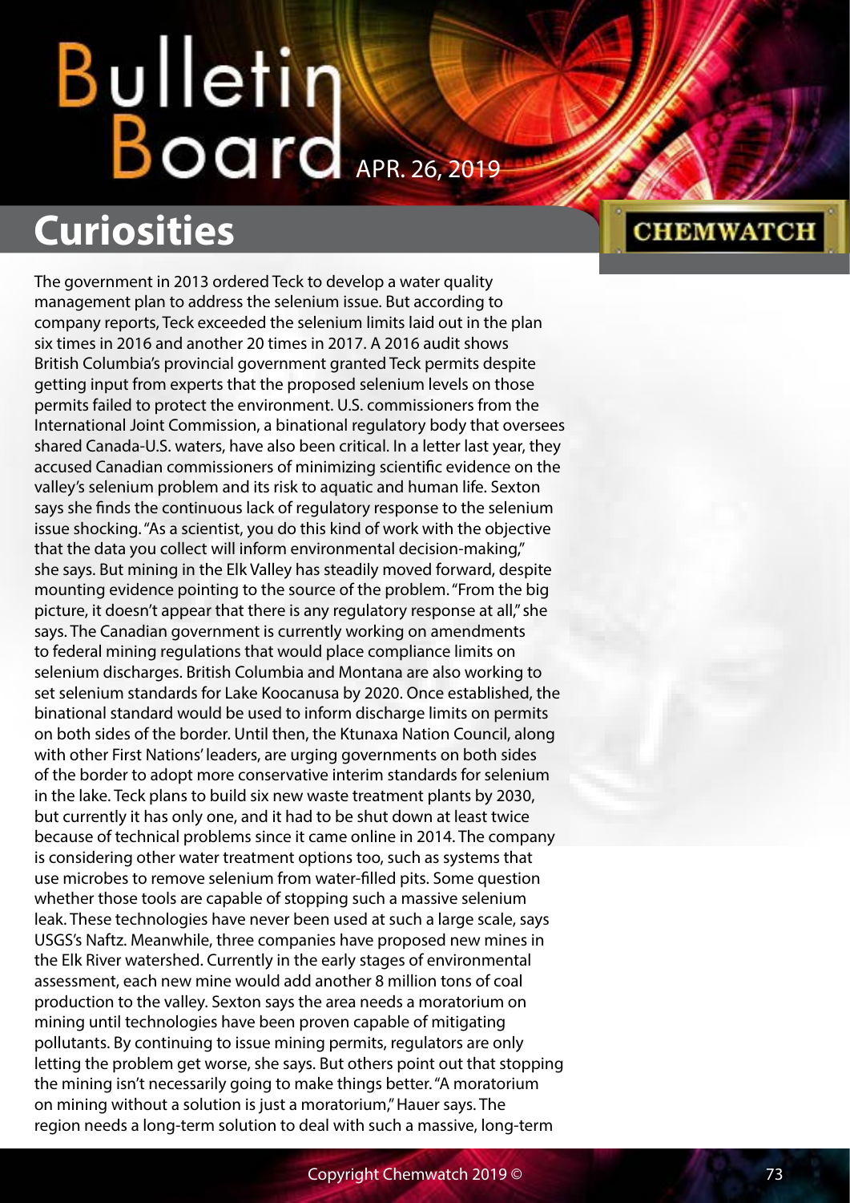## Curiosities

The government in 2013 ordered Teck to develop a water quality management plan to address the selenium issue. But according to company reports, Teck exceeded the selenium limits laid out in the plan six times in 2016 and another 20 times in 2017. A 2016 audit shows British Columbia's provincial government granted Teck permits despite getting input from experts that the proposed selenium levels on those permits failed to protect the environment. U.S. commissioners from the International Joint Commission, a binational regulatory body that oversees shared Canada-U.S. waters, have also been critical. In a letter last year, they accused Canadian commissioners of minimizing scientific evidence on the valley's selenium problem and its risk to aquatic and human life. Sexton says she finds the continuous lack of regulatory response to the selenium issue shocking. "As a scientist, you do this kind of work with the objective that the data you collect will inform environmental decision-making," she says. But mining in the Elk Valley has steadily moved forward, despite mounting evidence pointing to the source of the problem. "From the big picture, it doesn't appear that there is any regulatory response at all," she says. The Canadian government is currently working on amendments to federal mining regulations that would place compliance limits on selenium discharges. British Columbia and Montana are also working to set selenium standards for Lake Koocanusa by 2020. Once established, the binational standard would be used to inform discharge limits on permits on both sides of the border. Until then, the Ktunaxa Nation Council, along with other First Nations' leaders, are urging governments on both sides of the border to adopt more conservative interim standards for selenium in the lake. Teck plans to build six new waste treatment plants by 2030, but currently it has only one, and it had to be shut down at least twice because of technical problems since it came online in 2014. The company is considering other water treatment options too, such as systems that use microbes to remove selenium from water-filled pits. Some question whether those tools are capable of stopping such a massive selenium leak. These technologies have never been used at such a large scale, says USGS's Naftz. Meanwhile, three companies have proposed new mines in the Elk River watershed. Currently in the early stages of environmental assessment, each new mine would add another 8 million tons of coal production to the valley. Sexton says the area needs a moratorium on mining until technologies have been proven capable of mitigating pollutants. By continuing to issue mining permits, regulators are only letting the problem get worse, she says. But others point out that stopping the mining isn't necessarily going to make things better. "A moratorium on mining without a solution is just a moratorium," Hauer says. The region needs a long-term solution to deal with such a massive, long-term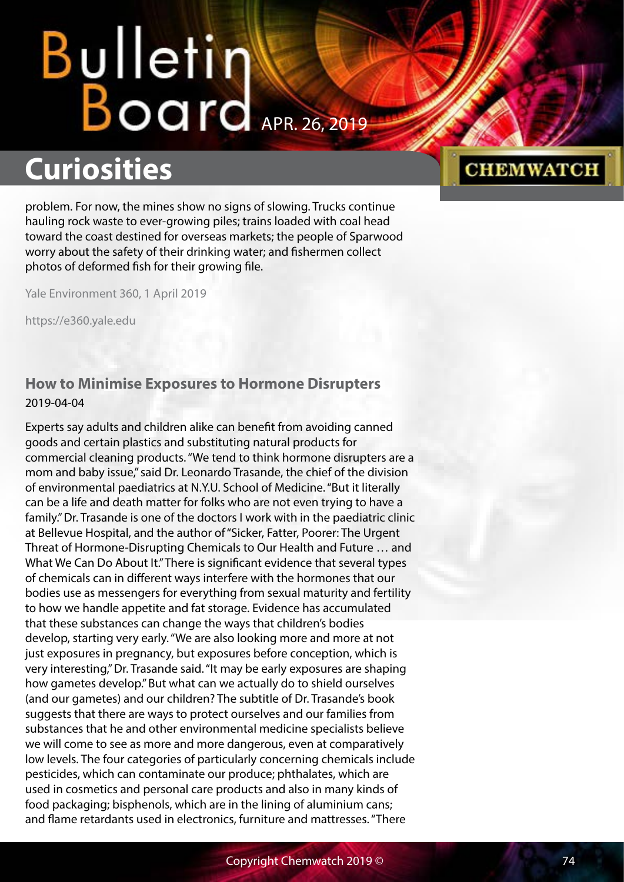problem. For now, the mines show no signs of slowing. Trucks continue hauling rock waste to ever-growing piles; trains loaded with coal head toward the coast destined for overseas markets; the people of Sparwood worry about the safety of their drinking water; and fishermen collect photos of deformed fish for their growing file.

Yale Environment 360, 1 April 2019

https://e360.yale.edu

### How to Minimise Exposures to Hormone Disrupters

2019-04-04

Experts say adults and children alike can benefit from avoiding canned goods and certain plastics and substituting natural products for commercial cleaning products. "We tend to think hormone disrupters are a mom and baby issue," said Dr. Leonardo Trasande, the chief of the division of environmental paediatrics at N.Y.U. School of Medicine. "But it literally can be a life and death matter for folks who are not even trying to have a family." Dr. Trasande is one of the doctors I work with in the paediatric clinic at Bellevue Hospital, and the author of "Sicker, Fatter, Poorer: The Urgent Threat of Hormone-Disrupting Chemicals to Our Health and Future … and What We Can Do About It." There is significant evidence that several types of chemicals can in different ways interfere with the hormones that our bodies use as messengers for everything from sexual maturity and fertility to how we handle appetite and fat storage. Evidence has accumulated that these substances can change the ways that children's bodies develop, starting very early. "We are also looking more and more at not just exposures in pregnancy, but exposures before conception, which is very interesting," Dr. Trasande said. "It may be early exposures are shaping how gametes develop." But what can we actually do to shield ourselves (and our gametes) and our children? The subtitle of Dr. Trasande's book suggests that there are ways to protect ourselves and our families from substances that he and other environmental medicine specialists believe we will come to see as more and more dangerous, even at comparatively low levels. The four categories of particularly concerning chemicals include pesticides, which can contaminate our produce; phthalates, which are used in cosmetics and personal care products and also in many kinds of food packaging; bisphenols, which are in the lining of aluminium cans; and flame retardants used in electronics, furniture and mattresses. "There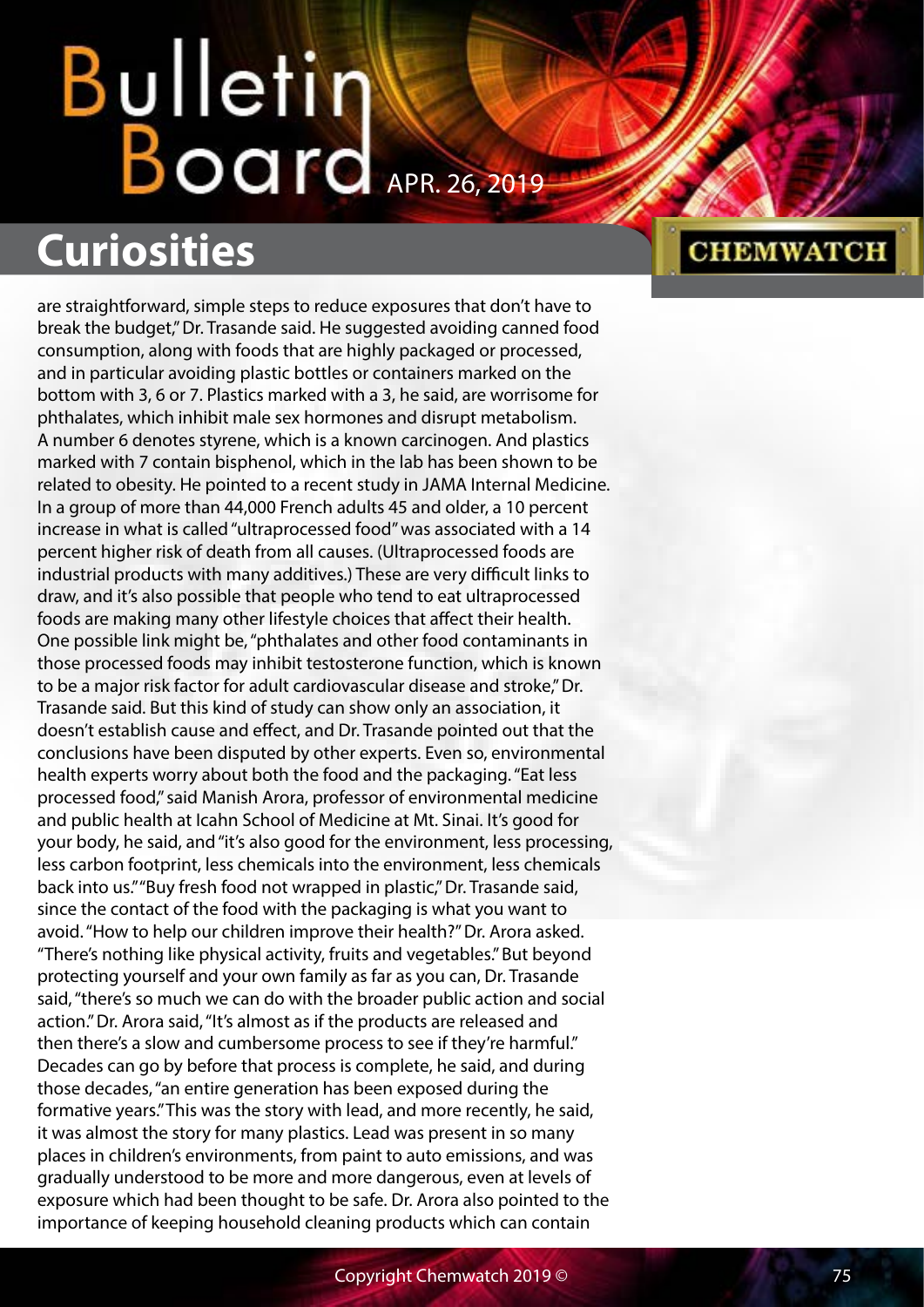are straightforward, simple steps to reduce exposures that don't have to break the budget," Dr. Trasande said. He suggested avoiding canned food consumption, along with foods that are highly packaged or processed, and in particular avoiding plastic bottles or containers marked on the bottom with 3, 6 or 7. Plastics marked with a 3, he said, are worrisome for phthalates, which inhibit male sex hormones and disrupt metabolism. A number 6 denotes styrene, which is a known carcinogen. And plastics marked with 7 contain bisphenol, which in the lab has been shown to be related to obesity. He pointed to a recent study in JAMA Internal Medicine. In a group of more than 44,000 French adults 45 and older, a 10 percent increase in what is called "ultraprocessed food" was associated with a 14 percent higher risk of death from all causes. (Ultraprocessed foods are industrial products with many additives.) These are very difficult links to draw, and it's also possible that people who tend to eat ultraprocessed foods are making many other lifestyle choices that affect their health. One possible link might be, "phthalates and other food contaminants in those processed foods may inhibit testosterone function, which is known to be a major risk factor for adult cardiovascular disease and stroke," Dr. Trasande said. But this kind of study can show only an association, it doesn't establish cause and effect, and Dr. Trasande pointed out that the conclusions have been disputed by other experts. Even so, environmental health experts worry about both the food and the packaging. "Eat less processed food," said Manish Arora, professor of environmental medicine and public health at Icahn School of Medicine at Mt. Sinai. It's good for your body, he said, and "it's also good for the environment, less processing, less carbon footprint, less chemicals into the environment, less chemicals back into us." "Buy fresh food not wrapped in plastic," Dr. Trasande said, since the contact of the food with the packaging is what you want to avoid. "How to help our children improve their health?" Dr. Arora asked. "There's nothing like physical activity, fruits and vegetables." But beyond protecting yourself and your own family as far as you can, Dr. Trasande said, "there's so much we can do with the broader public action and social action." Dr. Arora said, "It's almost as if the products are released and then there's a slow and cumbersome process to see if they're harmful." Decades can go by before that process is complete, he said, and during those decades, "an entire generation has been exposed during the formative years." This was the story with lead, and more recently, he said, it was almost the story for many plastics. Lead was present in so many places in children's environments, from paint to auto emissions, and was gradually understood to be more and more dangerous, even at levels of exposure which had been thought to be safe. Dr. Arora also pointed to the importance of keeping household cleaning products which can contain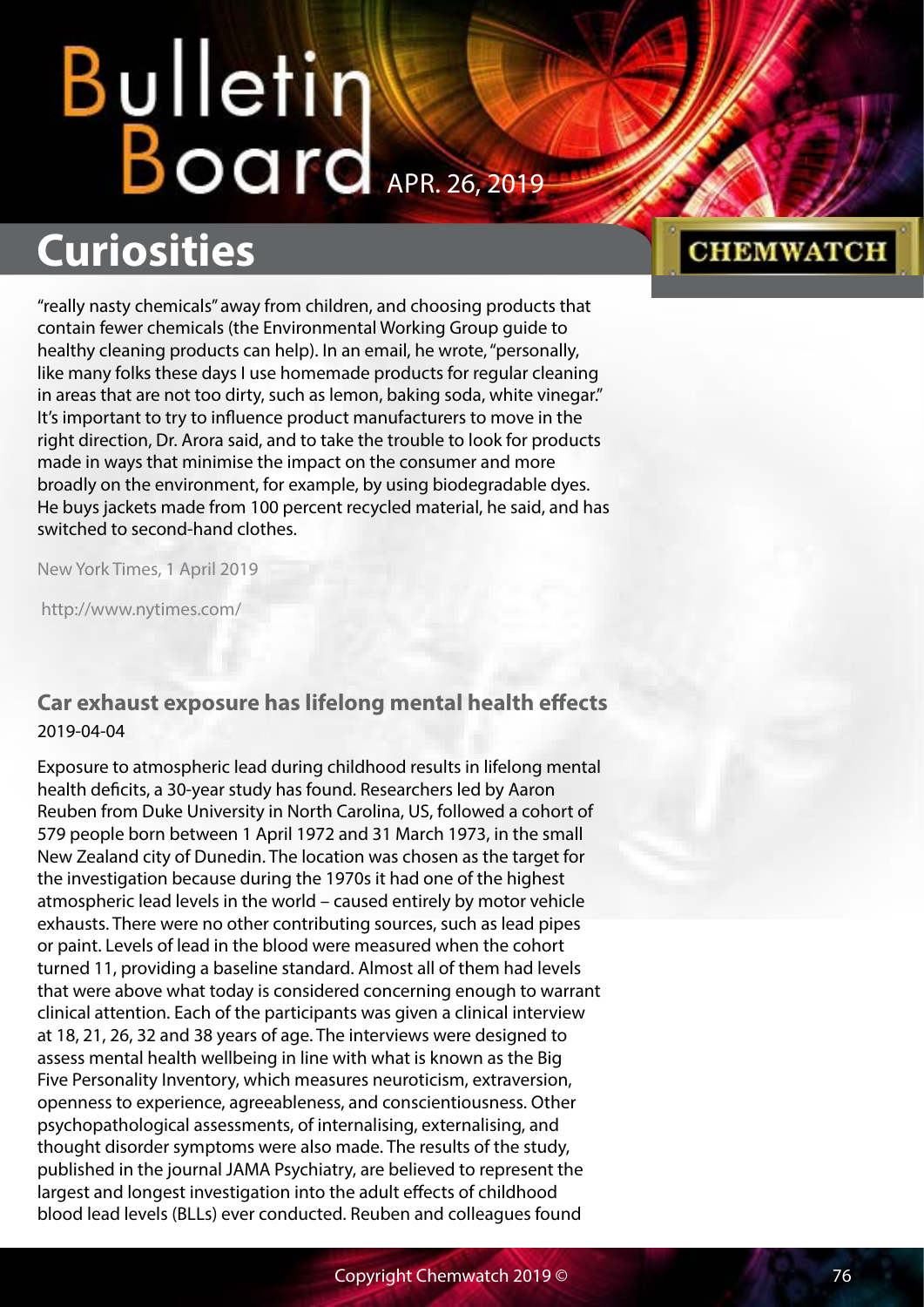"really nasty chemicals" away from children, and choosing products that contain fewer chemicals (the Environmental Working Group guide to healthy cleaning products can help). In an email, he wrote, "personally, like many folks these days I use homemade products for regular cleaning in areas that are not too dirty, such as lemon, baking soda, white vinegar." It's important to try to influence product manufacturers to move in the right direction, Dr. Arora said, and to take the trouble to look for products made in ways that minimise the impact on the consumer and more broadly on the environment, for example, by using biodegradable dyes. He buys jackets made from 100 percent recycled material, he said, and has switched to second-hand clothes.

New York Times, 1 April 2019

http://www.nytimes.com/

### Car exhaust exposure has lifelong mental health effects

2019-04-04

Exposure to atmospheric lead during childhood results in lifelong mental health deficits, a 30-year study has found. Researchers led by Aaron Reuben from Duke University in North Carolina, US, followed a cohort of 579 people born between 1 April 1972 and 31 March 1973, in the small New Zealand city of Dunedin. The location was chosen as the target for the investigation because during the 1970s it had one of the highest atmospheric lead levels in the world – caused entirely by motor vehicle exhausts. There were no other contributing sources, such as lead pipes or paint. Levels of lead in the blood were measured when the cohort turned 11, providing a baseline standard. Almost all of them had levels that were above what today is considered concerning enough to warrant clinical attention. Each of the participants was given a clinical interview at 18, 21, 26, 32 and 38 years of age. The interviews were designed to assess mental health wellbeing in line with what is known as the Big Five Personality Inventory, which measures neuroticism, extraversion, openness to experience, agreeableness, and conscientiousness. Other psychopathological assessments, of internalising, externalising, and thought disorder symptoms were also made. The results of the study, published in the journal JAMA Psychiatry, are believed to represent the largest and longest investigation into the adult effects of childhood blood lead levels (BLLs) ever conducted. Reuben and colleagues found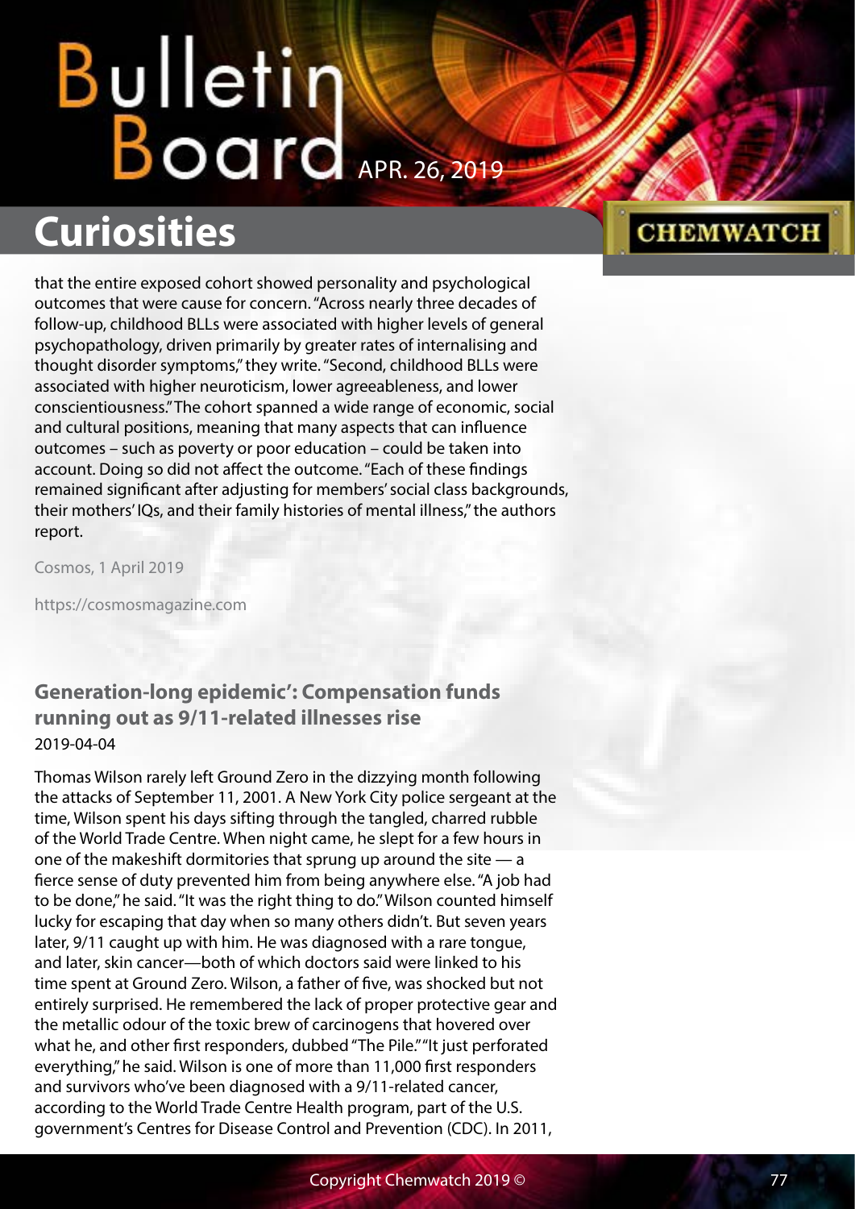that the entire exposed cohort showed personality and psychological outcomes that were cause for concern. "Across nearly three decades of follow-up, childhood BLLs were associated with higher levels of general psychopathology, driven primarily by greater rates of internalising and thought disorder symptoms," they write. "Second, childhood BLLs were associated with higher neuroticism, lower agreeableness, and lower conscientiousness." The cohort spanned a wide range of economic, social and cultural positions, meaning that many aspects that can influence outcomes – such as poverty or poor education – could be taken into account. Doing so did not affect the outcome. "Each of these findings remained significant after adjusting for members' social class backgrounds, their mothers' IQs, and their family histories of mental illness," the authors report.

Cosmos, 1 April 2019

https://cosmosmagazine.com

### Generation-long epidemic': Compensation funds running out as 9/11-related illnesses rise

2019-04-04

Thomas Wilson rarely left Ground Zero in the dizzying month following the attacks of September 11, 2001. A New York City police sergeant at the time, Wilson spent his days sifting through the tangled, charred rubble of the World Trade Centre. When night came, he slept for a few hours in one of the makeshift dormitories that sprung up around the site — a fierce sense of duty prevented him from being anywhere else. "A job had to be done," he said. "It was the right thing to do." Wilson counted himself lucky for escaping that day when so many others didn't. But seven years later, 9/11 caught up with him. He was diagnosed with a rare tongue, and later, skin cancer—both of which doctors said were linked to his time spent at Ground Zero. Wilson, a father of five, was shocked but not entirely surprised. He remembered the lack of proper protective gear and the metallic odour of the toxic brew of carcinogens that hovered over what he, and other first responders, dubbed "The Pile." "It just perforated everything," he said. Wilson is one of more than 11,000 first responders and survivors who've been diagnosed with a 9/11-related cancer, according to the World Trade Centre Health program, part of the U.S. government's Centres for Disease Control and Prevention (CDC). In 2011,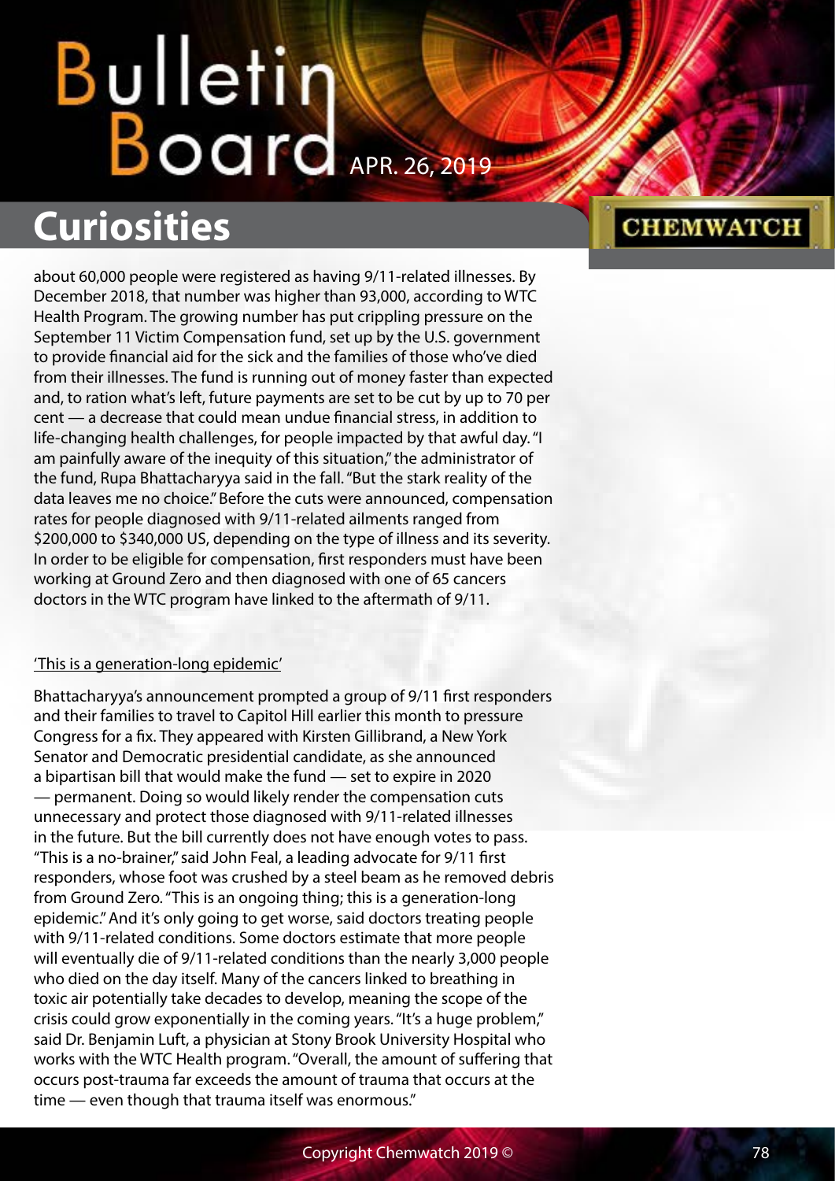about 60,000 people were registered as having 9/11-related illnesses. By December 2018, that number was higher than 93,000, according to WTC Health Program. The growing number has put crippling pressure on the September 11 Victim Compensation fund, set up by the U.S. government to provide financial aid for the sick and the families of those who've died from their illnesses. The fund is running out of money faster than expected and, to ration what's left, future payments are set to be cut by up to 70 per cent — a decrease that could mean undue financial stress, in addition to life-changing health challenges, for people impacted by that awful day. "I am painfully aware of the inequity of this situation," the administrator of the fund, Rupa Bhattacharyya said in the fall. "But the stark reality of the data leaves me no choice." Before the cuts were announced, compensation rates for people diagnosed with 9/11-related ailments ranged from $200,000 to $340,000 US, depending on the type of illness and its severity. In order to be eligible for compensation, first responders must have been working at Ground Zero and then diagnosed with one of 65 cancers doctors in the WTC program have linked to the aftermath of 9/11.

'This is a generation-long epidemic'

Bhattacharyya's announcement prompted a group of 9/11 first responders and their families to travel to Capitol Hill earlier this month to pressure Congress for a fix. They appeared with Kirsten Gillibrand, a New York Senator and Democratic presidential candidate, as she announced a bipartisan bill that would make the fund — set to expire in 2020 — permanent. Doing so would likely render the compensation cuts unnecessary and protect those diagnosed with 9/11-related illnesses in the future. But the bill currently does not have enough votes to pass. "This is a no-brainer," said John Feal, a leading advocate for 9/11 first responders, whose foot was crushed by a steel beam as he removed debris from Ground Zero. "This is an ongoing thing; this is a generation-long epidemic." And it's only going to get worse, said doctors treating people with 9/11-related conditions. Some doctors estimate that more people will eventually die of 9/11-related conditions than the nearly 3,000 people who died on the day itself. Many of the cancers linked to breathing in toxic air potentially take decades to develop, meaning the scope of the crisis could grow exponentially in the coming years. "It's a huge problem," said Dr. Benjamin Luft, a physician at Stony Brook University Hospital who works with the WTC Health program. "Overall, the amount of suffering that occurs post-trauma far exceeds the amount of trauma that occurs at the time — even though that trauma itself was enormous."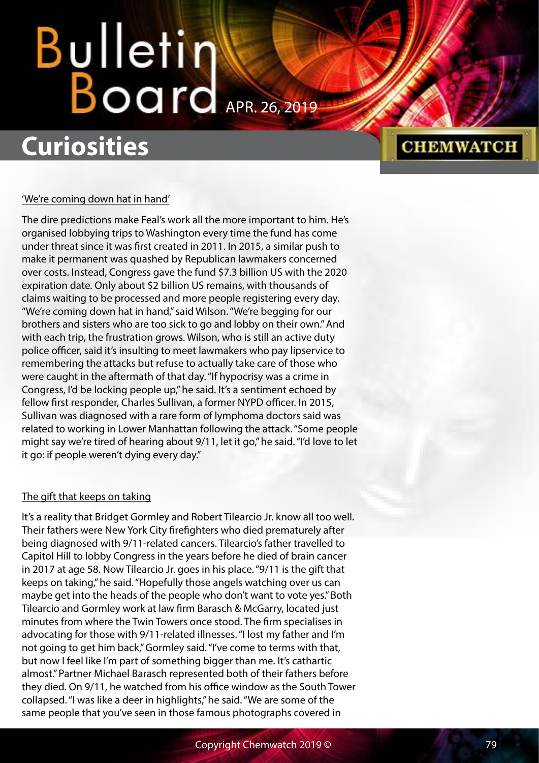## 'We're coming down hat in hand'

The dire predictions make Feal's work all the more important to him. He's organised lobbying trips to Washington every time the fund has come under threat since it was first created in 2011. In 2015, a similar push to make it permanent was quashed by Republican lawmakers concerned over costs. Instead, Congress gave the fund $7.3 billion US with the 2020 expiration date. Only about $2 billion US remains, with thousands of claims waiting to be processed and more people registering every day. "We're coming down hat in hand," said Wilson. "We're begging for our brothers and sisters who are too sick to go and lobby on their own." And with each trip, the frustration grows. Wilson, who is still an active duty police officer, said it's insulting to meet lawmakers who pay lipservice to remembering the attacks but refuse to actually take care of those who were caught in the aftermath of that day. "If hypocrisy was a crime in Congress, I'd be locking people up," he said. It's a sentiment echoed by fellow first responder, Charles Sullivan, a former NYPD officer. In 2015, Sullivan was diagnosed with a rare form of lymphoma doctors said was related to working in Lower Manhattan following the attack. "Some people might say we're tired of hearing about 9/11, let it go," he said. "I'd love to let it go: if people weren't dying every day."

## The gift that keeps on taking

It's a reality that Bridget Gormley and Robert Tilearcio Jr. know all too well. Their fathers were New York City firefighters who died prematurely after being diagnosed with 9/11-related cancers. Tilearcio's father travelled to Capitol Hill to lobby Congress in the years before he died of brain cancer in 2017 at age 58. Now Tilearcio Jr. goes in his place. "9/11 is the gift that keeps on taking," he said. "Hopefully those angels watching over us can maybe get into the heads of the people who don't want to vote yes." Both Tilearcio and Gormley work at law firm Barasch & McGarry, located just minutes from where the Twin Towers once stood. The firm specialises in advocating for those with 9/11-related illnesses. "I lost my father and I'm not going to get him back," Gormley said. "I've come to terms with that, but now I feel like I'm part of something bigger than me. It's cathartic almost." Partner Michael Barasch represented both of their fathers before they died. On 9/11, he watched from his office window as the South Tower collapsed. "I was like a deer in highlights," he said. "We are some of the same people that you've seen in those famous photographs covered in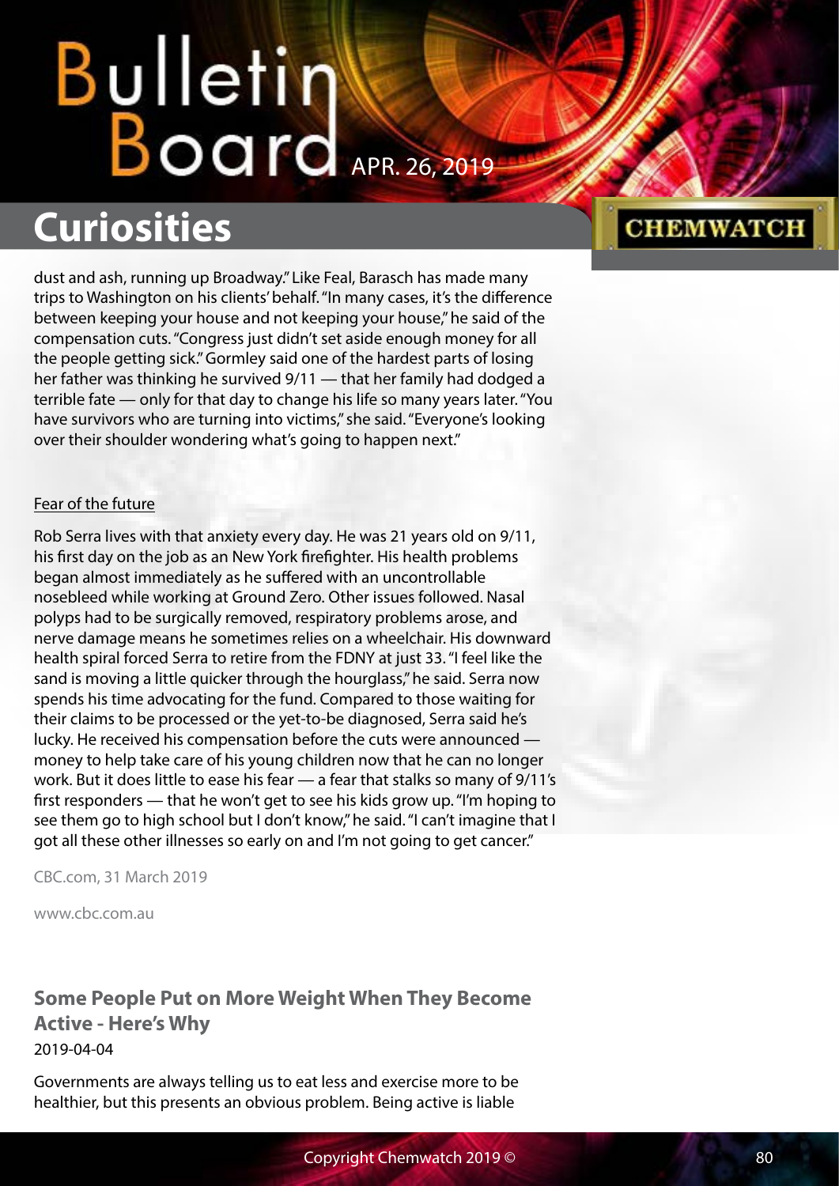dust and ash, running up Broadway." Like Feal, Barasch has made many trips to Washington on his clients' behalf. "In many cases, it's the difference between keeping your house and not keeping your house," he said of the compensation cuts. "Congress just didn't set aside enough money for all the people getting sick." Gormley said one of the hardest parts of losing her father was thinking he survived 9/11 — that her family had dodged a terrible fate — only for that day to change his life so many years later. "You have survivors who are turning into victims," she said. "Everyone's looking over their shoulder wondering what's going to happen next."

Fear of the future

Rob Serra lives with that anxiety every day. He was 21 years old on 9/11, his first day on the job as an New York firefighter. His health problems began almost immediately as he suffered with an uncontrollable nosebleed while working at Ground Zero. Other issues followed. Nasal polyps had to be surgically removed, respiratory problems arose, and nerve damage means he sometimes relies on a wheelchair. His downward health spiral forced Serra to retire from the FDNY at just 33. "I feel like the sand is moving a little quicker through the hourglass," he said. Serra now spends his time advocating for the fund. Compared to those waiting for their claims to be processed or the yet-to-be diagnosed, Serra said he's lucky. He received his compensation before the cuts were announced — money to help take care of his young children now that he can no longer work. But it does little to ease his fear — a fear that stalks so many of 9/11's first responders — that he won't get to see his kids grow up. "I'm hoping to see them go to high school but I don't know," he said. "I can't imagine that I got all these other illnesses so early on and I'm not going to get cancer."

CBC.com, 31 March 2019

www.cbc.com.au

### Some People Put on More Weight When They Become Active - Here's Why

2019-04-04

Governments are always telling us to eat less and exercise more to be healthier, but this presents an obvious problem. Being active is liable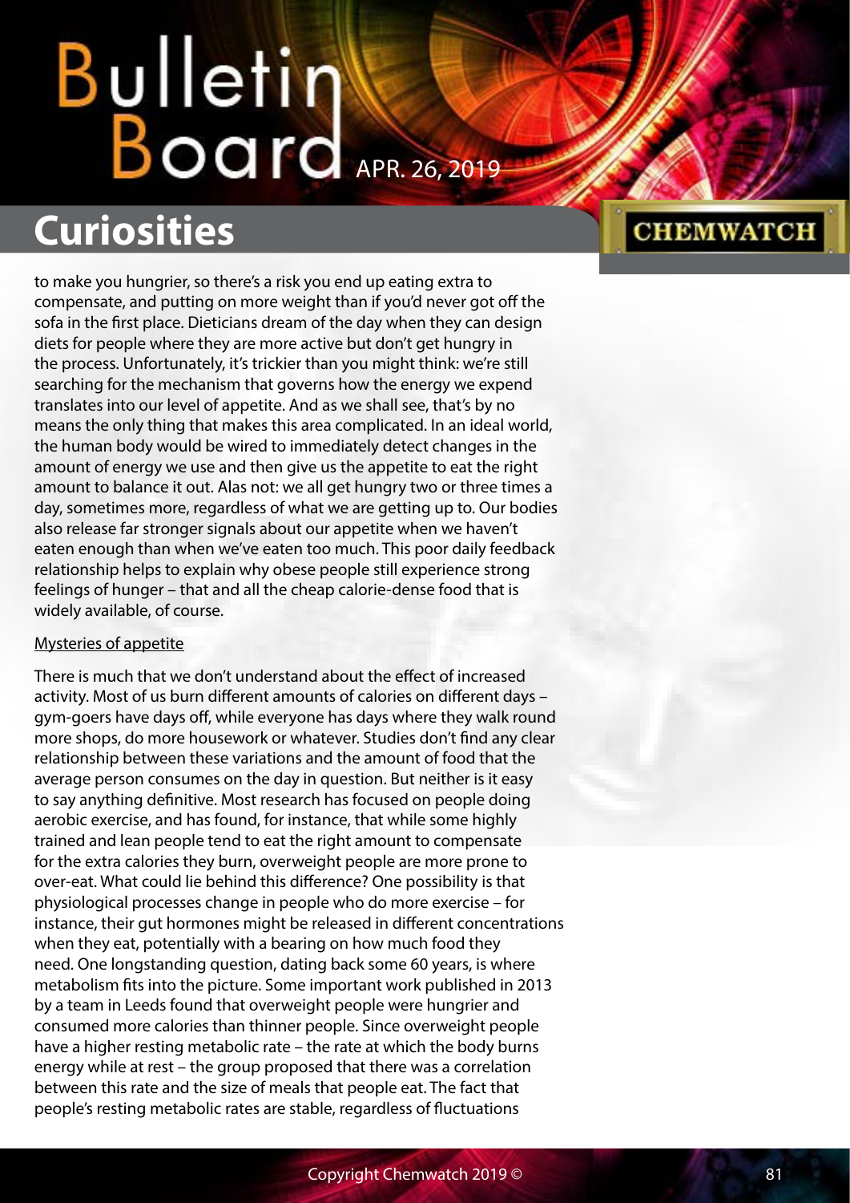to make you hungrier, so there's a risk you end up eating extra to compensate, and putting on more weight than if you'd never got off the sofa in the first place. Dieticians dream of the day when they can design diets for people where they are more active but don't get hungry in the process. Unfortunately, it's trickier than you might think: we're still searching for the mechanism that governs how the energy we expend translates into our level of appetite. And as we shall see, that's by no means the only thing that makes this area complicated. In an ideal world, the human body would be wired to immediately detect changes in the amount of energy we use and then give us the appetite to eat the right amount to balance it out. Alas not: we all get hungry two or three times a day, sometimes more, regardless of what we are getting up to. Our bodies also release far stronger signals about our appetite when we haven't eaten enough than when we've eaten too much. This poor daily feedback relationship helps to explain why obese people still experience strong feelings of hunger – that and all the cheap calorie-dense food that is widely available, of course.

Mysteries of appetite

There is much that we don't understand about the effect of increased activity. Most of us burn different amounts of calories on different days – gym-goers have days off, while everyone has days where they walk round more shops, do more housework or whatever. Studies don't find any clear relationship between these variations and the amount of food that the average person consumes on the day in question. But neither is it easy to say anything definitive. Most research has focused on people doing aerobic exercise, and has found, for instance, that while some highly trained and lean people tend to eat the right amount to compensate for the extra calories they burn, overweight people are more prone to over-eat. What could lie behind this difference? One possibility is that physiological processes change in people who do more exercise – for instance, their gut hormones might be released in different concentrations when they eat, potentially with a bearing on how much food they need. One longstanding question, dating back some 60 years, is where metabolism fits into the picture. Some important work published in 2013 by a team in Leeds found that overweight people were hungrier and consumed more calories than thinner people. Since overweight people have a higher resting metabolic rate – the rate at which the body burns energy while at rest – the group proposed that there was a correlation between this rate and the size of meals that people eat. The fact that people's resting metabolic rates are stable, regardless of fluctuations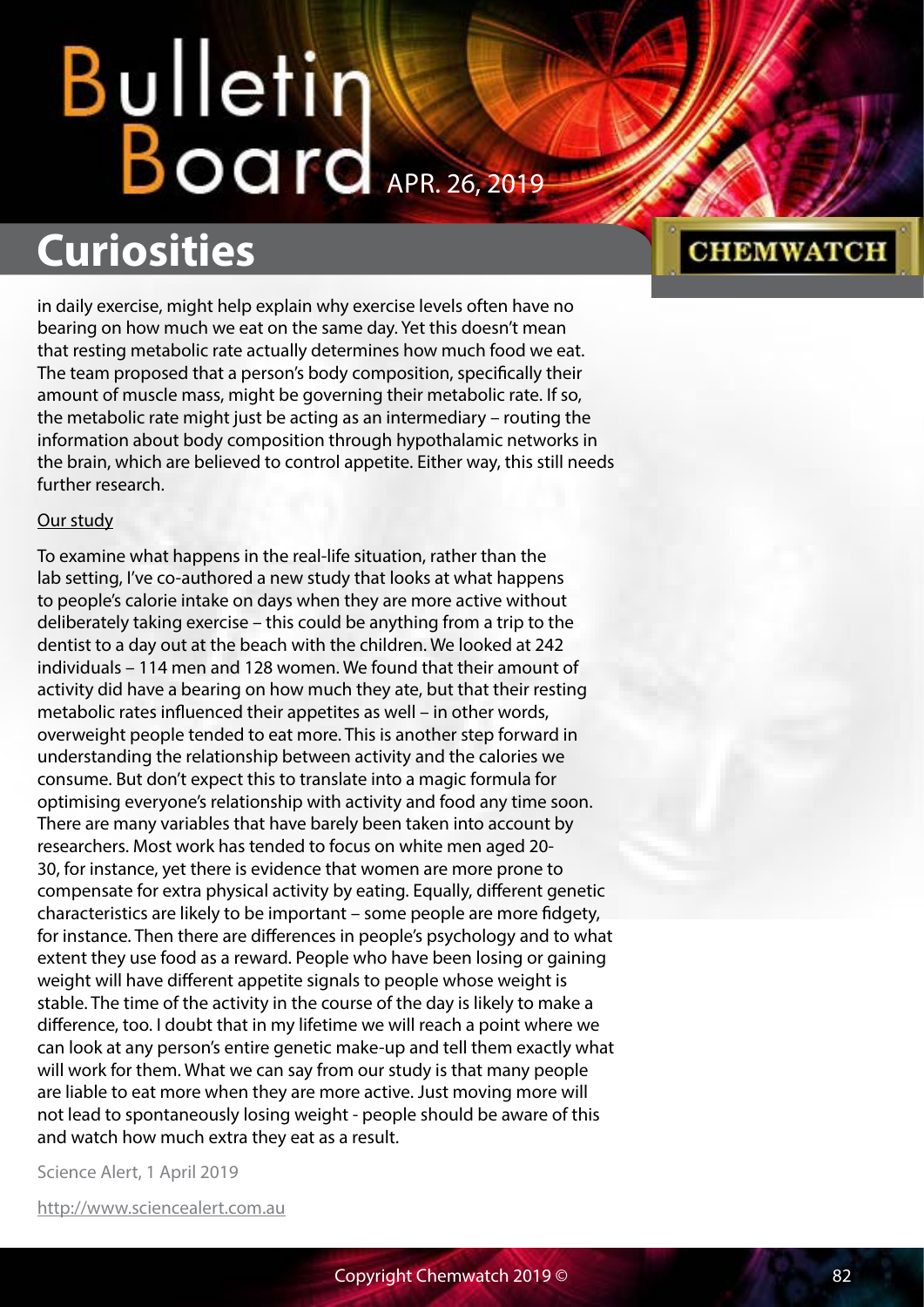in daily exercise, might help explain why exercise levels often have no bearing on how much we eat on the same day. Yet this doesn't mean that resting metabolic rate actually determines how much food we eat. The team proposed that a person's body composition, specifically their amount of muscle mass, might be governing their metabolic rate. If so, the metabolic rate might just be acting as an intermediary – routing the information about body composition through hypothalamic networks in the brain, which are believed to control appetite. Either way, this still needs further research.

Our study

To examine what happens in the real-life situation, rather than the lab setting, I've co-authored a new study that looks at what happens to people's calorie intake on days when they are more active without deliberately taking exercise – this could be anything from a trip to the dentist to a day out at the beach with the children. We looked at 242 individuals – 114 men and 128 women. We found that their amount of activity did have a bearing on how much they ate, but that their resting metabolic rates influenced their appetites as well – in other words, overweight people tended to eat more. This is another step forward in understanding the relationship between activity and the calories we consume. But don't expect this to translate into a magic formula for optimising everyone's relationship with activity and food any time soon. There are many variables that have barely been taken into account by researchers. Most work has tended to focus on white men aged 20-30, for instance, yet there is evidence that women are more prone to compensate for extra physical activity by eating. Equally, different genetic characteristics are likely to be important – some people are more fidgety, for instance. Then there are differences in people's psychology and to what extent they use food as a reward. People who have been losing or gaining weight will have different appetite signals to people whose weight is stable. The time of the activity in the course of the day is likely to make a difference, too. I doubt that in my lifetime we will reach a point where we can look at any person's entire genetic make-up and tell them exactly what will work for them. What we can say from our study is that many people are liable to eat more when they are more active. Just moving more will not lead to spontaneously losing weight - people should be aware of this and watch how much extra they eat as a result.

Science Alert, 1 April 2019

http://www.sciencealert.com.au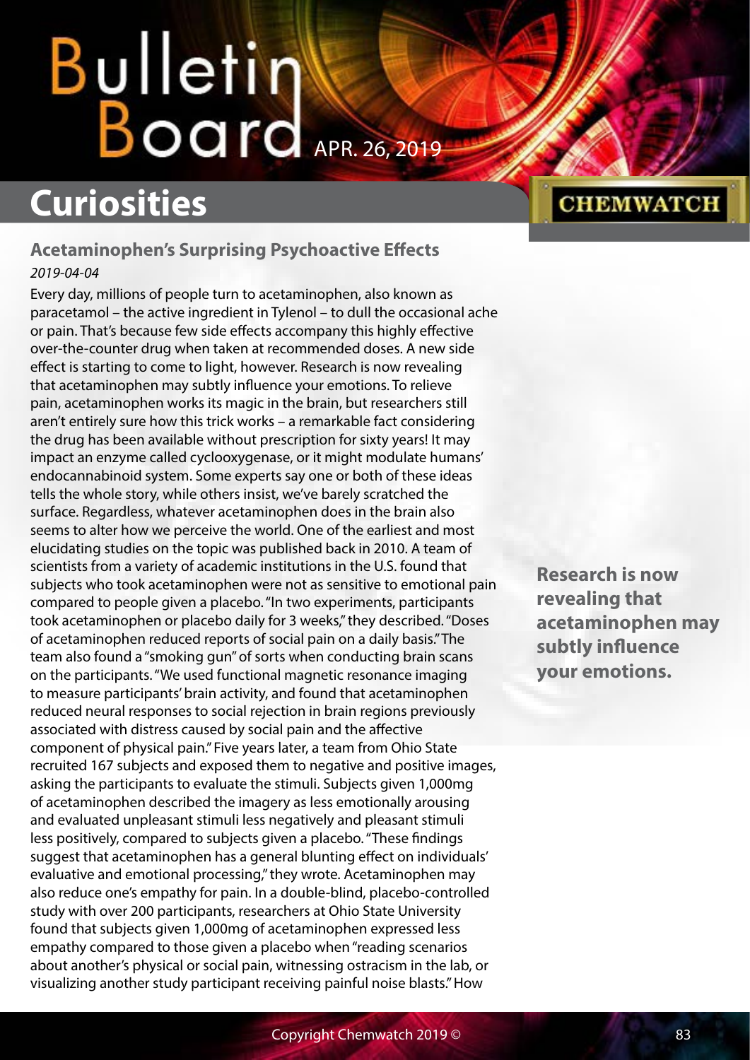# Curiosities

## Acetaminophen's Surprising Psychoactive Effects

*2019-04-04*

Every day, millions of people turn to acetaminophen, also known as paracetamol – the active ingredient in Tylenol – to dull the occasional ache or pain. That's because few side effects accompany this highly effective over-the-counter drug when taken at recommended doses. A new side effect is starting to come to light, however. Research is now revealing that acetaminophen may subtly influence your emotions. To relieve pain, acetaminophen works its magic in the brain, but researchers still aren't entirely sure how this trick works – a remarkable fact considering the drug has been available without prescription for sixty years! It may impact an enzyme called cyclooxygenase, or it might modulate humans' endocannabinoid system. Some experts say one or both of these ideas tells the whole story, while others insist, we've barely scratched the surface. Regardless, whatever acetaminophen does in the brain also seems to alter how we perceive the world. One of the earliest and most elucidating studies on the topic was published back in 2010. A team of scientists from a variety of academic institutions in the U.S. found that subjects who took acetaminophen were not as sensitive to emotional pain compared to people given a placebo. "In two experiments, participants took acetaminophen or placebo daily for 3 weeks," they described. "Doses of acetaminophen reduced reports of social pain on a daily basis." The team also found a "smoking gun" of sorts when conducting brain scans on the participants. "We used functional magnetic resonance imaging to measure participants' brain activity, and found that acetaminophen reduced neural responses to social rejection in brain regions previously associated with distress caused by social pain and the affective component of physical pain." Five years later, a team from Ohio State recruited 167 subjects and exposed them to negative and positive images, asking the participants to evaluate the stimuli. Subjects given 1,000mg of acetaminophen described the imagery as less emotionally arousing and evaluated unpleasant stimuli less negatively and pleasant stimuli less positively, compared to subjects given a placebo. "These findings suggest that acetaminophen has a general blunting effect on individuals' evaluative and emotional processing," they wrote. Acetaminophen may also reduce one's empathy for pain. In a double-blind, placebo-controlled study with over 200 participants, researchers at Ohio State University found that subjects given 1,000mg of acetaminophen expressed less empathy compared to those given a placebo when "reading scenarios about another's physical or social pain, witnessing ostracism in the lab, or visualizing another study participant receiving painful noise blasts." How

**Research is now revealing that acetaminophen may subtly influence your emotions.**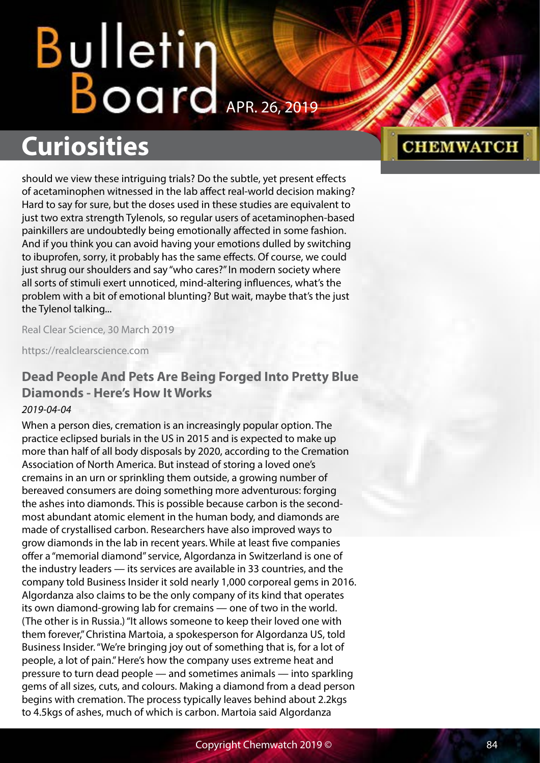should we view these intriguing trials? Do the subtle, yet present effects of acetaminophen witnessed in the lab affect real-world decision making? Hard to say for sure, but the doses used in these studies are equivalent to just two extra strength Tylenols, so regular users of acetaminophen-based painkillers are undoubtedly being emotionally affected in some fashion. And if you think you can avoid having your emotions dulled by switching to ibuprofen, sorry, it probably has the same effects. Of course, we could just shrug our shoulders and say "who cares?" In modern society where all sorts of stimuli exert unnoticed, mind-altering influences, what's the problem with a bit of emotional blunting? But wait, maybe that's the just the Tylenol talking...

Real Clear Science, 30 March 2019

https://realclearscience.com

## Dead People And Pets Are Being Forged Into Pretty Blue Diamonds - Here's How It Works

*2019-04-04*

When a person dies, cremation is an increasingly popular option. The practice eclipsed burials in the US in 2015 and is expected to make up more than half of all body disposals by 2020, according to the Cremation Association of North America. But instead of storing a loved one's cremains in an urn or sprinkling them outside, a growing number of bereaved consumers are doing something more adventurous: forging the ashes into diamonds. This is possible because carbon is the second-most abundant atomic element in the human body, and diamonds are made of crystallised carbon. Researchers have also improved ways to grow diamonds in the lab in recent years. While at least five companies offer a "memorial diamond" service, Algordanza in Switzerland is one of the industry leaders — its services are available in 33 countries, and the company told Business Insider it sold nearly 1,000 corporeal gems in 2016. Algordanza also claims to be the only company of its kind that operates its own diamond-growing lab for cremains — one of two in the world. (The other is in Russia.) "It allows someone to keep their loved one with them forever," Christina Martoia, a spokesperson for Algordanza US, told Business Insider. "We're bringing joy out of something that is, for a lot of people, a lot of pain." Here's how the company uses extreme heat and pressure to turn dead people — and sometimes animals — into sparkling gems of all sizes, cuts, and colours. Making a diamond from a dead person begins with cremation. The process typically leaves behind about 2.2kgs to 4.5kgs of ashes, much of which is carbon. Martoia said Algordanza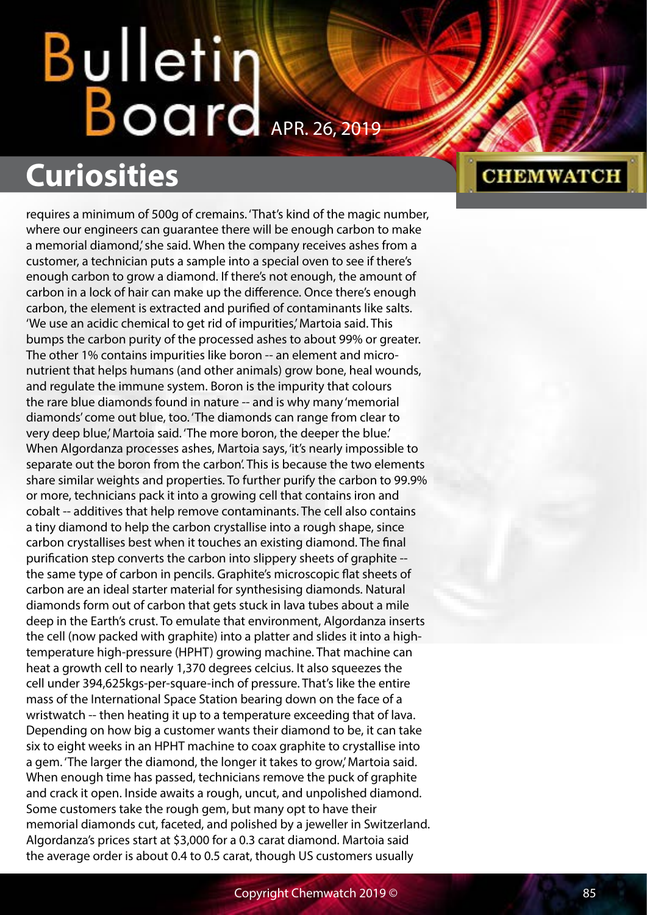requires a minimum of 500g of cremains. 'That's kind of the magic number, where our engineers can guarantee there will be enough carbon to make a memorial diamond,' she said. When the company receives ashes from a customer, a technician puts a sample into a special oven to see if there's enough carbon to grow a diamond. If there's not enough, the amount of carbon in a lock of hair can make up the difference. Once there's enough carbon, the element is extracted and purified of contaminants like salts. 'We use an acidic chemical to get rid of impurities,' Martoia said. This bumps the carbon purity of the processed ashes to about 99% or greater. The other 1% contains impurities like boron -- an element and micro-nutrient that helps humans (and other animals) grow bone, heal wounds, and regulate the immune system. Boron is the impurity that colours the rare blue diamonds found in nature -- and is why many 'memorial diamonds' come out blue, too. 'The diamonds can range from clear to very deep blue,' Martoia said. 'The more boron, the deeper the blue.' When Algordanza processes ashes, Martoia says, 'it's nearly impossible to separate out the boron from the carbon'. This is because the two elements share similar weights and properties. To further purify the carbon to 99.9% or more, technicians pack it into a growing cell that contains iron and cobalt -- additives that help remove contaminants. The cell also contains a tiny diamond to help the carbon crystallise into a rough shape, since carbon crystallises best when it touches an existing diamond. The final purification step converts the carbon into slippery sheets of graphite -- the same type of carbon in pencils. Graphite's microscopic flat sheets of carbon are an ideal starter material for synthesising diamonds. Natural diamonds form out of carbon that gets stuck in lava tubes about a mile deep in the Earth's crust. To emulate that environment, Algordanza inserts the cell (now packed with graphite) into a platter and slides it into a high-temperature high-pressure (HPHT) growing machine. That machine can heat a growth cell to nearly 1,370 degrees celcius. It also squeezes the cell under 394,625kgs-per-square-inch of pressure. That's like the entire mass of the International Space Station bearing down on the face of a wristwatch -- then heating it up to a temperature exceeding that of lava. Depending on how big a customer wants their diamond to be, it can take six to eight weeks in an HPHT machine to coax graphite to crystallise into a gem. 'The larger the diamond, the longer it takes to grow,' Martoia said. When enough time has passed, technicians remove the puck of graphite and crack it open. Inside awaits a rough, uncut, and unpolished diamond. Some customers take the rough gem, but many opt to have their memorial diamonds cut, faceted, and polished by a jeweller in Switzerland. Algordanza's prices start at $3,000 for a 0.3 carat diamond. Martoia said the average order is about 0.4 to 0.5 carat, though US customers usually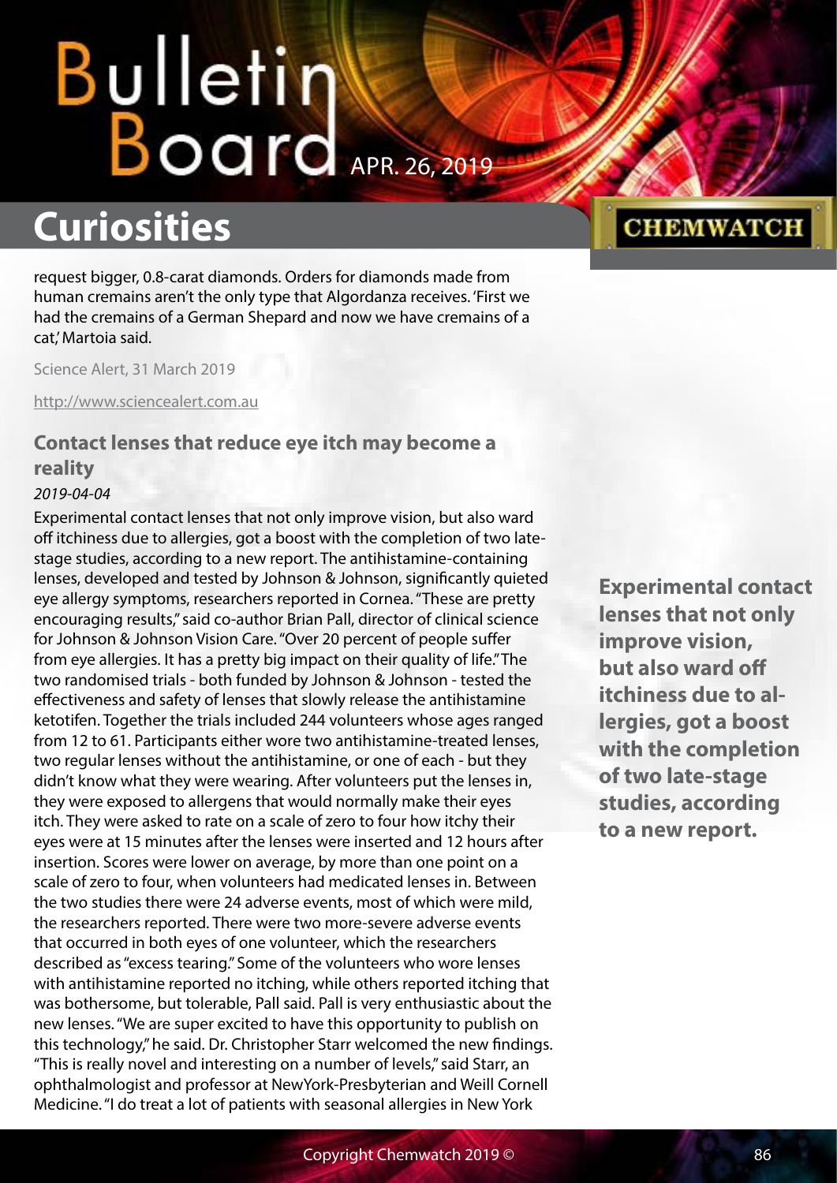request bigger, 0.8-carat diamonds. Orders for diamonds made from human cremains aren't the only type that Algordanza receives. 'First we had the cremains of a German Shepard and now we have cremains of a cat,' Martoia said.

Science Alert, 31 March 2019

http://www.sciencealert.com.au

### Contact lenses that reduce eye itch may become a reality

*2019-04-04*

Experimental contact lenses that not only improve vision, but also ward off itchiness due to allergies, got a boost with the completion of two late-stage studies, according to a new report. The antihistamine-containing lenses, developed and tested by Johnson & Johnson, significantly quieted eye allergy symptoms, researchers reported in Cornea. "These are pretty encouraging results," said co-author Brian Pall, director of clinical science for Johnson & Johnson Vision Care. "Over 20 percent of people suffer from eye allergies. It has a pretty big impact on their quality of life." The two randomised trials - both funded by Johnson & Johnson - tested the effectiveness and safety of lenses that slowly release the antihistamine ketotifen. Together the trials included 244 volunteers whose ages ranged from 12 to 61. Participants either wore two antihistamine-treated lenses, two regular lenses without the antihistamine, or one of each - but they didn't know what they were wearing. After volunteers put the lenses in, they were exposed to allergens that would normally make their eyes itch. They were asked to rate on a scale of zero to four how itchy their eyes were at 15 minutes after the lenses were inserted and 12 hours after insertion. Scores were lower on average, by more than one point on a scale of zero to four, when volunteers had medicated lenses in. Between the two studies there were 24 adverse events, most of which were mild, the researchers reported. There were two more-severe adverse events that occurred in both eyes of one volunteer, which the researchers described as "excess tearing." Some of the volunteers who wore lenses with antihistamine reported no itching, while others reported itching that was bothersome, but tolerable, Pall said. Pall is very enthusiastic about the new lenses. "We are super excited to have this opportunity to publish on this technology," he said. Dr. Christopher Starr welcomed the new findings. "This is really novel and interesting on a number of levels," said Starr, an ophthalmologist and professor at NewYork-Presbyterian and Weill Cornell Medicine. "I do treat a lot of patients with seasonal allergies in New York

**Experimental contact lenses that not only improve vision, but also ward off itchiness due to allergies, got a boost with the completion of two late-stage studies, according to a new report.**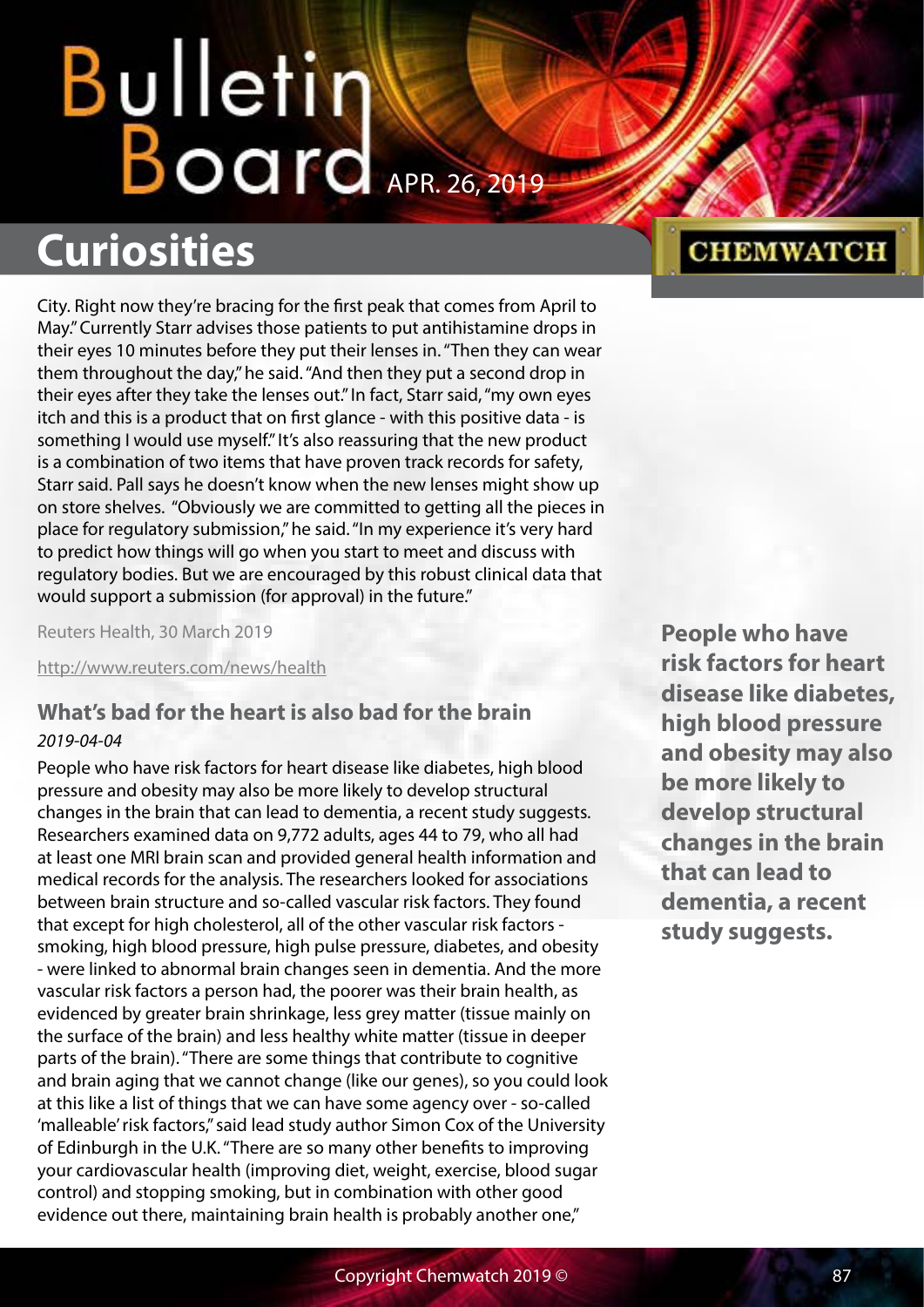City. Right now they're bracing for the first peak that comes from April to May." Currently Starr advises those patients to put antihistamine drops in their eyes 10 minutes before they put their lenses in. "Then they can wear them throughout the day," he said. "And then they put a second drop in their eyes after they take the lenses out." In fact, Starr said, "my own eyes itch and this is a product that on first glance - with this positive data - is something I would use myself." It's also reassuring that the new product is a combination of two items that have proven track records for safety, Starr said. Pall says he doesn't know when the new lenses might show up on store shelves. "Obviously we are committed to getting all the pieces in place for regulatory submission," he said. "In my experience it's very hard to predict how things will go when you start to meet and discuss with regulatory bodies. But we are encouraged by this robust clinical data that would support a submission (for approval) in the future."

Reuters Health, 30 March 2019

http://www.reuters.com/news/health

## What's bad for the heart is also bad for the brain

*2019-04-04*

People who have risk factors for heart disease like diabetes, high blood pressure and obesity may also be more likely to develop structural changes in the brain that can lead to dementia, a recent study suggests. Researchers examined data on 9,772 adults, ages 44 to 79, who all had at least one MRI brain scan and provided general health information and medical records for the analysis. The researchers looked for associations between brain structure and so-called vascular risk factors. They found that except for high cholesterol, all of the other vascular risk factors - smoking, high blood pressure, high pulse pressure, diabetes, and obesity - were linked to abnormal brain changes seen in dementia. And the more vascular risk factors a person had, the poorer was their brain health, as evidenced by greater brain shrinkage, less grey matter (tissue mainly on the surface of the brain) and less healthy white matter (tissue in deeper parts of the brain). "There are some things that contribute to cognitive and brain aging that we cannot change (like our genes), so you could look at this like a list of things that we can have some agency over - so-called 'malleable' risk factors," said lead study author Simon Cox of the University of Edinburgh in the U.K. "There are so many other benefits to improving your cardiovascular health (improving diet, weight, exercise, blood sugar control) and stopping smoking, but in combination with other good evidence out there, maintaining brain health is probably another one,"

**People who have risk factors for heart disease like diabetes, high blood pressure and obesity may also be more likely to develop structural changes in the brain that can lead to dementia, a recent study suggests.**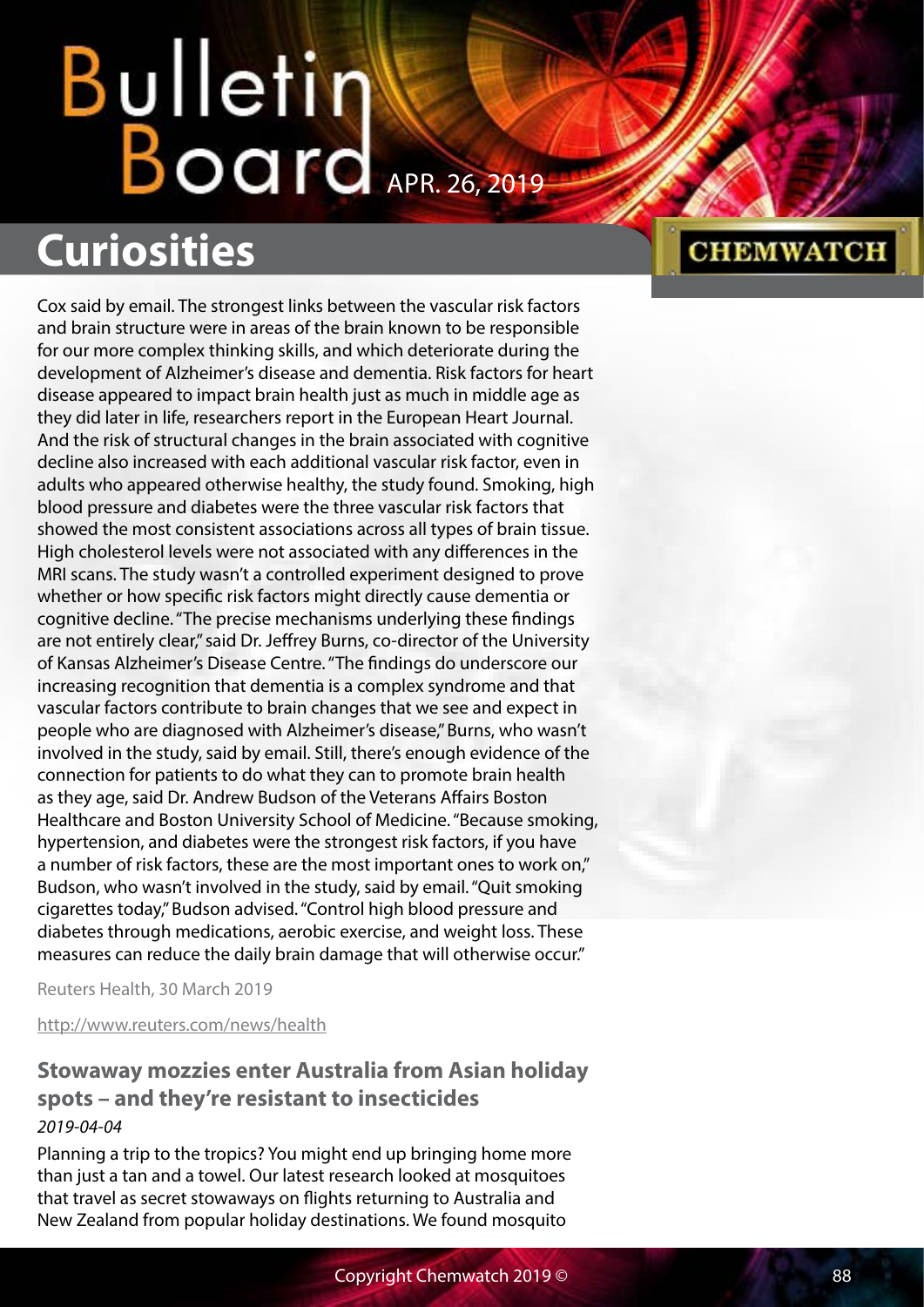Cox said by email. The strongest links between the vascular risk factors and brain structure were in areas of the brain known to be responsible for our more complex thinking skills, and which deteriorate during the development of Alzheimer's disease and dementia. Risk factors for heart disease appeared to impact brain health just as much in middle age as they did later in life, researchers report in the European Heart Journal. And the risk of structural changes in the brain associated with cognitive decline also increased with each additional vascular risk factor, even in adults who appeared otherwise healthy, the study found. Smoking, high blood pressure and diabetes were the three vascular risk factors that showed the most consistent associations across all types of brain tissue. High cholesterol levels were not associated with any differences in the MRI scans. The study wasn't a controlled experiment designed to prove whether or how specific risk factors might directly cause dementia or cognitive decline. "The precise mechanisms underlying these findings are not entirely clear," said Dr. Jeffrey Burns, co-director of the University of Kansas Alzheimer's Disease Centre. "The findings do underscore our increasing recognition that dementia is a complex syndrome and that vascular factors contribute to brain changes that we see and expect in people who are diagnosed with Alzheimer's disease," Burns, who wasn't involved in the study, said by email. Still, there's enough evidence of the connection for patients to do what they can to promote brain health as they age, said Dr. Andrew Budson of the Veterans Affairs Boston Healthcare and Boston University School of Medicine. "Because smoking, hypertension, and diabetes were the strongest risk factors, if you have a number of risk factors, these are the most important ones to work on," Budson, who wasn't involved in the study, said by email. "Quit smoking cigarettes today," Budson advised. "Control high blood pressure and diabetes through medications, aerobic exercise, and weight loss. These measures can reduce the daily brain damage that will otherwise occur."

Reuters Health, 30 March 2019

http://www.reuters.com/news/health

### Stowaway mozzies enter Australia from Asian holiday spots – and they're resistant to insecticides

*2019-04-04*

Planning a trip to the tropics? You might end up bringing home more than just a tan and a towel. Our latest research looked at mosquitoes that travel as secret stowaways on flights returning to Australia and New Zealand from popular holiday destinations. We found mosquito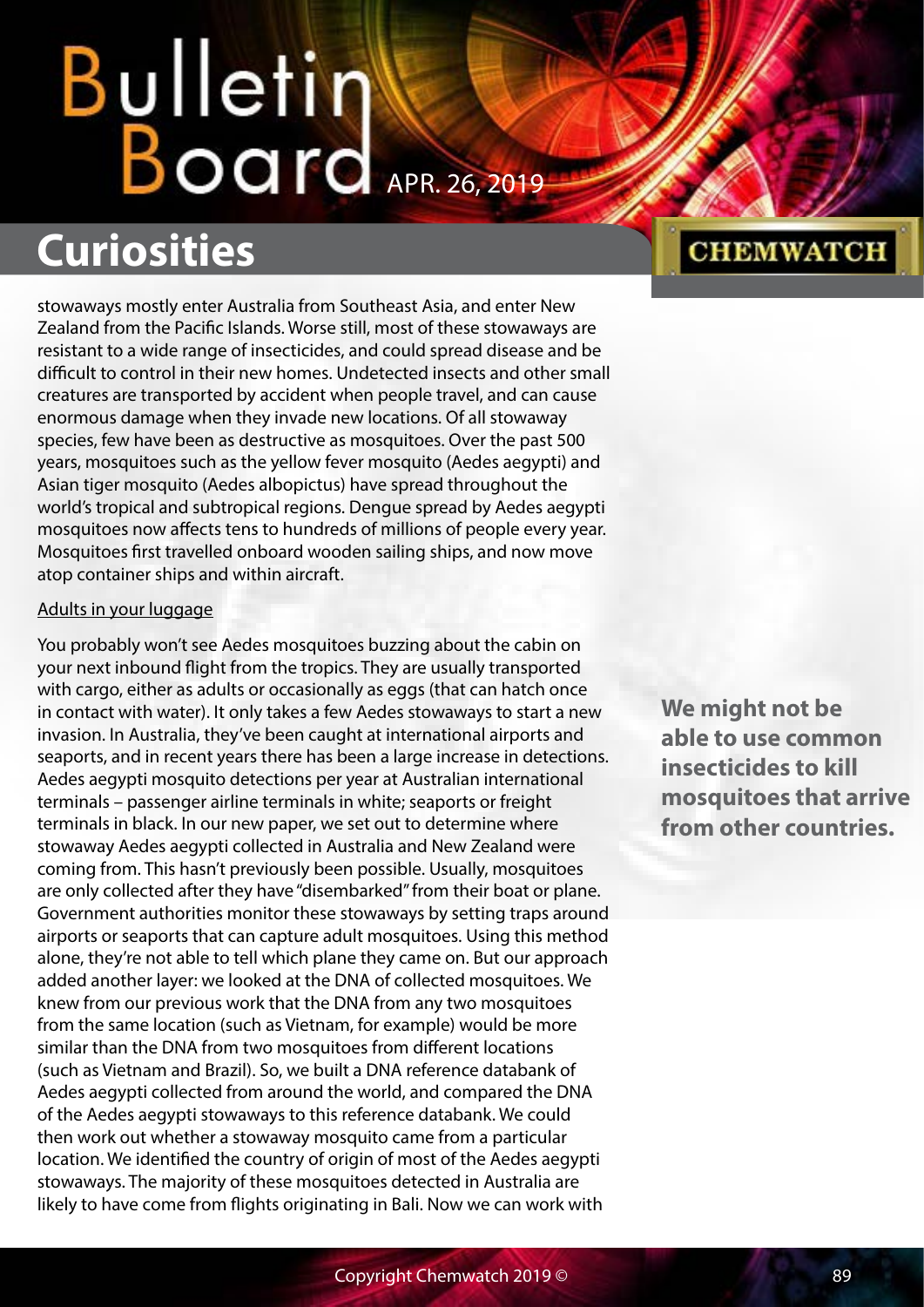stowaways mostly enter Australia from Southeast Asia, and enter New Zealand from the Pacific Islands. Worse still, most of these stowaways are resistant to a wide range of insecticides, and could spread disease and be difficult to control in their new homes. Undetected insects and other small creatures are transported by accident when people travel, and can cause enormous damage when they invade new locations. Of all stowaway species, few have been as destructive as mosquitoes. Over the past 500 years, mosquitoes such as the yellow fever mosquito (Aedes aegypti) and Asian tiger mosquito (Aedes albopictus) have spread throughout the world's tropical and subtropical regions. Dengue spread by Aedes aegypti mosquitoes now affects tens to hundreds of millions of people every year. Mosquitoes first travelled onboard wooden sailing ships, and now move atop container ships and within aircraft.

Adults in your luggage

You probably won't see Aedes mosquitoes buzzing about the cabin on your next inbound flight from the tropics. They are usually transported with cargo, either as adults or occasionally as eggs (that can hatch once in contact with water). It only takes a few Aedes stowaways to start a new invasion. In Australia, they've been caught at international airports and seaports, and in recent years there has been a large increase in detections. Aedes aegypti mosquito detections per year at Australian international terminals – passenger airline terminals in white; seaports or freight terminals in black. In our new paper, we set out to determine where stowaway Aedes aegypti collected in Australia and New Zealand were coming from. This hasn't previously been possible. Usually, mosquitoes are only collected after they have "disembarked" from their boat or plane. Government authorities monitor these stowaways by setting traps around airports or seaports that can capture adult mosquitoes. Using this method alone, they're not able to tell which plane they came on. But our approach added another layer: we looked at the DNA of collected mosquitoes. We knew from our previous work that the DNA from any two mosquitoes from the same location (such as Vietnam, for example) would be more similar than the DNA from two mosquitoes from different locations (such as Vietnam and Brazil). So, we built a DNA reference databank of Aedes aegypti collected from around the world, and compared the DNA of the Aedes aegypti stowaways to this reference databank. We could then work out whether a stowaway mosquito came from a particular location. We identified the country of origin of most of the Aedes aegypti stowaways. The majority of these mosquitoes detected in Australia are likely to have come from flights originating in Bali. Now we can work with

**We might not be able to use common insecticides to kill mosquitoes that arrive from other countries.**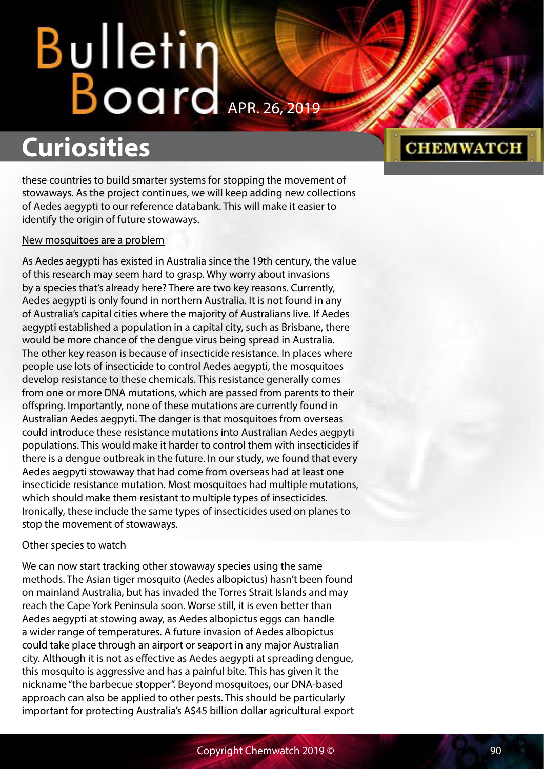these countries to build smarter systems for stopping the movement of stowaways. As the project continues, we will keep adding new collections of Aedes aegypti to our reference databank. This will make it easier to identify the origin of future stowaways.

## New mosquitoes are a problem

As Aedes aegypti has existed in Australia since the 19th century, the value of this research may seem hard to grasp. Why worry about invasions by a species that's already here? There are two key reasons. Currently, Aedes aegypti is only found in northern Australia. It is not found in any of Australia's capital cities where the majority of Australians live. If Aedes aegypti established a population in a capital city, such as Brisbane, there would be more chance of the dengue virus being spread in Australia. The other key reason is because of insecticide resistance. In places where people use lots of insecticide to control Aedes aegypti, the mosquitoes develop resistance to these chemicals. This resistance generally comes from one or more DNA mutations, which are passed from parents to their offspring. Importantly, none of these mutations are currently found in Australian Aedes aegypti. The danger is that mosquitoes from overseas could introduce these resistance mutations into Australian Aedes aegypti populations. This would make it harder to control them with insecticides if there is a dengue outbreak in the future. In our study, we found that every Aedes aegypti stowaway that had come from overseas had at least one insecticide resistance mutation. Most mosquitoes had multiple mutations, which should make them resistant to multiple types of insecticides. Ironically, these include the same types of insecticides used on planes to stop the movement of stowaways.

## Other species to watch

We can now start tracking other stowaway species using the same methods. The Asian tiger mosquito (Aedes albopictus) hasn't been found on mainland Australia, but has invaded the Torres Strait Islands and may reach the Cape York Peninsula soon. Worse still, it is even better than Aedes aegypti at stowing away, as Aedes albopictus eggs can handle a wider range of temperatures. A future invasion of Aedes albopictus could take place through an airport or seaport in any major Australian city. Although it is not as effective as Aedes aegypti at spreading dengue, this mosquito is aggressive and has a painful bite. This has given it the nickname "the barbecue stopper". Beyond mosquitoes, our DNA-based approach can also be applied to other pests. This should be particularly important for protecting Australia's A$45 billion dollar agricultural export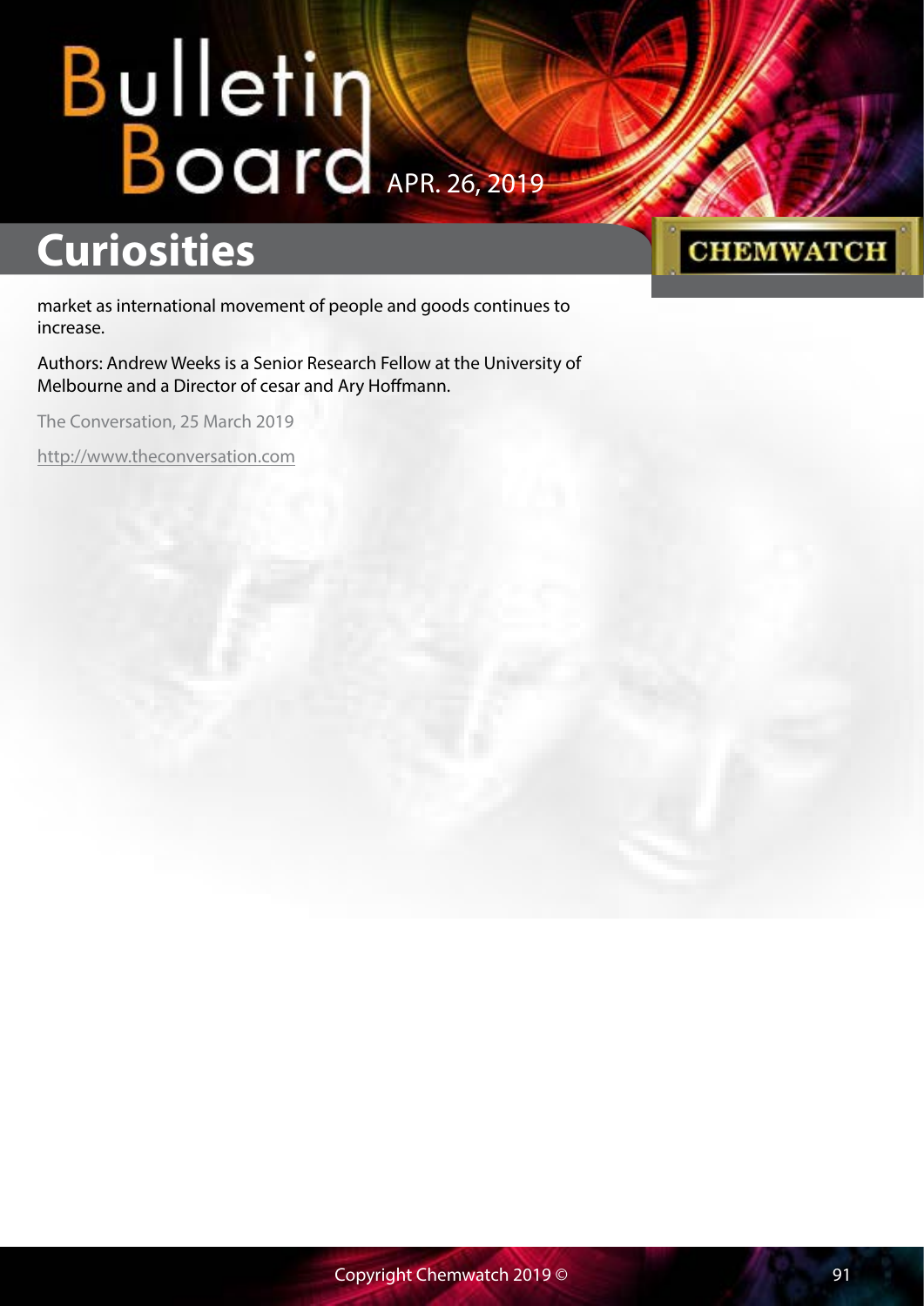market as international movement of people and goods continues to increase.

Authors: Andrew Weeks is a Senior Research Fellow at the University of Melbourne and a Director of cesar and Ary Hoffmann.

The Conversation, 25 March 2019

http://www.theconversation.com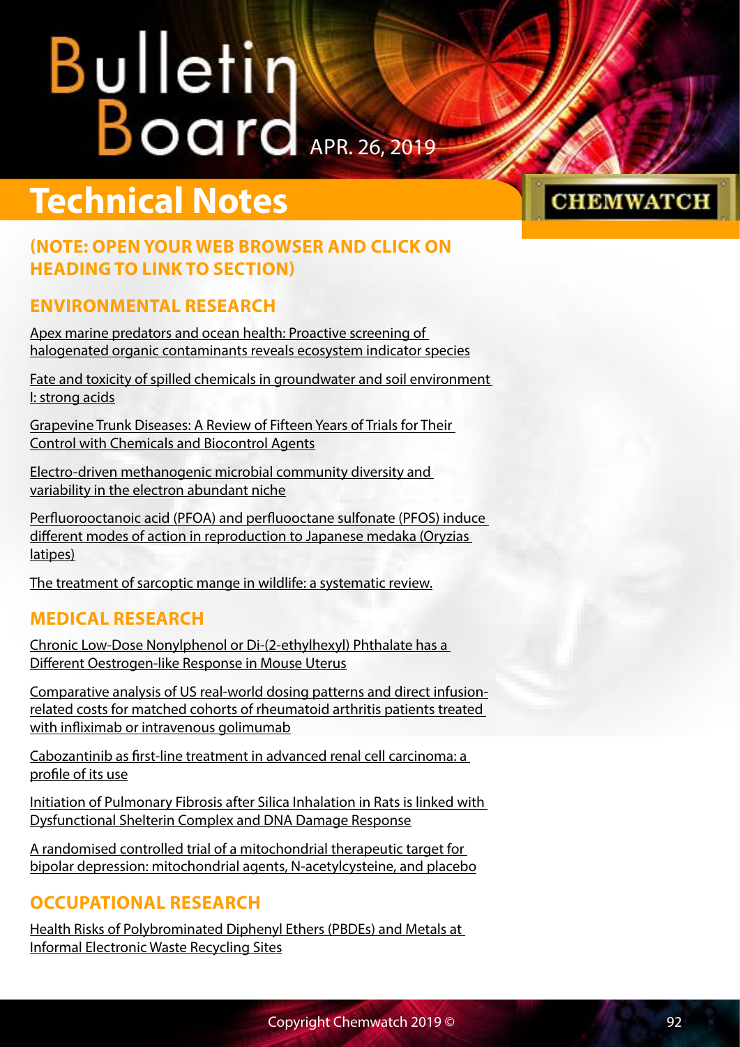# Bulletin Board

APR. 26, 2019

# Technical Notes

## (NOTE: OPEN YOUR WEB BROWSER AND CLICK ON HEADING TO LINK TO SECTION)

### ENVIRONMENTAL RESEARCH

Apex marine predators and ocean health: Proactive screening of halogenated organic contaminants reveals ecosystem indicator species

Fate and toxicity of spilled chemicals in groundwater and soil environment I: strong acids

Grapevine Trunk Diseases: A Review of Fifteen Years of Trials for Their Control with Chemicals and Biocontrol Agents

Electro-driven methanogenic microbial community diversity and variability in the electron abundant niche

Perfluorooctanoic acid (PFOA) and perfluooctane sulfonate (PFOS) induce different modes of action in reproduction to Japanese medaka (Oryzias latipes)

The treatment of sarcoptic mange in wildlife: a systematic review.

### MEDICAL RESEARCH

Chronic Low-Dose Nonylphenol or Di-(2-ethylhexyl) Phthalate has a Different Oestrogen-like Response in Mouse Uterus

Comparative analysis of US real-world dosing patterns and direct infusion-related costs for matched cohorts of rheumatoid arthritis patients treated with infliximab or intravenous golimumab

Cabozantinib as first-line treatment in advanced renal cell carcinoma: a profile of its use

Initiation of Pulmonary Fibrosis after Silica Inhalation in Rats is linked with Dysfunctional Shelterin Complex and DNA Damage Response

A randomised controlled trial of a mitochondrial therapeutic target for bipolar depression: mitochondrial agents, N-acetylcysteine, and placebo

### OCCUPATIONAL RESEARCH

Health Risks of Polybrominated Diphenyl Ethers (PBDEs) and Metals at Informal Electronic Waste Recycling Sites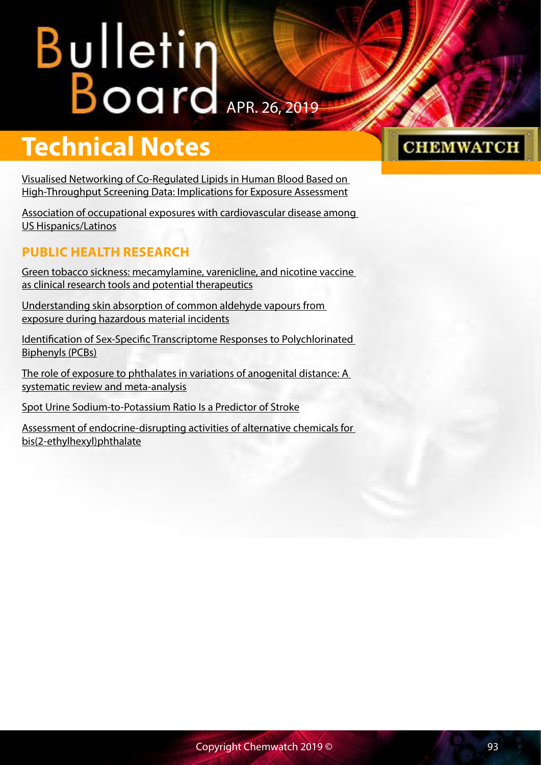# Technical Notes

Visualised Networking of Co-Regulated Lipids in Human Blood Based on High-Throughput Screening Data: Implications for Exposure Assessment

Association of occupational exposures with cardiovascular disease among US Hispanics/Latinos

## PUBLIC HEALTH RESEARCH

Green tobacco sickness: mecamylamine, varenicline, and nicotine vaccine as clinical research tools and potential therapeutics

Understanding skin absorption of common aldehyde vapours from exposure during hazardous material incidents

Identification of Sex-Specific Transcriptome Responses to Polychlorinated Biphenyls (PCBs)

The role of exposure to phthalates in variations of anogenital distance: A systematic review and meta-analysis

Spot Urine Sodium-to-Potassium Ratio Is a Predictor of Stroke

Assessment of endocrine-disrupting activities of alternative chemicals for bis(2-ethylhexyl)phthalate